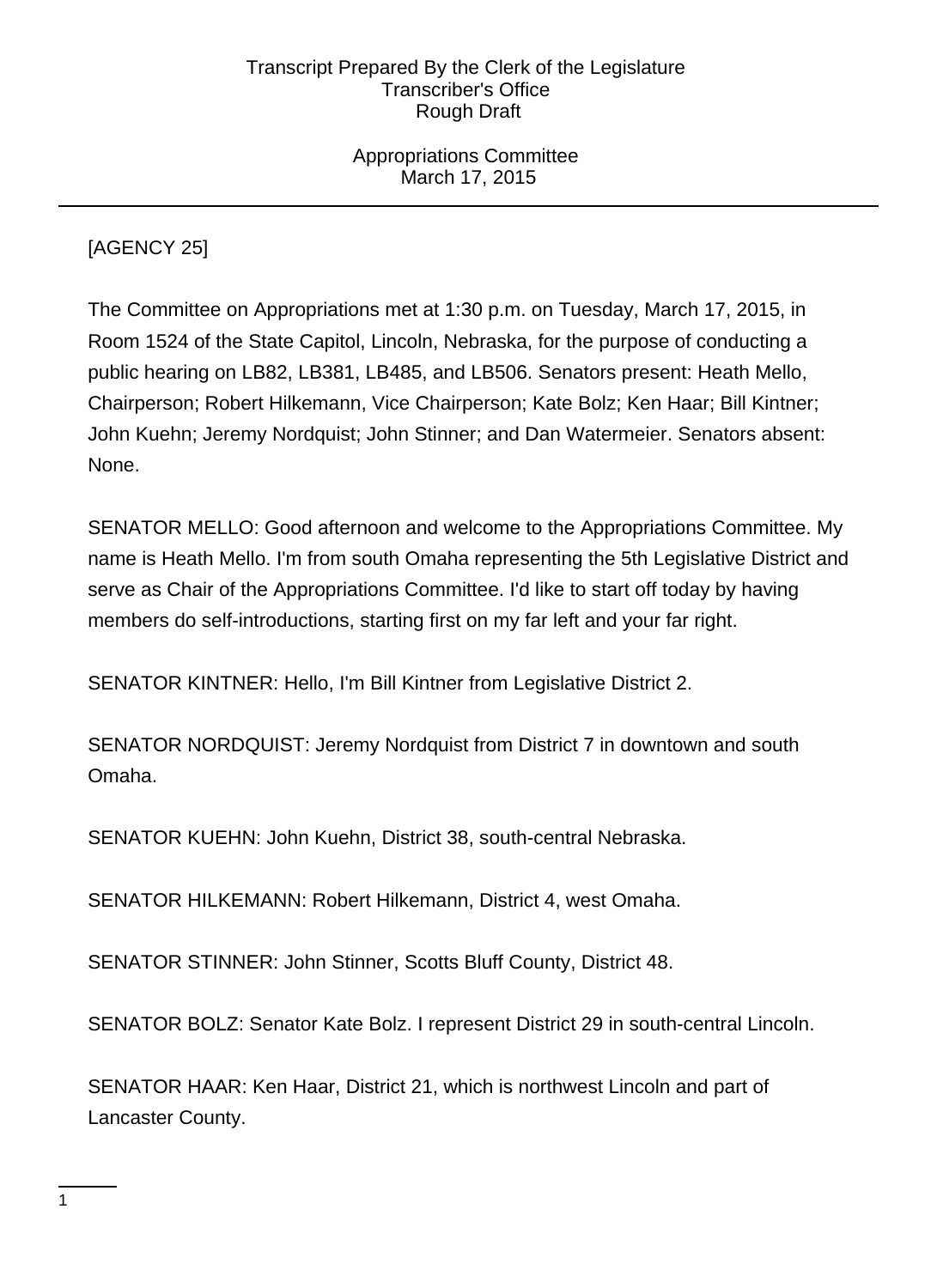[AGENCY 25]

The Committee on Appropriations met at 1:30 p.m. on Tuesday, March 17, 2015, in Room 1524 of the State Capitol, Lincoln, Nebraska, for the purpose of conducting a public hearing on LB82, LB381, LB485, and LB506. Senators present: Heath Mello, Chairperson; Robert Hilkemann, Vice Chairperson; Kate Bolz; Ken Haar; Bill Kintner; John Kuehn; Jeremy Nordquist; John Stinner; and Dan Watermeier. Senators absent: None.

SENATOR MELLO: Good afternoon and welcome to the Appropriations Committee. My name is Heath Mello. I'm from south Omaha representing the 5th Legislative District and serve as Chair of the Appropriations Committee. I'd like to start off today by having members do self-introductions, starting first on my far left and your far right.

SENATOR KINTNER: Hello, I'm Bill Kintner from Legislative District 2.

SENATOR NORDQUIST: Jeremy Nordquist from District 7 in downtown and south Omaha.

SENATOR KUEHN: John Kuehn, District 38, south-central Nebraska.

SENATOR HILKEMANN: Robert Hilkemann, District 4, west Omaha.

SENATOR STINNER: John Stinner, Scotts Bluff County, District 48.

SENATOR BOLZ: Senator Kate Bolz. I represent District 29 in south-central Lincoln.

SENATOR HAAR: Ken Haar, District 21, which is northwest Lincoln and part of Lancaster County.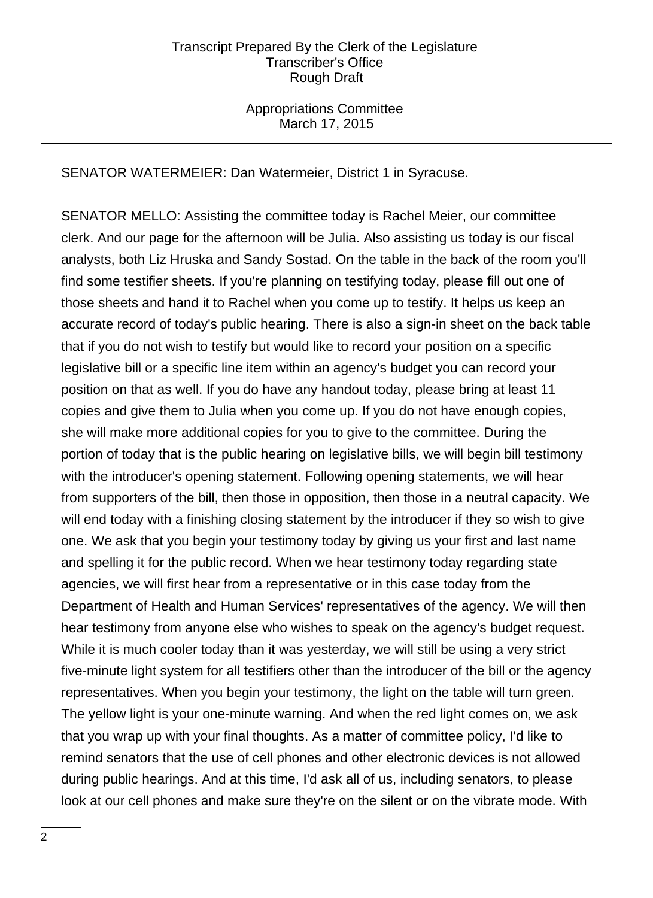SENATOR WATERMEIER: Dan Watermeier, District 1 in Syracuse.

SENATOR MELLO: Assisting the committee today is Rachel Meier, our committee clerk. And our page for the afternoon will be Julia. Also assisting us today is our fiscal analysts, both Liz Hruska and Sandy Sostad. On the table in the back of the room you'll find some testifier sheets. If you're planning on testifying today, please fill out one of those sheets and hand it to Rachel when you come up to testify. It helps us keep an accurate record of today's public hearing. There is also a sign-in sheet on the back table that if you do not wish to testify but would like to record your position on a specific legislative bill or a specific line item within an agency's budget you can record your position on that as well. If you do have any handout today, please bring at least 11 copies and give them to Julia when you come up. If you do not have enough copies, she will make more additional copies for you to give to the committee. During the portion of today that is the public hearing on legislative bills, we will begin bill testimony with the introducer's opening statement. Following opening statements, we will hear from supporters of the bill, then those in opposition, then those in a neutral capacity. We will end today with a finishing closing statement by the introducer if they so wish to give one. We ask that you begin your testimony today by giving us your first and last name and spelling it for the public record. When we hear testimony today regarding state agencies, we will first hear from a representative or in this case today from the Department of Health and Human Services' representatives of the agency. We will then hear testimony from anyone else who wishes to speak on the agency's budget request. While it is much cooler today than it was yesterday, we will still be using a very strict five-minute light system for all testifiers other than the introducer of the bill or the agency representatives. When you begin your testimony, the light on the table will turn green. The yellow light is your one-minute warning. And when the red light comes on, we ask that you wrap up with your final thoughts. As a matter of committee policy, I'd like to remind senators that the use of cell phones and other electronic devices is not allowed during public hearings. And at this time, I'd ask all of us, including senators, to please look at our cell phones and make sure they're on the silent or on the vibrate mode. With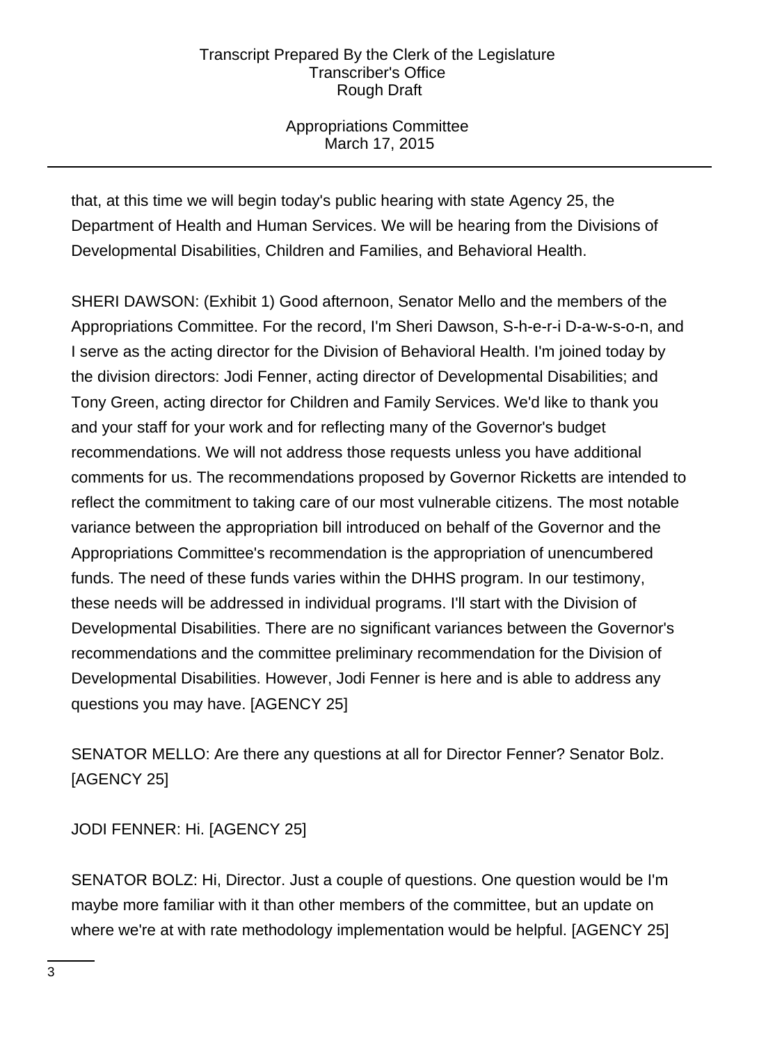that, at this time we will begin today's public hearing with state Agency 25, the Department of Health and Human Services. We will be hearing from the Divisions of Developmental Disabilities, Children and Families, and Behavioral Health.

SHERI DAWSON: (Exhibit 1) Good afternoon, Senator Mello and the members of the Appropriations Committee. For the record, I'm Sheri Dawson, S-h-e-r-i D-a-w-s-o-n, and I serve as the acting director for the Division of Behavioral Health. I'm joined today by the division directors: Jodi Fenner, acting director of Developmental Disabilities; and Tony Green, acting director for Children and Family Services. We'd like to thank you and your staff for your work and for reflecting many of the Governor's budget recommendations. We will not address those requests unless you have additional comments for us. The recommendations proposed by Governor Ricketts are intended to reflect the commitment to taking care of our most vulnerable citizens. The most notable variance between the appropriation bill introduced on behalf of the Governor and the Appropriations Committee's recommendation is the appropriation of unencumbered funds. The need of these funds varies within the DHHS program. In our testimony, these needs will be addressed in individual programs. I'll start with the Division of Developmental Disabilities. There are no significant variances between the Governor's recommendations and the committee preliminary recommendation for the Division of Developmental Disabilities. However, Jodi Fenner is here and is able to address any questions you may have. [AGENCY 25]

SENATOR MELLO: Are there any questions at all for Director Fenner? Senator Bolz. [AGENCY 25]

JODI FENNER: Hi. [AGENCY 25]

SENATOR BOLZ: Hi, Director. Just a couple of questions. One question would be I'm maybe more familiar with it than other members of the committee, but an update on where we're at with rate methodology implementation would be helpful. [AGENCY 25]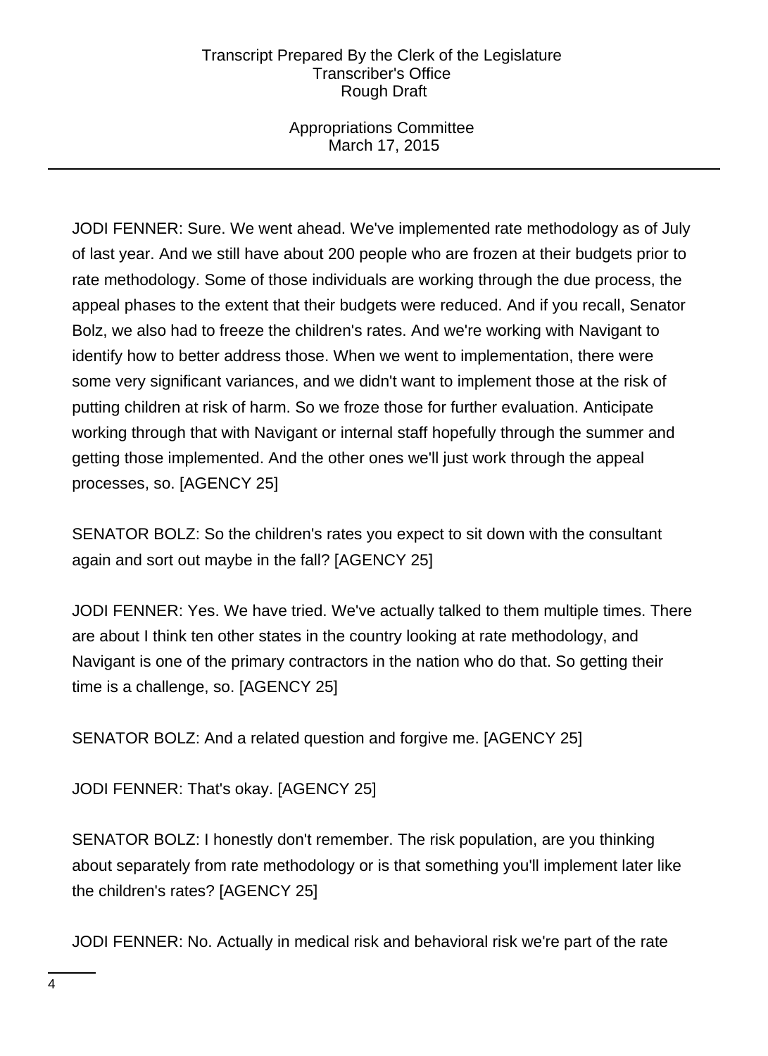JODI FENNER: Sure. We went ahead. We've implemented rate methodology as of July of last year. And we still have about 200 people who are frozen at their budgets prior to rate methodology. Some of those individuals are working through the due process, the appeal phases to the extent that their budgets were reduced. And if you recall, Senator Bolz, we also had to freeze the children's rates. And we're working with Navigant to identify how to better address those. When we went to implementation, there were some very significant variances, and we didn't want to implement those at the risk of putting children at risk of harm. So we froze those for further evaluation. Anticipate working through that with Navigant or internal staff hopefully through the summer and getting those implemented. And the other ones we'll just work through the appeal processes, so. [AGENCY 25]

SENATOR BOLZ: So the children's rates you expect to sit down with the consultant again and sort out maybe in the fall? [AGENCY 25]

JODI FENNER: Yes. We have tried. We've actually talked to them multiple times. There are about I think ten other states in the country looking at rate methodology, and Navigant is one of the primary contractors in the nation who do that. So getting their time is a challenge, so. [AGENCY 25]

SENATOR BOLZ: And a related question and forgive me. [AGENCY 25]

JODI FENNER: That's okay. [AGENCY 25]

SENATOR BOLZ: I honestly don't remember. The risk population, are you thinking about separately from rate methodology or is that something you'll implement later like the children's rates? [AGENCY 25]

JODI FENNER: No. Actually in medical risk and behavioral risk we're part of the rate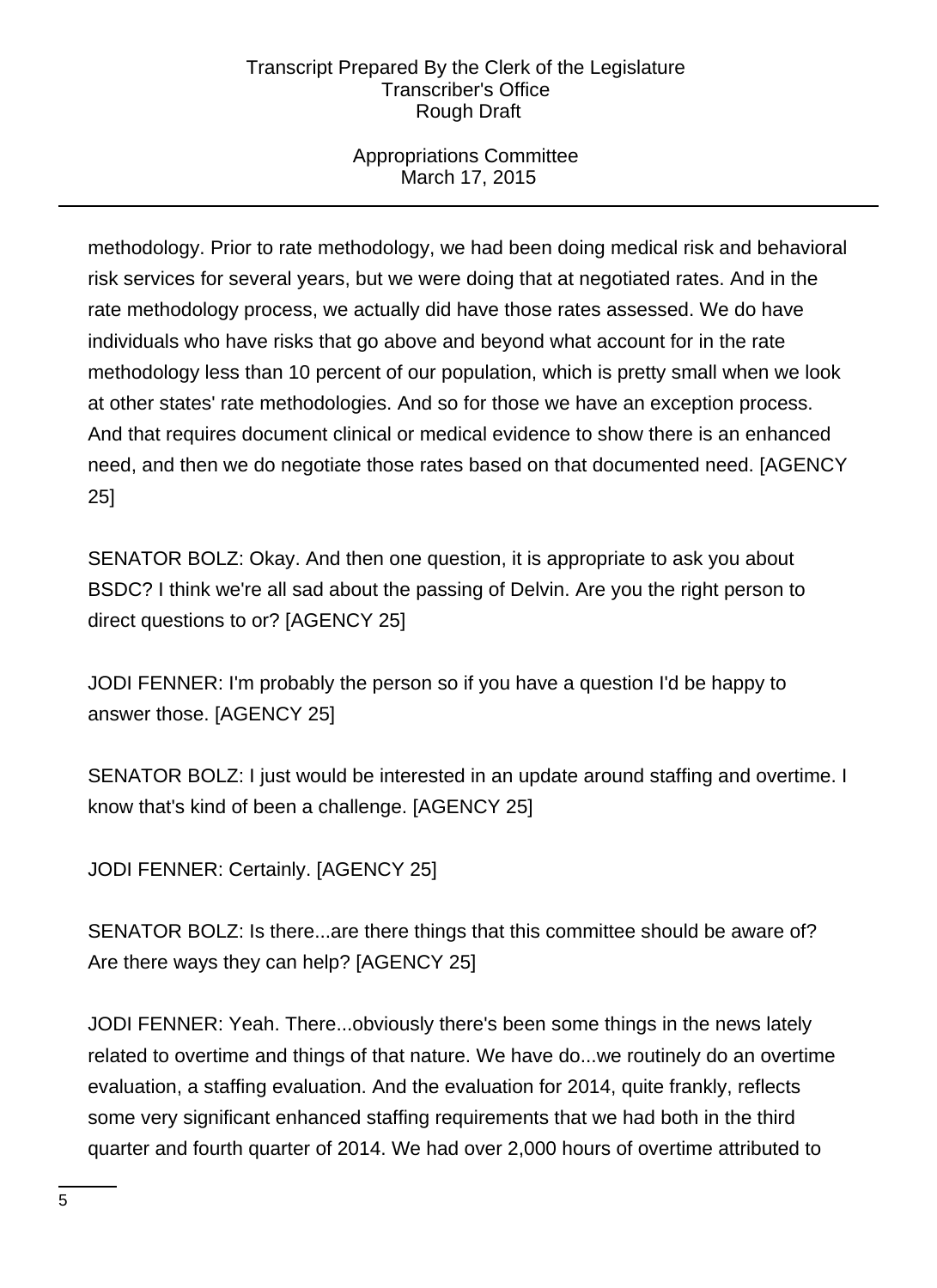methodology. Prior to rate methodology, we had been doing medical risk and behavioral risk services for several years, but we were doing that at negotiated rates. And in the rate methodology process, we actually did have those rates assessed. We do have individuals who have risks that go above and beyond what account for in the rate methodology less than 10 percent of our population, which is pretty small when we look at other states' rate methodologies. And so for those we have an exception process. And that requires document clinical or medical evidence to show there is an enhanced need, and then we do negotiate those rates based on that documented need. [AGENCY 25]

SENATOR BOLZ: Okay. And then one question, it is appropriate to ask you about BSDC? I think we're all sad about the passing of Delvin. Are you the right person to direct questions to or? [AGENCY 25]

JODI FENNER: I'm probably the person so if you have a question I'd be happy to answer those. [AGENCY 25]

SENATOR BOLZ: I just would be interested in an update around staffing and overtime. I know that's kind of been a challenge. [AGENCY 25]

JODI FENNER: Certainly. [AGENCY 25]

SENATOR BOLZ: Is there...are there things that this committee should be aware of? Are there ways they can help? [AGENCY 25]

JODI FENNER: Yeah. There...obviously there's been some things in the news lately related to overtime and things of that nature. We have do...we routinely do an overtime evaluation, a staffing evaluation. And the evaluation for 2014, quite frankly, reflects some very significant enhanced staffing requirements that we had both in the third quarter and fourth quarter of 2014. We had over 2,000 hours of overtime attributed to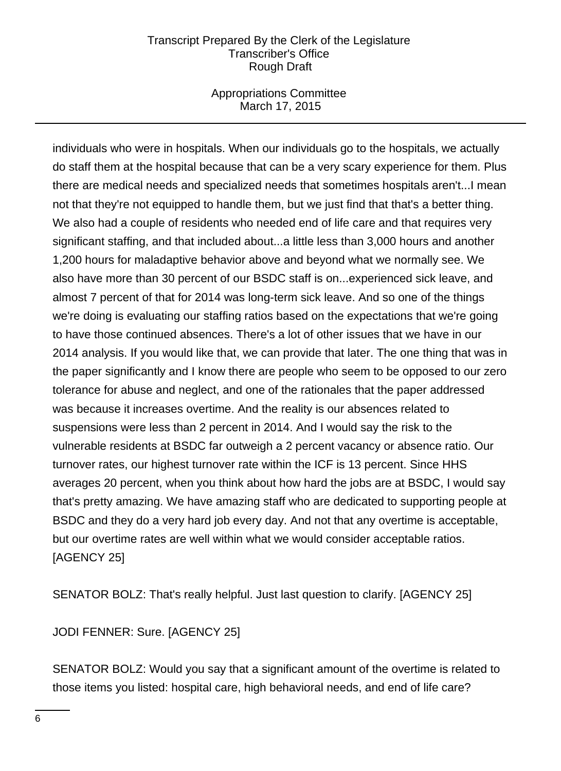individuals who were in hospitals. When our individuals go to the hospitals, we actually do staff them at the hospital because that can be a very scary experience for them. Plus there are medical needs and specialized needs that sometimes hospitals aren't...I mean not that they're not equipped to handle them, but we just find that that's a better thing. We also had a couple of residents who needed end of life care and that requires very significant staffing, and that included about...a little less than 3,000 hours and another 1,200 hours for maladaptive behavior above and beyond what we normally see. We also have more than 30 percent of our BSDC staff is on...experienced sick leave, and almost 7 percent of that for 2014 was long-term sick leave. And so one of the things we're doing is evaluating our staffing ratios based on the expectations that we're going to have those continued absences. There's a lot of other issues that we have in our 2014 analysis. If you would like that, we can provide that later. The one thing that was in the paper significantly and I know there are people who seem to be opposed to our zero tolerance for abuse and neglect, and one of the rationales that the paper addressed was because it increases overtime. And the reality is our absences related to suspensions were less than 2 percent in 2014. And I would say the risk to the vulnerable residents at BSDC far outweigh a 2 percent vacancy or absence ratio. Our turnover rates, our highest turnover rate within the ICF is 13 percent. Since HHS averages 20 percent, when you think about how hard the jobs are at BSDC, I would say that's pretty amazing. We have amazing staff who are dedicated to supporting people at BSDC and they do a very hard job every day. And not that any overtime is acceptable, but our overtime rates are well within what we would consider acceptable ratios. [AGENCY 25]

SENATOR BOLZ: That's really helpful. Just last question to clarify. [AGENCY 25]

JODI FENNER: Sure. [AGENCY 25]

SENATOR BOLZ: Would you say that a significant amount of the overtime is related to those items you listed: hospital care, high behavioral needs, and end of life care?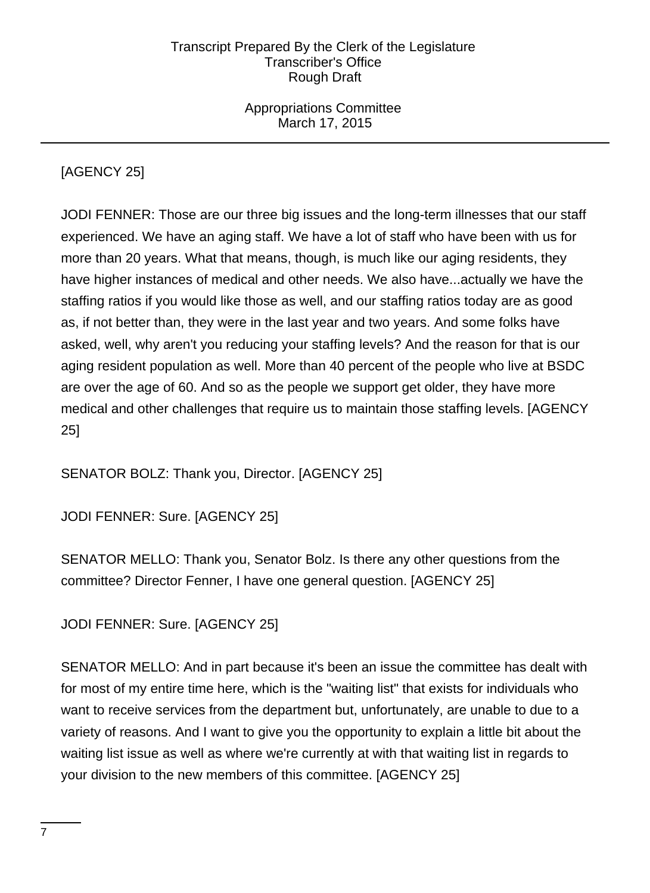[AGENCY 25]

JODI FENNER: Those are our three big issues and the long-term illnesses that our staff experienced. We have an aging staff. We have a lot of staff who have been with us for more than 20 years. What that means, though, is much like our aging residents, they have higher instances of medical and other needs. We also have...actually we have the staffing ratios if you would like those as well, and our staffing ratios today are as good as, if not better than, they were in the last year and two years. And some folks have asked, well, why aren't you reducing your staffing levels? And the reason for that is our aging resident population as well. More than 40 percent of the people who live at BSDC are over the age of 60. And so as the people we support get older, they have more medical and other challenges that require us to maintain those staffing levels. [AGENCY 25]

SENATOR BOLZ: Thank you, Director. [AGENCY 25]

JODI FENNER: Sure. [AGENCY 25]

SENATOR MELLO: Thank you, Senator Bolz. Is there any other questions from the committee? Director Fenner, I have one general question. [AGENCY 25]

JODI FENNER: Sure. [AGENCY 25]

SENATOR MELLO: And in part because it's been an issue the committee has dealt with for most of my entire time here, which is the "waiting list" that exists for individuals who want to receive services from the department but, unfortunately, are unable to due to a variety of reasons. And I want to give you the opportunity to explain a little bit about the waiting list issue as well as where we're currently at with that waiting list in regards to your division to the new members of this committee. [AGENCY 25]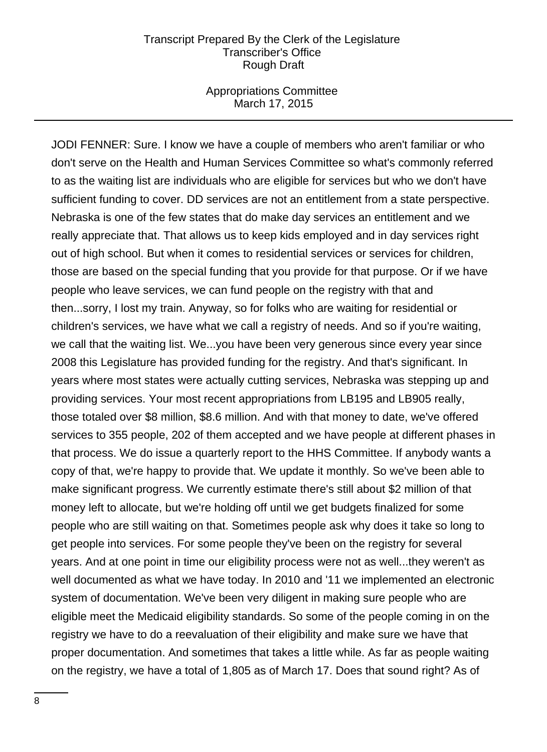JODI FENNER: Sure. I know we have a couple of members who aren't familiar or who don't serve on the Health and Human Services Committee so what's commonly referred to as the waiting list are individuals who are eligible for services but who we don't have sufficient funding to cover. DD services are not an entitlement from a state perspective. Nebraska is one of the few states that do make day services an entitlement and we really appreciate that. That allows us to keep kids employed and in day services right out of high school. But when it comes to residential services or services for children, those are based on the special funding that you provide for that purpose. Or if we have people who leave services, we can fund people on the registry with that and then...sorry, I lost my train. Anyway, so for folks who are waiting for residential or children's services, we have what we call a registry of needs. And so if you're waiting, we call that the waiting list. We...you have been very generous since every year since 2008 this Legislature has provided funding for the registry. And that's significant. In years where most states were actually cutting services, Nebraska was stepping up and providing services. Your most recent appropriations from LB195 and LB905 really, those totaled over $8 million, $8.6 million. And with that money to date, we've offered services to 355 people, 202 of them accepted and we have people at different phases in that process. We do issue a quarterly report to the HHS Committee. If anybody wants a copy of that, we're happy to provide that. We update it monthly. So we've been able to make significant progress. We currently estimate there's still about $2 million of that money left to allocate, but we're holding off until we get budgets finalized for some people who are still waiting on that. Sometimes people ask why does it take so long to get people into services. For some people they've been on the registry for several years. And at one point in time our eligibility process were not as well...they weren't as well documented as what we have today. In 2010 and '11 we implemented an electronic system of documentation. We've been very diligent in making sure people who are eligible meet the Medicaid eligibility standards. So some of the people coming in on the registry we have to do a reevaluation of their eligibility and make sure we have that proper documentation. And sometimes that takes a little while. As far as people waiting on the registry, we have a total of 1,805 as of March 17. Does that sound right? As of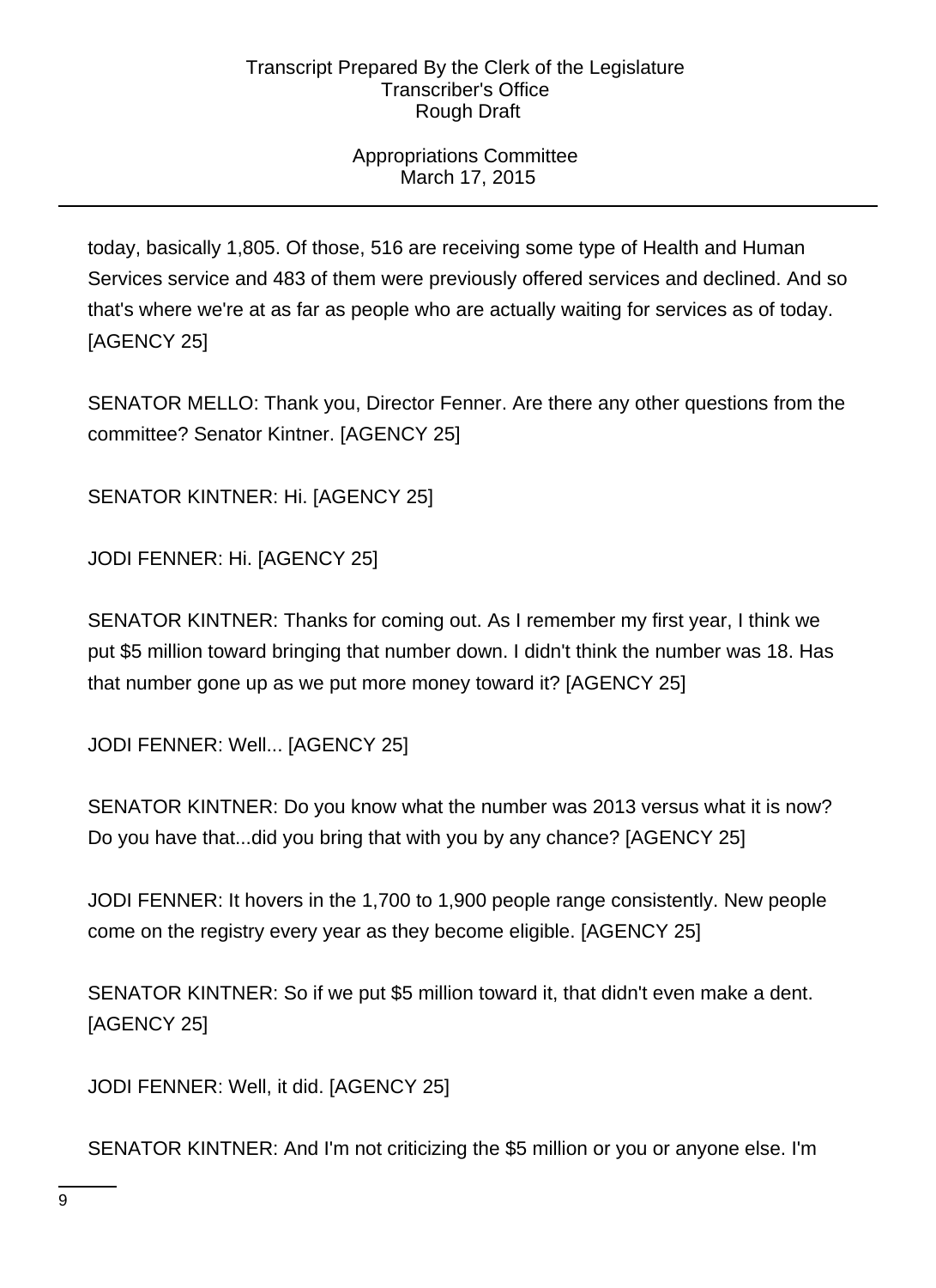today, basically 1,805. Of those, 516 are receiving some type of Health and Human Services service and 483 of them were previously offered services and declined. And so that's where we're at as far as people who are actually waiting for services as of today. [AGENCY 25]

SENATOR MELLO: Thank you, Director Fenner. Are there any other questions from the committee? Senator Kintner. [AGENCY 25]

SENATOR KINTNER: Hi. [AGENCY 25]

JODI FENNER: Hi. [AGENCY 25]

SENATOR KINTNER: Thanks for coming out. As I remember my first year, I think we put $5 million toward bringing that number down. I didn't think the number was 18. Has that number gone up as we put more money toward it? [AGENCY 25]

JODI FENNER: Well... [AGENCY 25]

SENATOR KINTNER: Do you know what the number was 2013 versus what it is now? Do you have that...did you bring that with you by any chance? [AGENCY 25]

JODI FENNER: It hovers in the 1,700 to 1,900 people range consistently. New people come on the registry every year as they become eligible. [AGENCY 25]

SENATOR KINTNER: So if we put $5 million toward it, that didn't even make a dent. [AGENCY 25]

JODI FENNER: Well, it did. [AGENCY 25]

SENATOR KINTNER: And I'm not criticizing the $5 million or you or anyone else. I'm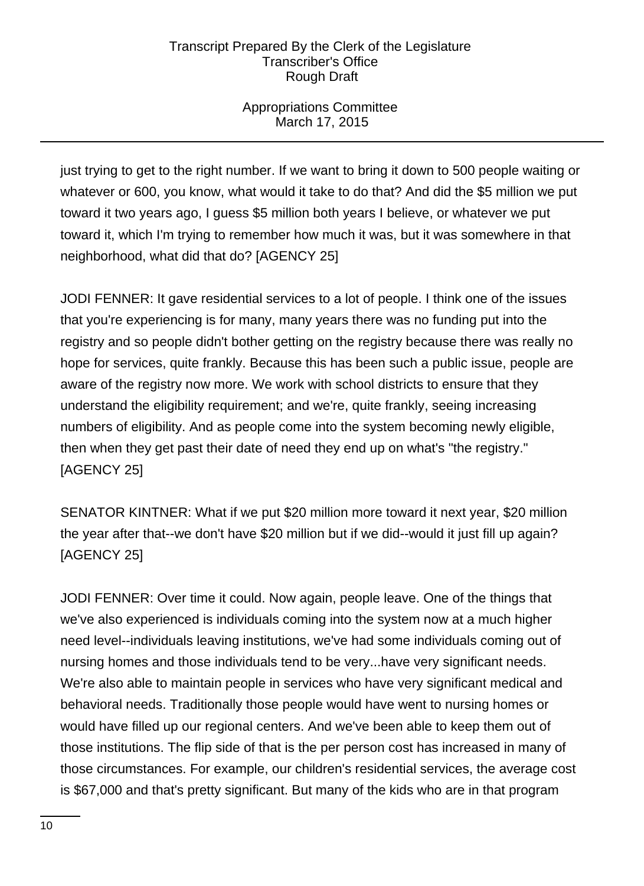just trying to get to the right number. If we want to bring it down to 500 people waiting or whatever or 600, you know, what would it take to do that? And did the $5 million we put toward it two years ago, I guess $5 million both years I believe, or whatever we put toward it, which I'm trying to remember how much it was, but it was somewhere in that neighborhood, what did that do? [AGENCY 25]

JODI FENNER: It gave residential services to a lot of people. I think one of the issues that you're experiencing is for many, many years there was no funding put into the registry and so people didn't bother getting on the registry because there was really no hope for services, quite frankly. Because this has been such a public issue, people are aware of the registry now more. We work with school districts to ensure that they understand the eligibility requirement; and we're, quite frankly, seeing increasing numbers of eligibility. And as people come into the system becoming newly eligible, then when they get past their date of need they end up on what's "the registry." [AGENCY 25]

SENATOR KINTNER: What if we put $20 million more toward it next year, $20 million the year after that--we don't have $20 million but if we did--would it just fill up again? [AGENCY 25]

JODI FENNER: Over time it could. Now again, people leave. One of the things that we've also experienced is individuals coming into the system now at a much higher need level--individuals leaving institutions, we've had some individuals coming out of nursing homes and those individuals tend to be very...have very significant needs. We're also able to maintain people in services who have very significant medical and behavioral needs. Traditionally those people would have went to nursing homes or would have filled up our regional centers. And we've been able to keep them out of those institutions. The flip side of that is the per person cost has increased in many of those circumstances. For example, our children's residential services, the average cost is $67,000 and that's pretty significant. But many of the kids who are in that program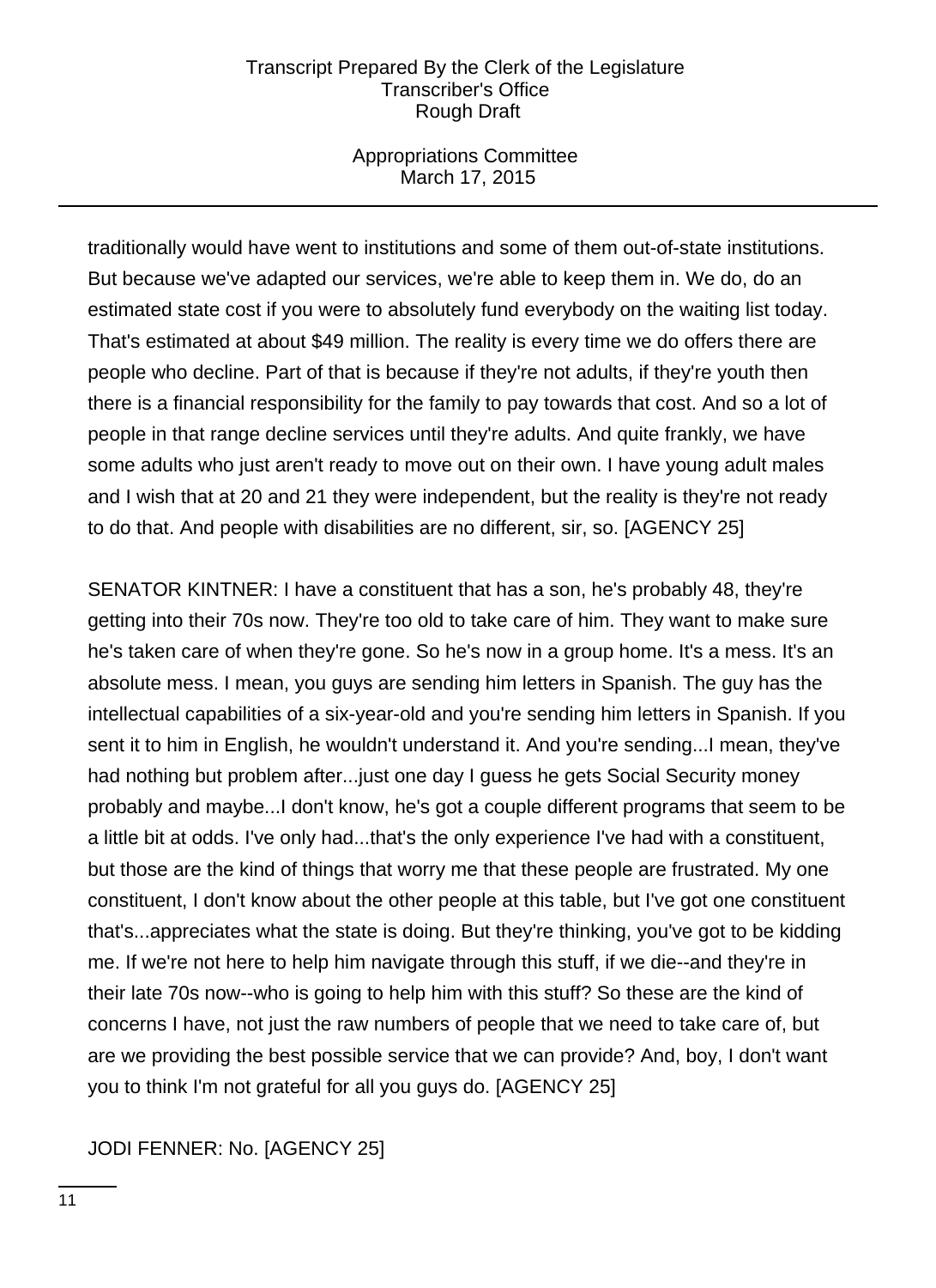traditionally would have went to institutions and some of them out-of-state institutions. But because we've adapted our services, we're able to keep them in. We do, do an estimated state cost if you were to absolutely fund everybody on the waiting list today. That's estimated at about $49 million. The reality is every time we do offers there are people who decline. Part of that is because if they're not adults, if they're youth then there is a financial responsibility for the family to pay towards that cost. And so a lot of people in that range decline services until they're adults. And quite frankly, we have some adults who just aren't ready to move out on their own. I have young adult males and I wish that at 20 and 21 they were independent, but the reality is they're not ready to do that. And people with disabilities are no different, sir, so. [AGENCY 25]

SENATOR KINTNER: I have a constituent that has a son, he's probably 48, they're getting into their 70s now. They're too old to take care of him. They want to make sure he's taken care of when they're gone. So he's now in a group home. It's a mess. It's an absolute mess. I mean, you guys are sending him letters in Spanish. The guy has the intellectual capabilities of a six-year-old and you're sending him letters in Spanish. If you sent it to him in English, he wouldn't understand it. And you're sending...I mean, they've had nothing but problem after...just one day I guess he gets Social Security money probably and maybe...I don't know, he's got a couple different programs that seem to be a little bit at odds. I've only had...that's the only experience I've had with a constituent, but those are the kind of things that worry me that these people are frustrated. My one constituent, I don't know about the other people at this table, but I've got one constituent that's...appreciates what the state is doing. But they're thinking, you've got to be kidding me. If we're not here to help him navigate through this stuff, if we die--and they're in their late 70s now--who is going to help him with this stuff? So these are the kind of concerns I have, not just the raw numbers of people that we need to take care of, but are we providing the best possible service that we can provide? And, boy, I don't want you to think I'm not grateful for all you guys do. [AGENCY 25]

JODI FENNER: No. [AGENCY 25]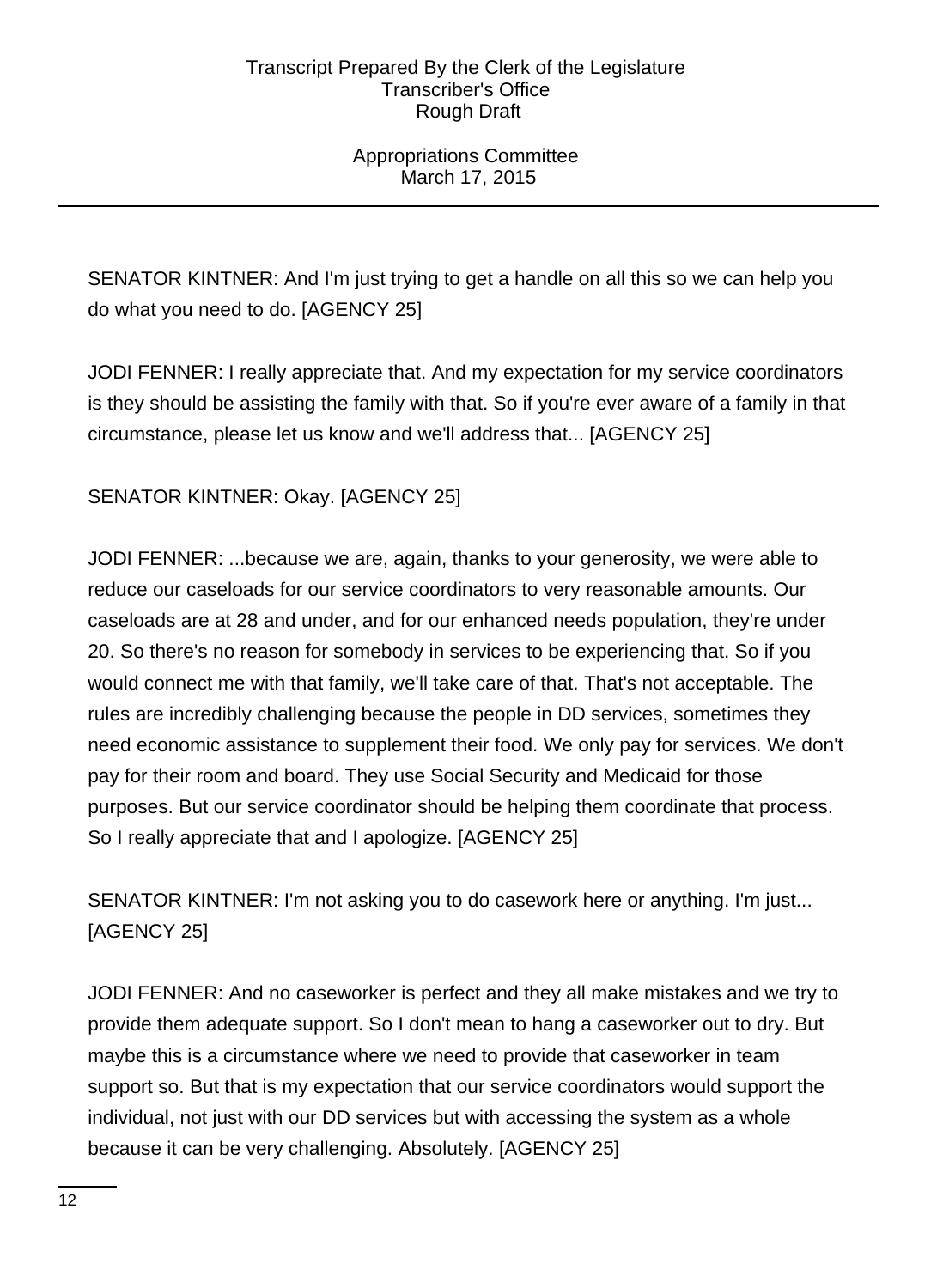SENATOR KINTNER: And I'm just trying to get a handle on all this so we can help you do what you need to do. [AGENCY 25]

JODI FENNER: I really appreciate that. And my expectation for my service coordinators is they should be assisting the family with that. So if you're ever aware of a family in that circumstance, please let us know and we'll address that... [AGENCY 25]

SENATOR KINTNER: Okay. [AGENCY 25]

JODI FENNER: ...because we are, again, thanks to your generosity, we were able to reduce our caseloads for our service coordinators to very reasonable amounts. Our caseloads are at 28 and under, and for our enhanced needs population, they're under 20. So there's no reason for somebody in services to be experiencing that. So if you would connect me with that family, we'll take care of that. That's not acceptable. The rules are incredibly challenging because the people in DD services, sometimes they need economic assistance to supplement their food. We only pay for services. We don't pay for their room and board. They use Social Security and Medicaid for those purposes. But our service coordinator should be helping them coordinate that process. So I really appreciate that and I apologize. [AGENCY 25]

SENATOR KINTNER: I'm not asking you to do casework here or anything. I'm just... [AGENCY 25]

JODI FENNER: And no caseworker is perfect and they all make mistakes and we try to provide them adequate support. So I don't mean to hang a caseworker out to dry. But maybe this is a circumstance where we need to provide that caseworker in team support so. But that is my expectation that our service coordinators would support the individual, not just with our DD services but with accessing the system as a whole because it can be very challenging. Absolutely. [AGENCY 25]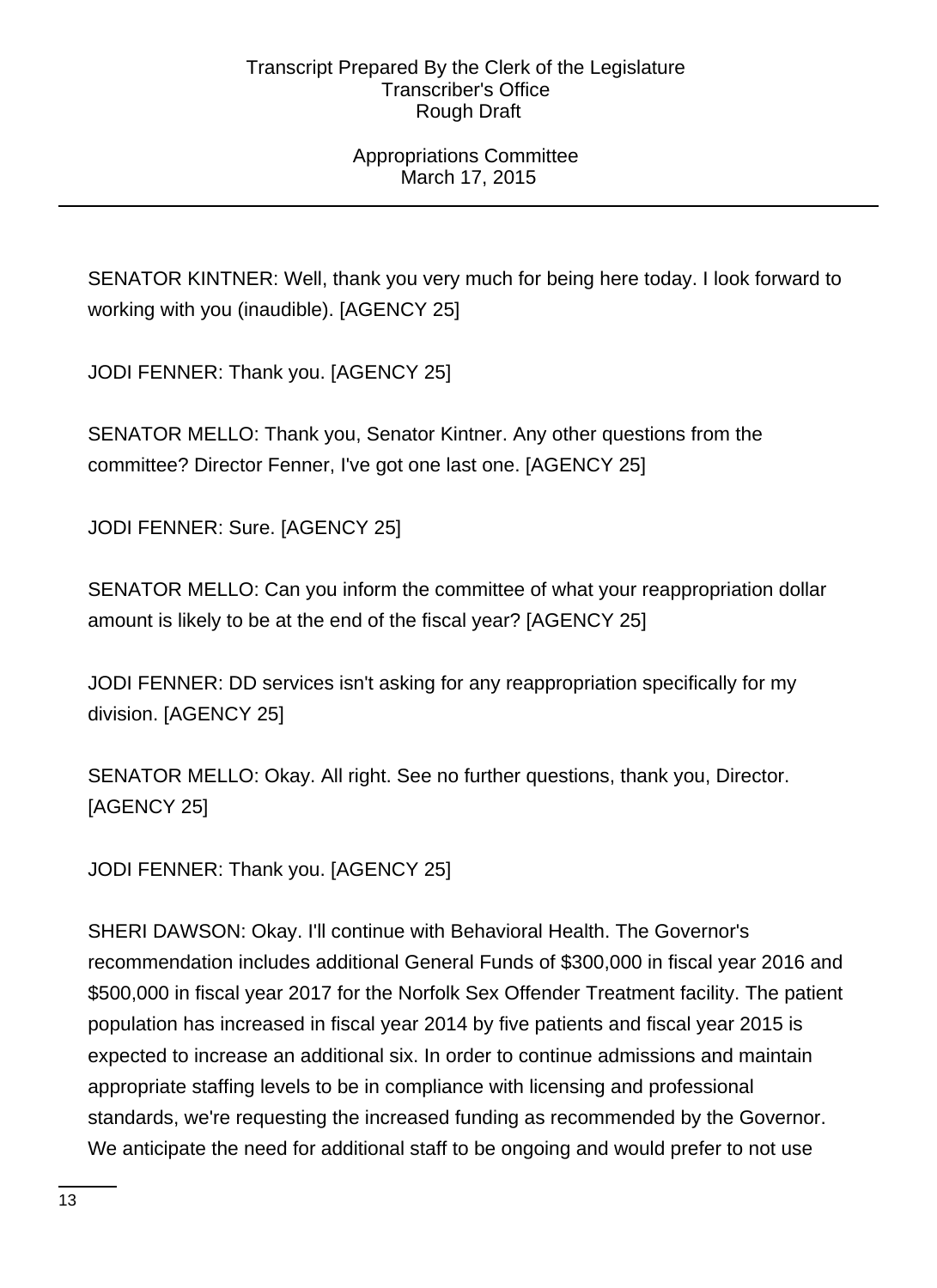SENATOR KINTNER: Well, thank you very much for being here today. I look forward to working with you (inaudible). [AGENCY 25]

JODI FENNER: Thank you. [AGENCY 25]

SENATOR MELLO: Thank you, Senator Kintner. Any other questions from the committee? Director Fenner, I've got one last one. [AGENCY 25]

JODI FENNER: Sure. [AGENCY 25]

SENATOR MELLO: Can you inform the committee of what your reappropriation dollar amount is likely to be at the end of the fiscal year? [AGENCY 25]

JODI FENNER: DD services isn't asking for any reappropriation specifically for my division. [AGENCY 25]

SENATOR MELLO: Okay. All right. See no further questions, thank you, Director. [AGENCY 25]

JODI FENNER: Thank you. [AGENCY 25]

SHERI DAWSON: Okay. I'll continue with Behavioral Health. The Governor's recommendation includes additional General Funds of $300,000 in fiscal year 2016 and $500,000 in fiscal year 2017 for the Norfolk Sex Offender Treatment facility. The patient population has increased in fiscal year 2014 by five patients and fiscal year 2015 is expected to increase an additional six. In order to continue admissions and maintain appropriate staffing levels to be in compliance with licensing and professional standards, we're requesting the increased funding as recommended by the Governor. We anticipate the need for additional staff to be ongoing and would prefer to not use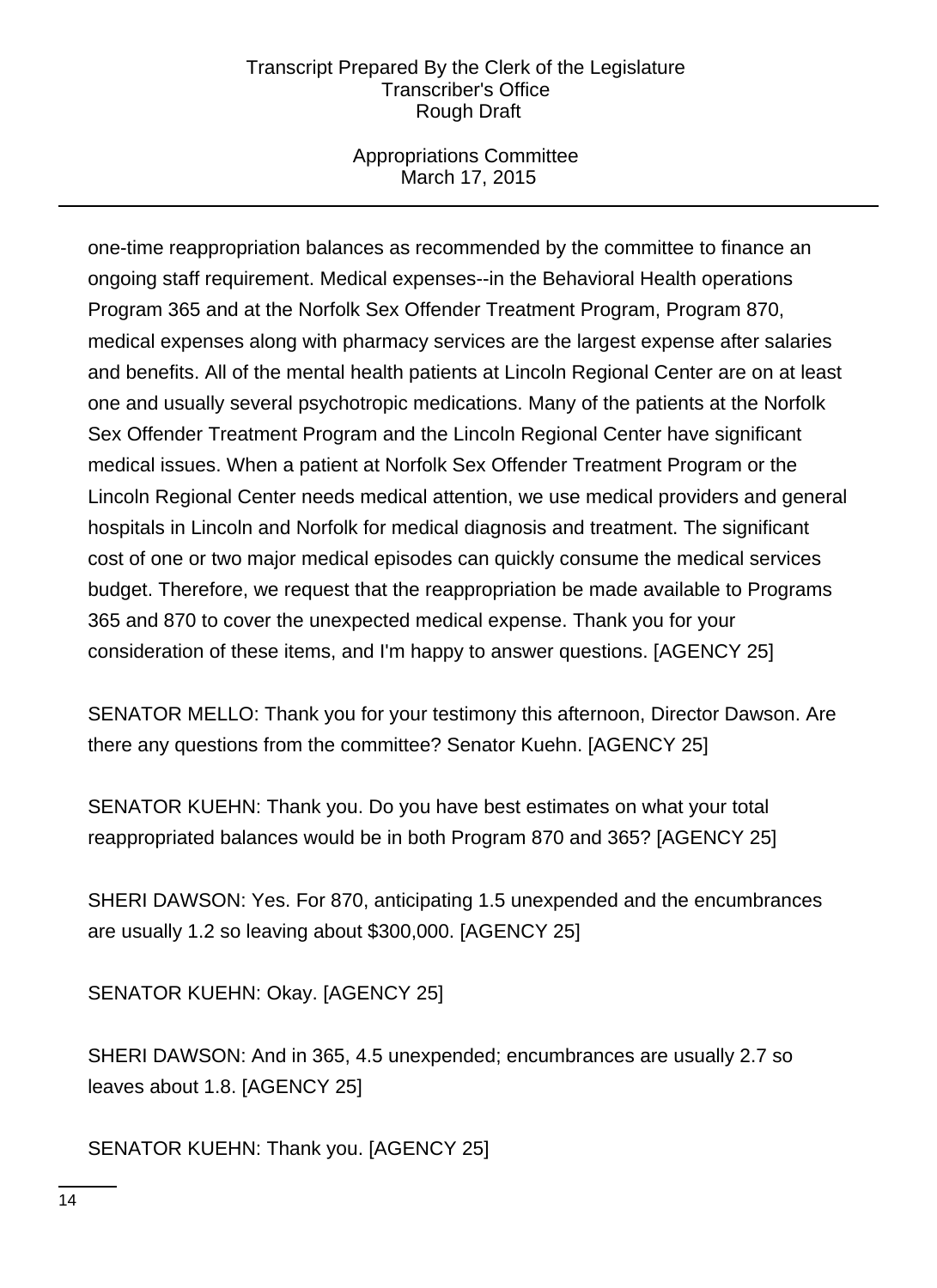one-time reappropriation balances as recommended by the committee to finance an ongoing staff requirement. Medical expenses--in the Behavioral Health operations Program 365 and at the Norfolk Sex Offender Treatment Program, Program 870, medical expenses along with pharmacy services are the largest expense after salaries and benefits. All of the mental health patients at Lincoln Regional Center are on at least one and usually several psychotropic medications. Many of the patients at the Norfolk Sex Offender Treatment Program and the Lincoln Regional Center have significant medical issues. When a patient at Norfolk Sex Offender Treatment Program or the Lincoln Regional Center needs medical attention, we use medical providers and general hospitals in Lincoln and Norfolk for medical diagnosis and treatment. The significant cost of one or two major medical episodes can quickly consume the medical services budget. Therefore, we request that the reappropriation be made available to Programs 365 and 870 to cover the unexpected medical expense. Thank you for your consideration of these items, and I'm happy to answer questions. [AGENCY 25]

SENATOR MELLO: Thank you for your testimony this afternoon, Director Dawson. Are there any questions from the committee? Senator Kuehn. [AGENCY 25]

SENATOR KUEHN: Thank you. Do you have best estimates on what your total reappropriated balances would be in both Program 870 and 365? [AGENCY 25]

SHERI DAWSON: Yes. For 870, anticipating 1.5 unexpended and the encumbrances are usually 1.2 so leaving about $300,000. [AGENCY 25]

SENATOR KUEHN: Okay. [AGENCY 25]

SHERI DAWSON: And in 365, 4.5 unexpended; encumbrances are usually 2.7 so leaves about 1.8. [AGENCY 25]

SENATOR KUEHN: Thank you. [AGENCY 25]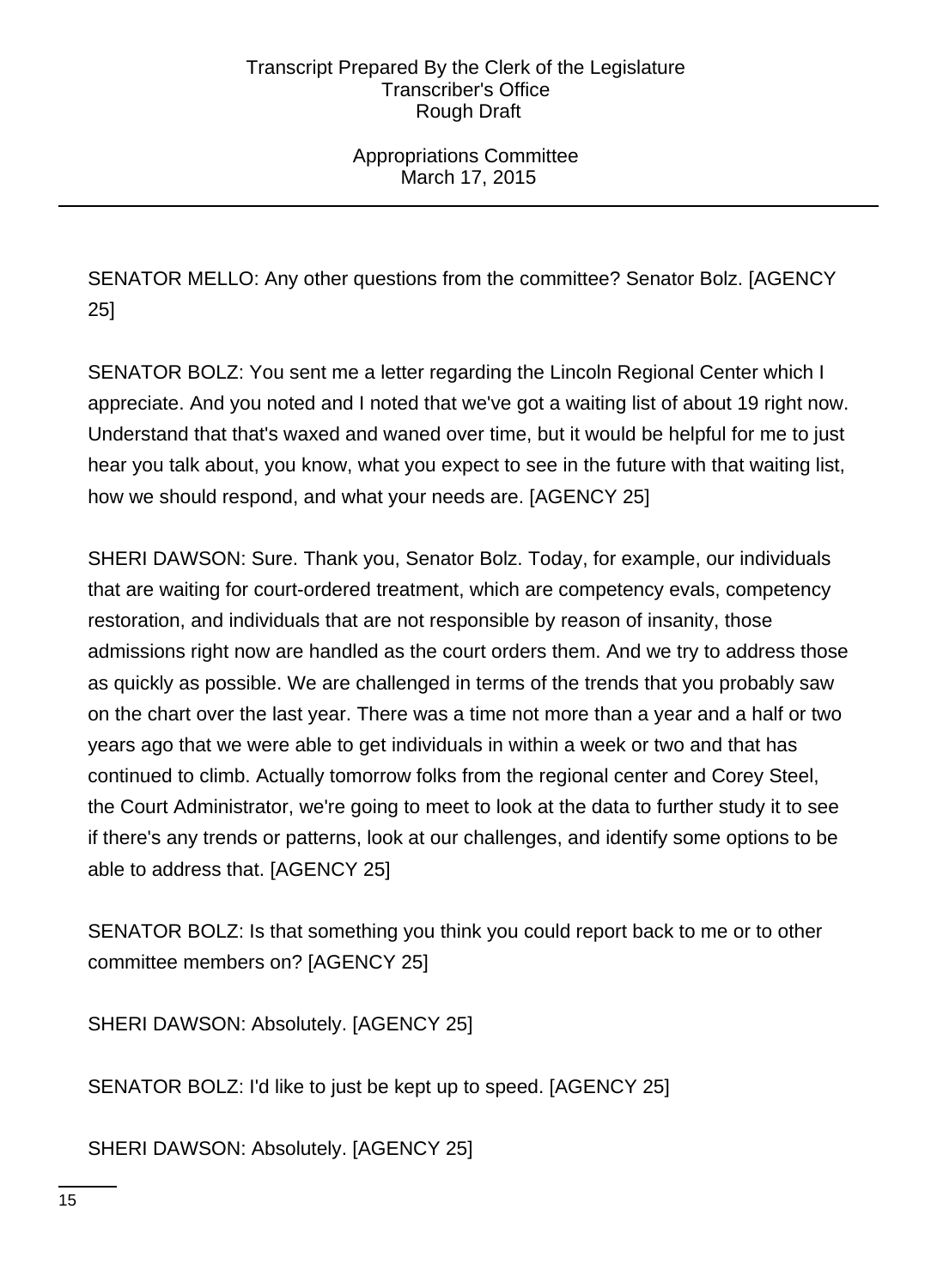SENATOR MELLO: Any other questions from the committee? Senator Bolz. [AGENCY 25]

SENATOR BOLZ: You sent me a letter regarding the Lincoln Regional Center which I appreciate. And you noted and I noted that we've got a waiting list of about 19 right now. Understand that that's waxed and waned over time, but it would be helpful for me to just hear you talk about, you know, what you expect to see in the future with that waiting list, how we should respond, and what your needs are. [AGENCY 25]

SHERI DAWSON: Sure. Thank you, Senator Bolz. Today, for example, our individuals that are waiting for court-ordered treatment, which are competency evals, competency restoration, and individuals that are not responsible by reason of insanity, those admissions right now are handled as the court orders them. And we try to address those as quickly as possible. We are challenged in terms of the trends that you probably saw on the chart over the last year. There was a time not more than a year and a half or two years ago that we were able to get individuals in within a week or two and that has continued to climb. Actually tomorrow folks from the regional center and Corey Steel, the Court Administrator, we're going to meet to look at the data to further study it to see if there's any trends or patterns, look at our challenges, and identify some options to be able to address that. [AGENCY 25]

SENATOR BOLZ: Is that something you think you could report back to me or to other committee members on? [AGENCY 25]

SHERI DAWSON: Absolutely. [AGENCY 25]

SENATOR BOLZ: I'd like to just be kept up to speed. [AGENCY 25]

SHERI DAWSON: Absolutely. [AGENCY 25]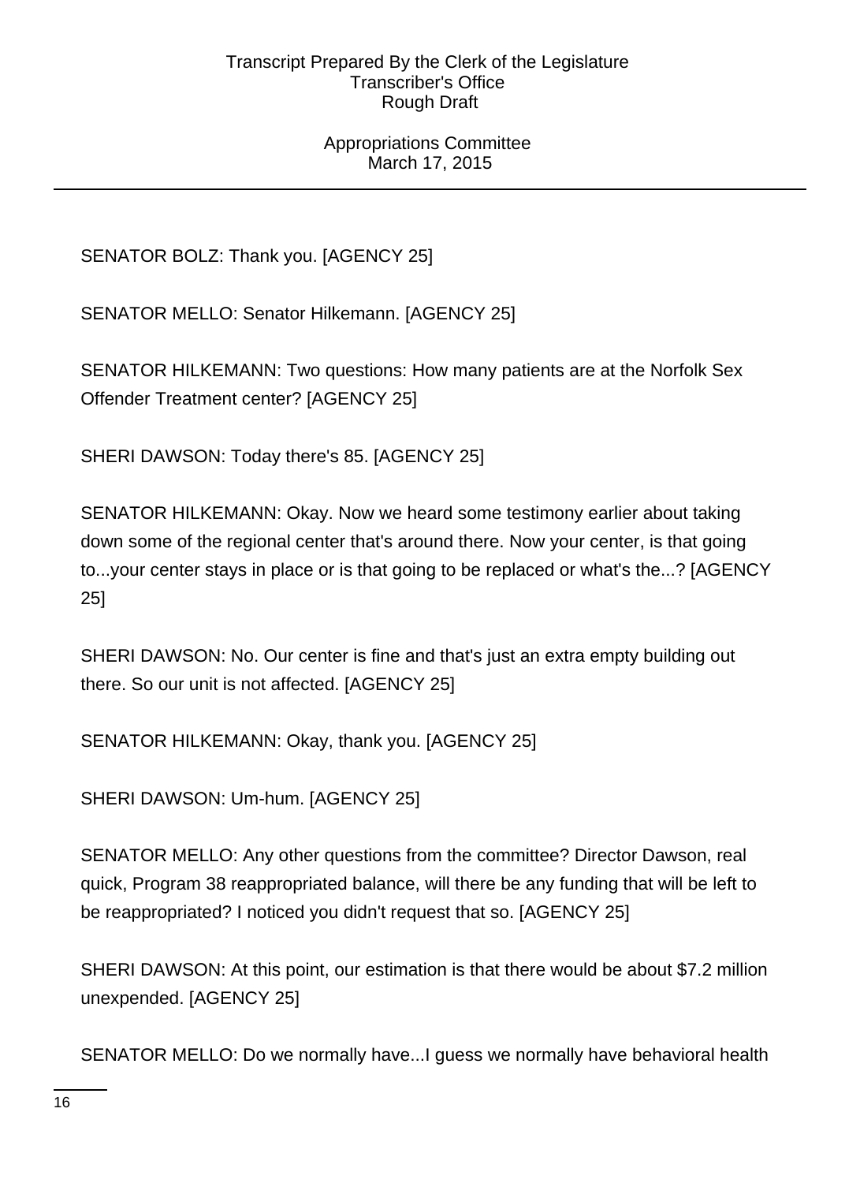SENATOR BOLZ: Thank you. [AGENCY 25]

SENATOR MELLO: Senator Hilkemann. [AGENCY 25]

SENATOR HILKEMANN: Two questions: How many patients are at the Norfolk Sex Offender Treatment center? [AGENCY 25]

SHERI DAWSON: Today there's 85. [AGENCY 25]

SENATOR HILKEMANN: Okay. Now we heard some testimony earlier about taking down some of the regional center that's around there. Now your center, is that going to...your center stays in place or is that going to be replaced or what's the...? [AGENCY 25]

SHERI DAWSON: No. Our center is fine and that's just an extra empty building out there. So our unit is not affected. [AGENCY 25]

SENATOR HILKEMANN: Okay, thank you. [AGENCY 25]

SHERI DAWSON: Um-hum. [AGENCY 25]

SENATOR MELLO: Any other questions from the committee? Director Dawson, real quick, Program 38 reappropriated balance, will there be any funding that will be left to be reappropriated? I noticed you didn't request that so. [AGENCY 25]

SHERI DAWSON: At this point, our estimation is that there would be about $7.2 million unexpended. [AGENCY 25]

SENATOR MELLO: Do we normally have...I guess we normally have behavioral health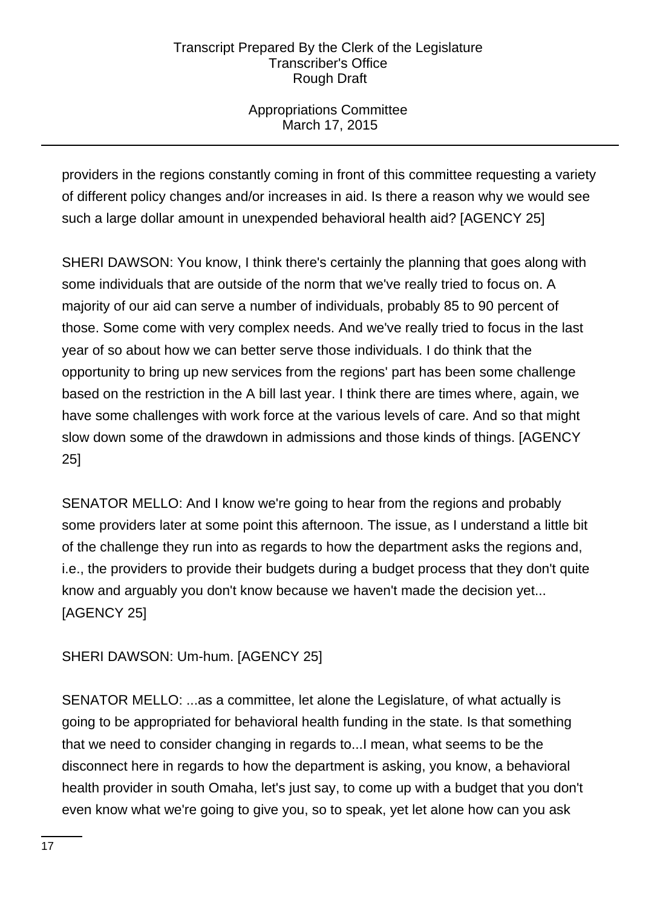providers in the regions constantly coming in front of this committee requesting a variety of different policy changes and/or increases in aid. Is there a reason why we would see such a large dollar amount in unexpended behavioral health aid? [AGENCY 25]

SHERI DAWSON: You know, I think there's certainly the planning that goes along with some individuals that are outside of the norm that we've really tried to focus on. A majority of our aid can serve a number of individuals, probably 85 to 90 percent of those. Some come with very complex needs. And we've really tried to focus in the last year of so about how we can better serve those individuals. I do think that the opportunity to bring up new services from the regions' part has been some challenge based on the restriction in the A bill last year. I think there are times where, again, we have some challenges with work force at the various levels of care. And so that might slow down some of the drawdown in admissions and those kinds of things. [AGENCY 25]

SENATOR MELLO: And I know we're going to hear from the regions and probably some providers later at some point this afternoon. The issue, as I understand a little bit of the challenge they run into as regards to how the department asks the regions and, i.e., the providers to provide their budgets during a budget process that they don't quite know and arguably you don't know because we haven't made the decision yet... [AGENCY 25]

SHERI DAWSON: Um-hum. [AGENCY 25]

SENATOR MELLO: ...as a committee, let alone the Legislature, of what actually is going to be appropriated for behavioral health funding in the state. Is that something that we need to consider changing in regards to...I mean, what seems to be the disconnect here in regards to how the department is asking, you know, a behavioral health provider in south Omaha, let's just say, to come up with a budget that you don't even know what we're going to give you, so to speak, yet let alone how can you ask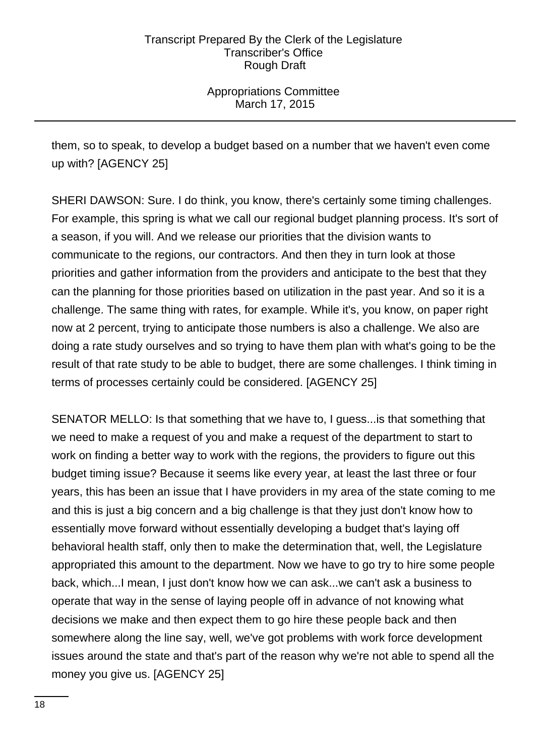them, so to speak, to develop a budget based on a number that we haven't even come up with? [AGENCY 25]

SHERI DAWSON: Sure. I do think, you know, there's certainly some timing challenges. For example, this spring is what we call our regional budget planning process. It's sort of a season, if you will. And we release our priorities that the division wants to communicate to the regions, our contractors. And then they in turn look at those priorities and gather information from the providers and anticipate to the best that they can the planning for those priorities based on utilization in the past year. And so it is a challenge. The same thing with rates, for example. While it's, you know, on paper right now at 2 percent, trying to anticipate those numbers is also a challenge. We also are doing a rate study ourselves and so trying to have them plan with what's going to be the result of that rate study to be able to budget, there are some challenges. I think timing in terms of processes certainly could be considered. [AGENCY 25]

SENATOR MELLO: Is that something that we have to, I guess...is that something that we need to make a request of you and make a request of the department to start to work on finding a better way to work with the regions, the providers to figure out this budget timing issue? Because it seems like every year, at least the last three or four years, this has been an issue that I have providers in my area of the state coming to me and this is just a big concern and a big challenge is that they just don't know how to essentially move forward without essentially developing a budget that's laying off behavioral health staff, only then to make the determination that, well, the Legislature appropriated this amount to the department. Now we have to go try to hire some people back, which...I mean, I just don't know how we can ask...we can't ask a business to operate that way in the sense of laying people off in advance of not knowing what decisions we make and then expect them to go hire these people back and then somewhere along the line say, well, we've got problems with work force development issues around the state and that's part of the reason why we're not able to spend all the money you give us. [AGENCY 25]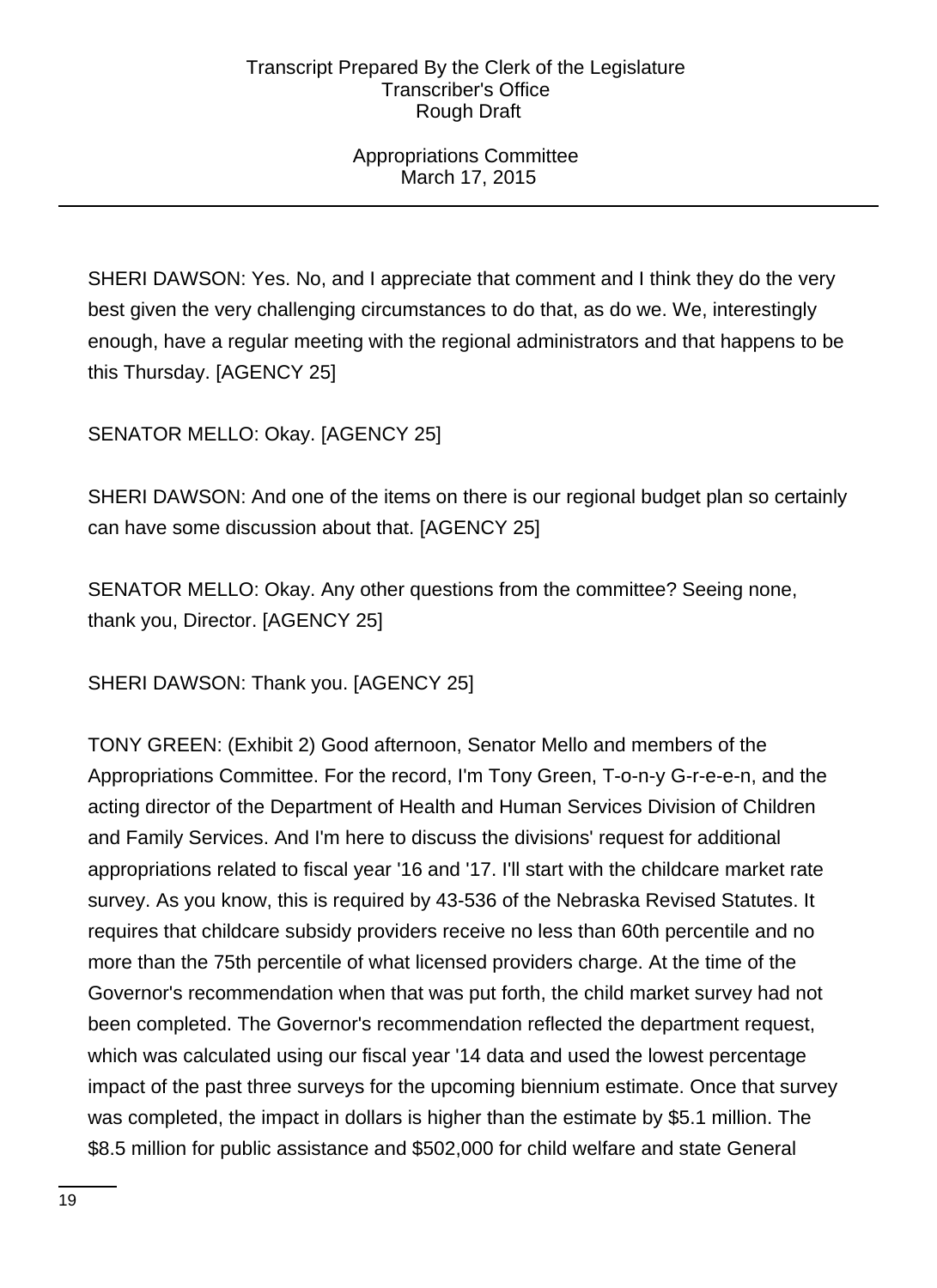SHERI DAWSON: Yes. No, and I appreciate that comment and I think they do the very best given the very challenging circumstances to do that, as do we. We, interestingly enough, have a regular meeting with the regional administrators and that happens to be this Thursday. [AGENCY 25]

SENATOR MELLO: Okay. [AGENCY 25]

SHERI DAWSON: And one of the items on there is our regional budget plan so certainly can have some discussion about that. [AGENCY 25]

SENATOR MELLO: Okay. Any other questions from the committee? Seeing none, thank you, Director. [AGENCY 25]

SHERI DAWSON: Thank you. [AGENCY 25]

TONY GREEN: (Exhibit 2) Good afternoon, Senator Mello and members of the Appropriations Committee. For the record, I'm Tony Green, T-o-n-y G-r-e-e-n, and the acting director of the Department of Health and Human Services Division of Children and Family Services. And I'm here to discuss the divisions' request for additional appropriations related to fiscal year '16 and '17. I'll start with the childcare market rate survey. As you know, this is required by 43-536 of the Nebraska Revised Statutes. It requires that childcare subsidy providers receive no less than 60th percentile and no more than the 75th percentile of what licensed providers charge. At the time of the Governor's recommendation when that was put forth, the child market survey had not been completed. The Governor's recommendation reflected the department request, which was calculated using our fiscal year '14 data and used the lowest percentage impact of the past three surveys for the upcoming biennium estimate. Once that survey was completed, the impact in dollars is higher than the estimate by $5.1 million. The $8.5 million for public assistance and $502,000 for child welfare and state General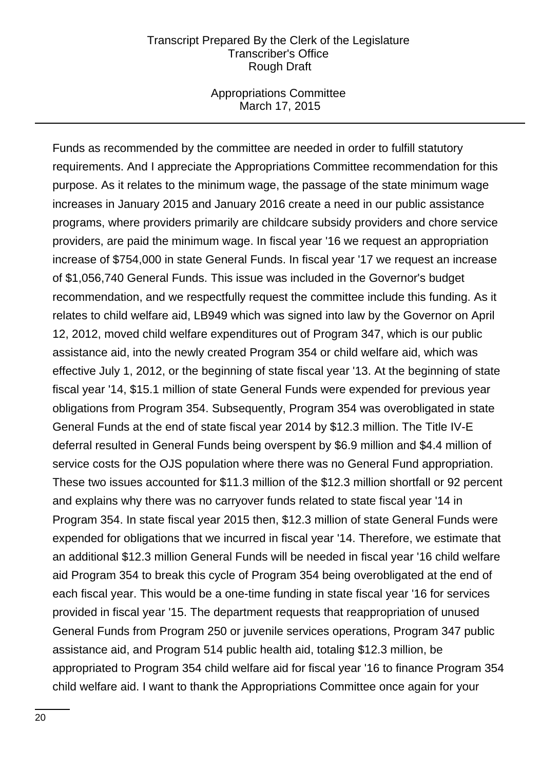Funds as recommended by the committee are needed in order to fulfill statutory requirements. And I appreciate the Appropriations Committee recommendation for this purpose. As it relates to the minimum wage, the passage of the state minimum wage increases in January 2015 and January 2016 create a need in our public assistance programs, where providers primarily are childcare subsidy providers and chore service providers, are paid the minimum wage. In fiscal year '16 we request an appropriation increase of $754,000 in state General Funds. In fiscal year '17 we request an increase of $1,056,740 General Funds. This issue was included in the Governor's budget recommendation, and we respectfully request the committee include this funding. As it relates to child welfare aid, LB949 which was signed into law by the Governor on April 12, 2012, moved child welfare expenditures out of Program 347, which is our public assistance aid, into the newly created Program 354 or child welfare aid, which was effective July 1, 2012, or the beginning of state fiscal year '13. At the beginning of state fiscal year '14, $15.1 million of state General Funds were expended for previous year obligations from Program 354. Subsequently, Program 354 was overobligated in state General Funds at the end of state fiscal year 2014 by $12.3 million. The Title IV-E deferral resulted in General Funds being overspent by $6.9 million and $4.4 million of service costs for the OJS population where there was no General Fund appropriation. These two issues accounted for $11.3 million of the $12.3 million shortfall or 92 percent and explains why there was no carryover funds related to state fiscal year '14 in Program 354. In state fiscal year 2015 then, $12.3 million of state General Funds were expended for obligations that we incurred in fiscal year '14. Therefore, we estimate that an additional $12.3 million General Funds will be needed in fiscal year '16 child welfare aid Program 354 to break this cycle of Program 354 being overobligated at the end of each fiscal year. This would be a one-time funding in state fiscal year '16 for services provided in fiscal year '15. The department requests that reappropriation of unused General Funds from Program 250 or juvenile services operations, Program 347 public assistance aid, and Program 514 public health aid, totaling $12.3 million, be appropriated to Program 354 child welfare aid for fiscal year '16 to finance Program 354 child welfare aid. I want to thank the Appropriations Committee once again for your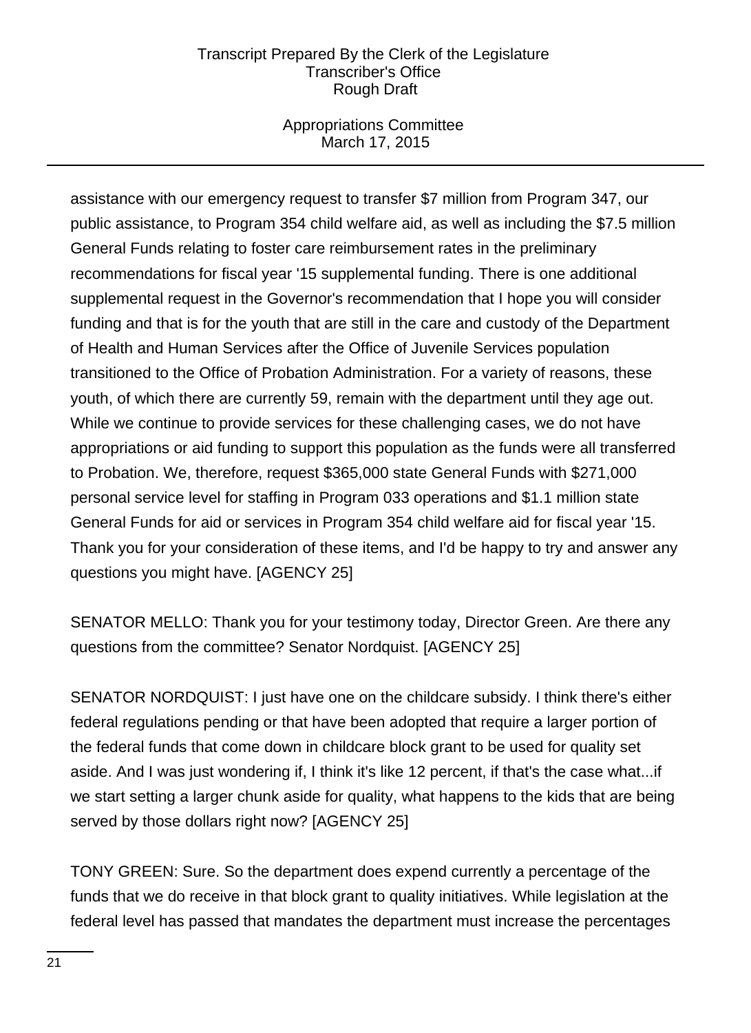assistance with our emergency request to transfer $7 million from Program 347, our public assistance, to Program 354 child welfare aid, as well as including the $7.5 million General Funds relating to foster care reimbursement rates in the preliminary recommendations for fiscal year '15 supplemental funding. There is one additional supplemental request in the Governor's recommendation that I hope you will consider funding and that is for the youth that are still in the care and custody of the Department of Health and Human Services after the Office of Juvenile Services population transitioned to the Office of Probation Administration. For a variety of reasons, these youth, of which there are currently 59, remain with the department until they age out. While we continue to provide services for these challenging cases, we do not have appropriations or aid funding to support this population as the funds were all transferred to Probation. We, therefore, request $365,000 state General Funds with $271,000 personal service level for staffing in Program 033 operations and $1.1 million state General Funds for aid or services in Program 354 child welfare aid for fiscal year '15. Thank you for your consideration of these items, and I'd be happy to try and answer any questions you might have. [AGENCY 25]

SENATOR MELLO: Thank you for your testimony today, Director Green. Are there any questions from the committee? Senator Nordquist. [AGENCY 25]

SENATOR NORDQUIST: I just have one on the childcare subsidy. I think there's either federal regulations pending or that have been adopted that require a larger portion of the federal funds that come down in childcare block grant to be used for quality set aside. And I was just wondering if, I think it's like 12 percent, if that's the case what...if we start setting a larger chunk aside for quality, what happens to the kids that are being served by those dollars right now? [AGENCY 25]

TONY GREEN: Sure. So the department does expend currently a percentage of the funds that we do receive in that block grant to quality initiatives. While legislation at the federal level has passed that mandates the department must increase the percentages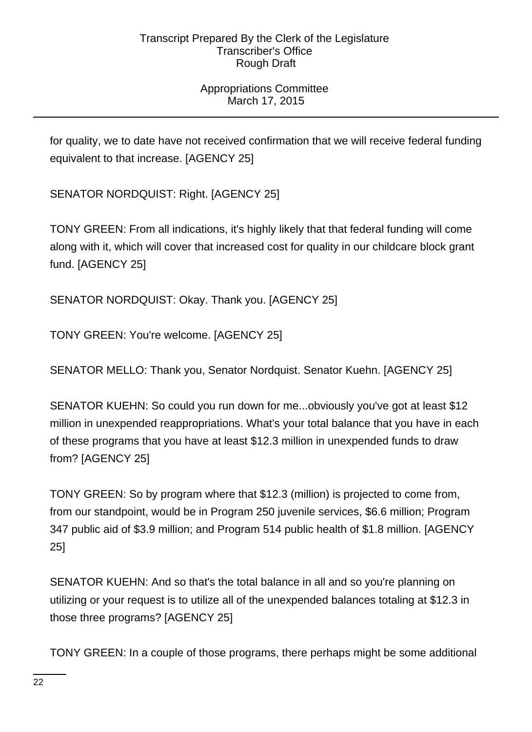for quality, we to date have not received confirmation that we will receive federal funding equivalent to that increase. [AGENCY 25]

SENATOR NORDQUIST: Right. [AGENCY 25]

TONY GREEN: From all indications, it's highly likely that that federal funding will come along with it, which will cover that increased cost for quality in our childcare block grant fund. [AGENCY 25]

SENATOR NORDQUIST: Okay. Thank you. [AGENCY 25]

TONY GREEN: You're welcome. [AGENCY 25]

SENATOR MELLO: Thank you, Senator Nordquist. Senator Kuehn. [AGENCY 25]

SENATOR KUEHN: So could you run down for me...obviously you've got at least $12 million in unexpended reappropriations. What's your total balance that you have in each of these programs that you have at least $12.3 million in unexpended funds to draw from? [AGENCY 25]

TONY GREEN: So by program where that $12.3 (million) is projected to come from, from our standpoint, would be in Program 250 juvenile services, $6.6 million; Program 347 public aid of $3.9 million; and Program 514 public health of $1.8 million. [AGENCY 25]

SENATOR KUEHN: And so that's the total balance in all and so you're planning on utilizing or your request is to utilize all of the unexpended balances totaling at $12.3 in those three programs? [AGENCY 25]

TONY GREEN: In a couple of those programs, there perhaps might be some additional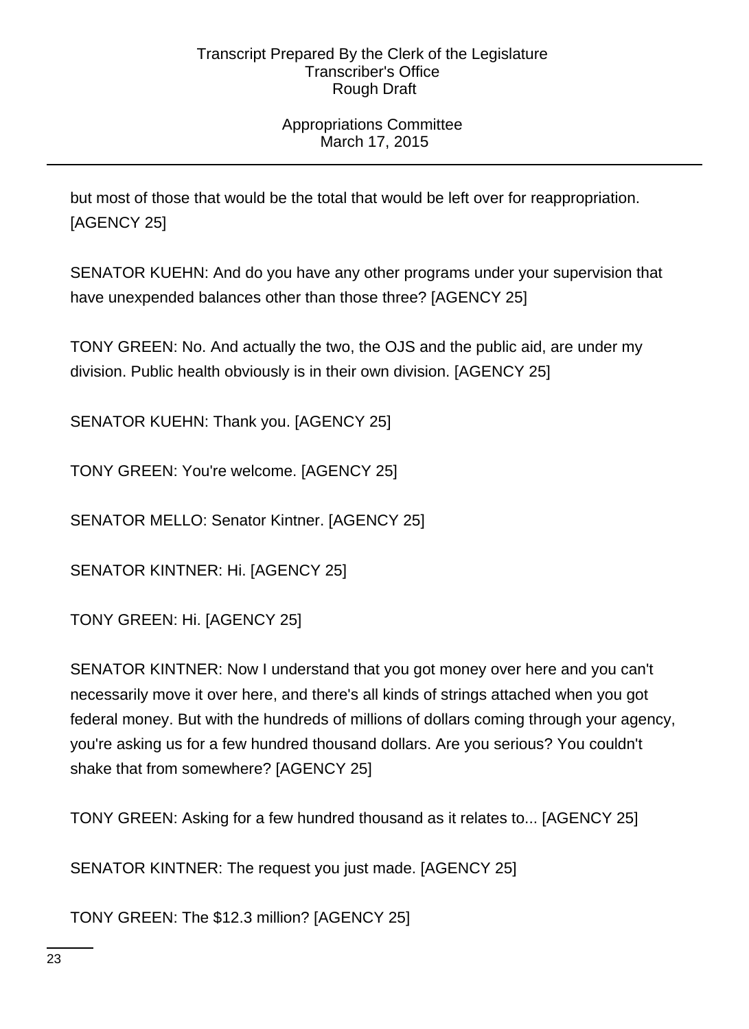but most of those that would be the total that would be left over for reappropriation. [AGENCY 25]

SENATOR KUEHN: And do you have any other programs under your supervision that have unexpended balances other than those three? [AGENCY 25]

TONY GREEN: No. And actually the two, the OJS and the public aid, are under my division. Public health obviously is in their own division. [AGENCY 25]

SENATOR KUEHN: Thank you. [AGENCY 25]

TONY GREEN: You're welcome. [AGENCY 25]

SENATOR MELLO: Senator Kintner. [AGENCY 25]

SENATOR KINTNER: Hi. [AGENCY 25]

TONY GREEN: Hi. [AGENCY 25]

SENATOR KINTNER: Now I understand that you got money over here and you can't necessarily move it over here, and there's all kinds of strings attached when you got federal money. But with the hundreds of millions of dollars coming through your agency, you're asking us for a few hundred thousand dollars. Are you serious? You couldn't shake that from somewhere? [AGENCY 25]

TONY GREEN: Asking for a few hundred thousand as it relates to... [AGENCY 25]

SENATOR KINTNER: The request you just made. [AGENCY 25]

TONY GREEN: The $12.3 million? [AGENCY 25]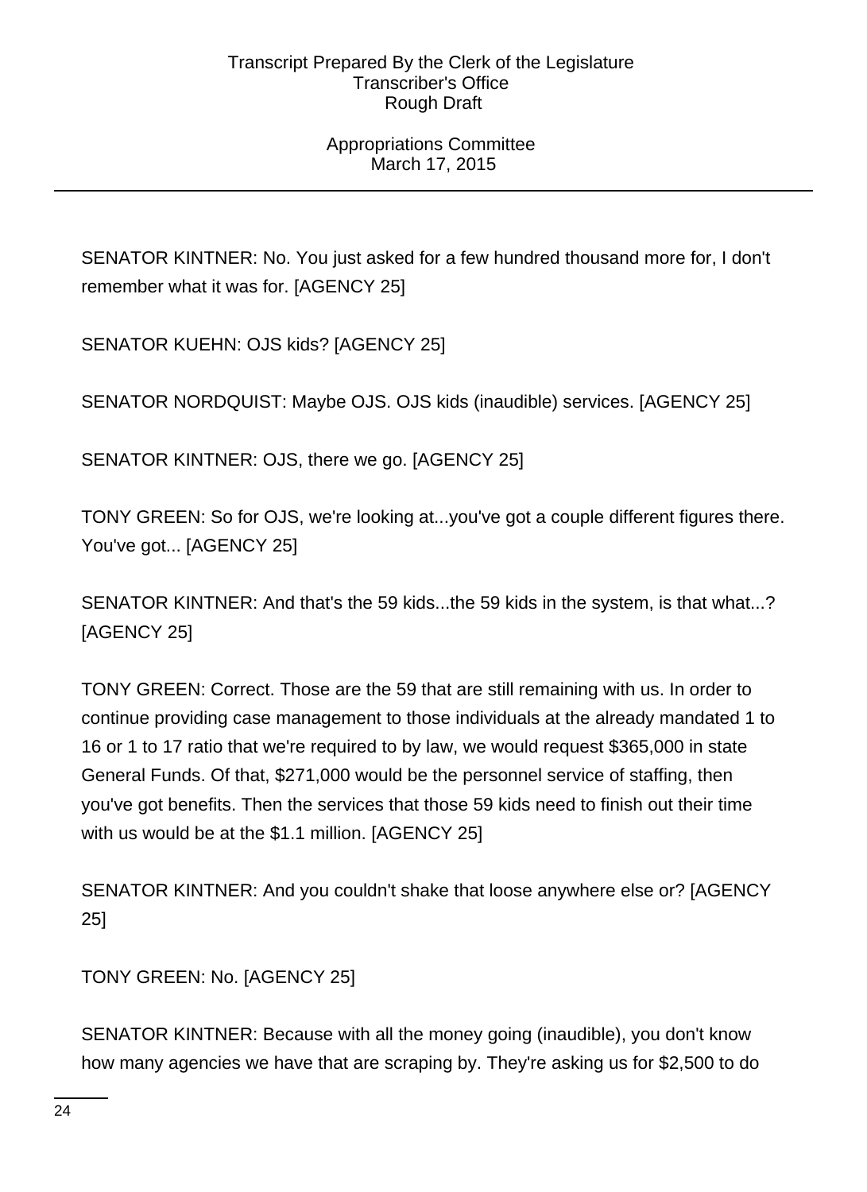SENATOR KINTNER: No. You just asked for a few hundred thousand more for, I don't remember what it was for. [AGENCY 25]

SENATOR KUEHN: OJS kids? [AGENCY 25]

SENATOR NORDQUIST: Maybe OJS. OJS kids (inaudible) services. [AGENCY 25]

SENATOR KINTNER: OJS, there we go. [AGENCY 25]

TONY GREEN: So for OJS, we're looking at...you've got a couple different figures there. You've got... [AGENCY 25]

SENATOR KINTNER: And that's the 59 kids...the 59 kids in the system, is that what...? [AGENCY 25]

TONY GREEN: Correct. Those are the 59 that are still remaining with us. In order to continue providing case management to those individuals at the already mandated 1 to 16 or 1 to 17 ratio that we're required to by law, we would request $365,000 in state General Funds. Of that, $271,000 would be the personnel service of staffing, then you've got benefits. Then the services that those 59 kids need to finish out their time with us would be at the $1.1 million. [AGENCY 25]

SENATOR KINTNER: And you couldn't shake that loose anywhere else or? [AGENCY 25]

TONY GREEN: No. [AGENCY 25]

SENATOR KINTNER: Because with all the money going (inaudible), you don't know how many agencies we have that are scraping by. They're asking us for $2,500 to do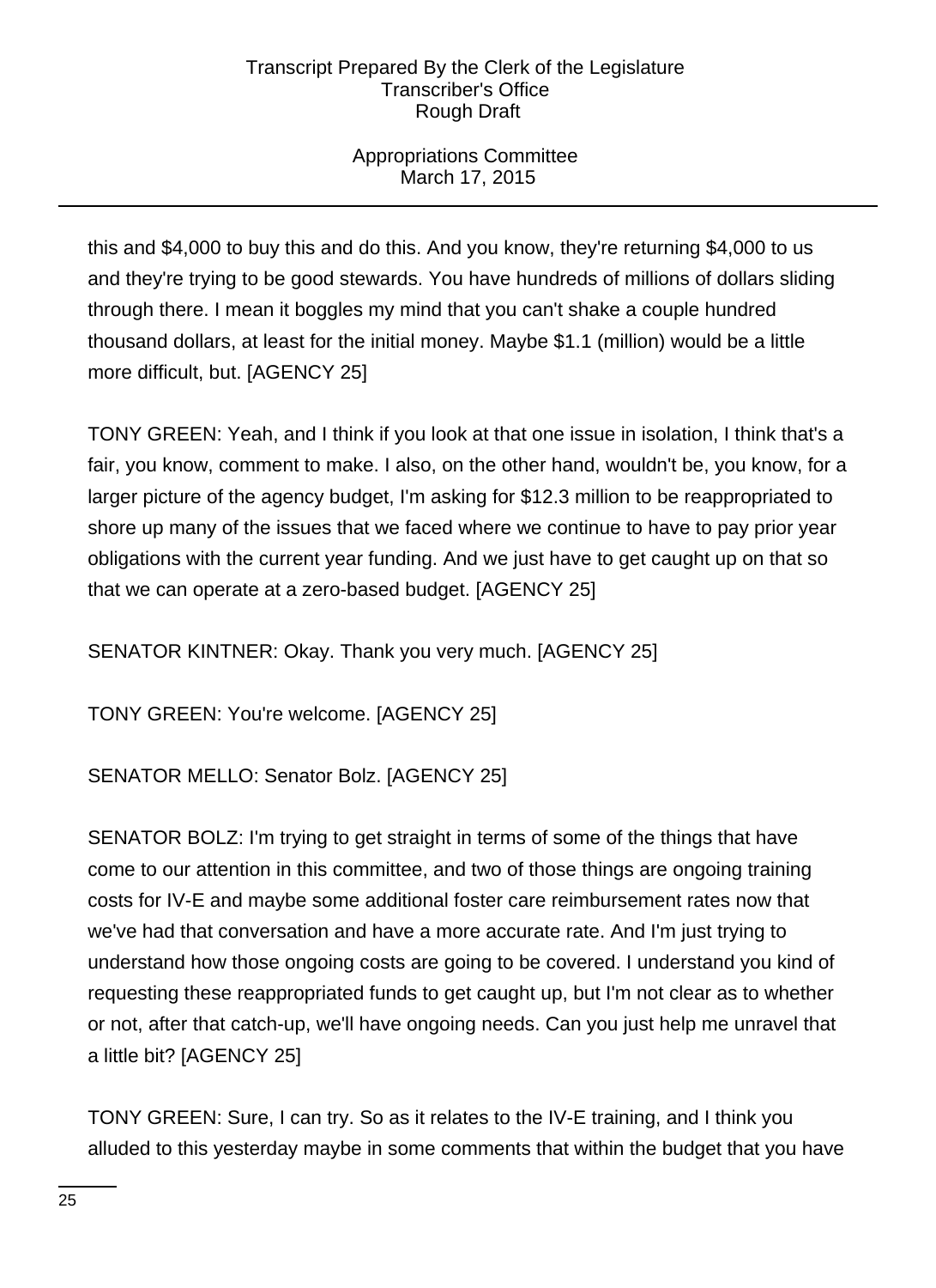this and $4,000 to buy this and do this. And you know, they're returning $4,000 to us and they're trying to be good stewards. You have hundreds of millions of dollars sliding through there. I mean it boggles my mind that you can't shake a couple hundred thousand dollars, at least for the initial money. Maybe $1.1 (million) would be a little more difficult, but. [AGENCY 25]

TONY GREEN: Yeah, and I think if you look at that one issue in isolation, I think that's a fair, you know, comment to make. I also, on the other hand, wouldn't be, you know, for a larger picture of the agency budget, I'm asking for $12.3 million to be reappropriated to shore up many of the issues that we faced where we continue to have to pay prior year obligations with the current year funding. And we just have to get caught up on that so that we can operate at a zero-based budget. [AGENCY 25]

SENATOR KINTNER: Okay. Thank you very much. [AGENCY 25]

TONY GREEN: You're welcome. [AGENCY 25]

SENATOR MELLO: Senator Bolz. [AGENCY 25]

SENATOR BOLZ: I'm trying to get straight in terms of some of the things that have come to our attention in this committee, and two of those things are ongoing training costs for IV-E and maybe some additional foster care reimbursement rates now that we've had that conversation and have a more accurate rate. And I'm just trying to understand how those ongoing costs are going to be covered. I understand you kind of requesting these reappropriated funds to get caught up, but I'm not clear as to whether or not, after that catch-up, we'll have ongoing needs. Can you just help me unravel that a little bit? [AGENCY 25]

TONY GREEN: Sure, I can try. So as it relates to the IV-E training, and I think you alluded to this yesterday maybe in some comments that within the budget that you have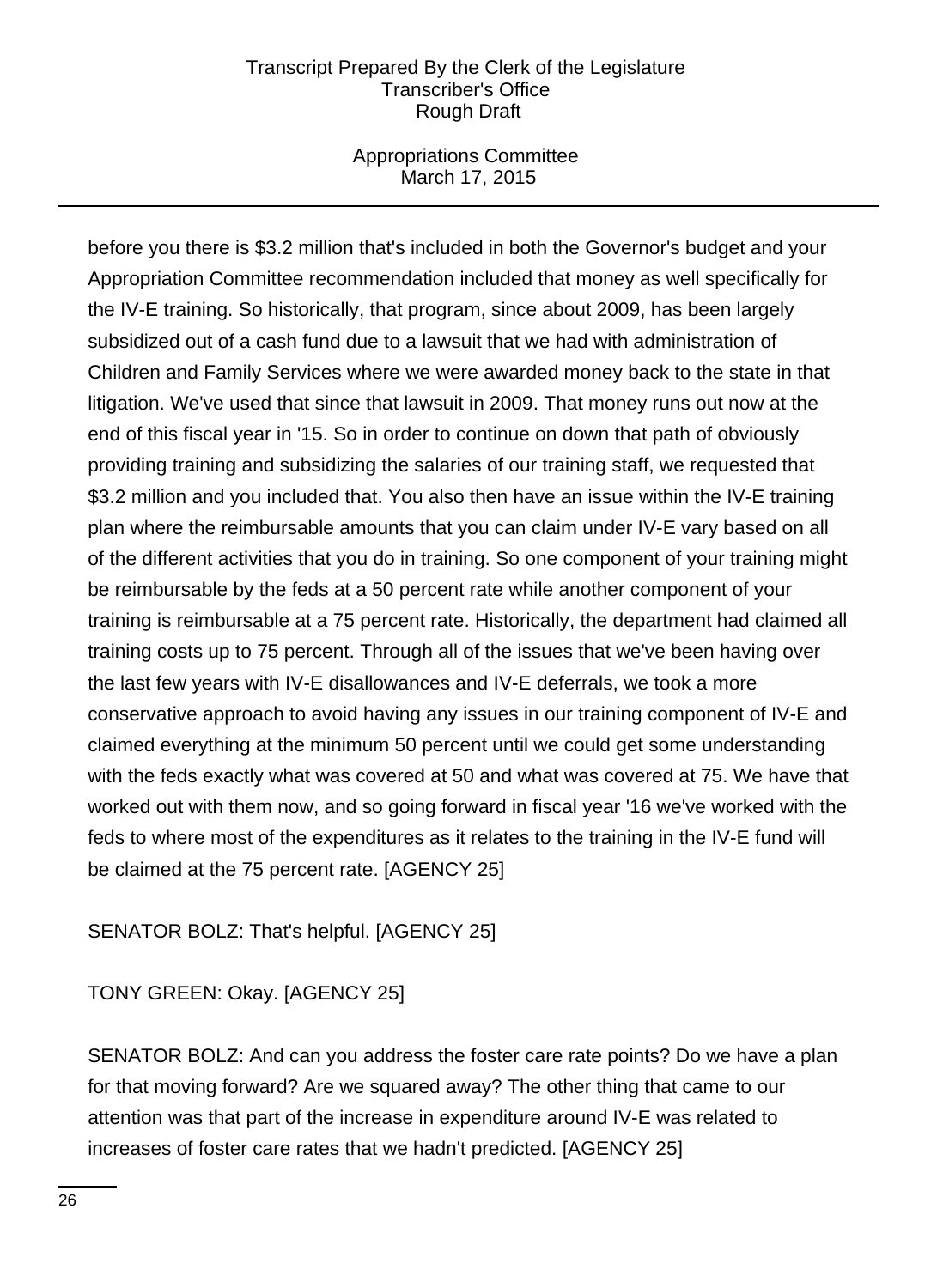before you there is $3.2 million that's included in both the Governor's budget and your Appropriation Committee recommendation included that money as well specifically for the IV-E training. So historically, that program, since about 2009, has been largely subsidized out of a cash fund due to a lawsuit that we had with administration of Children and Family Services where we were awarded money back to the state in that litigation. We've used that since that lawsuit in 2009. That money runs out now at the end of this fiscal year in '15. So in order to continue on down that path of obviously providing training and subsidizing the salaries of our training staff, we requested that $3.2 million and you included that. You also then have an issue within the IV-E training plan where the reimbursable amounts that you can claim under IV-E vary based on all of the different activities that you do in training. So one component of your training might be reimbursable by the feds at a 50 percent rate while another component of your training is reimbursable at a 75 percent rate. Historically, the department had claimed all training costs up to 75 percent. Through all of the issues that we've been having over the last few years with IV-E disallowances and IV-E deferrals, we took a more conservative approach to avoid having any issues in our training component of IV-E and claimed everything at the minimum 50 percent until we could get some understanding with the feds exactly what was covered at 50 and what was covered at 75. We have that worked out with them now, and so going forward in fiscal year '16 we've worked with the feds to where most of the expenditures as it relates to the training in the IV-E fund will be claimed at the 75 percent rate. [AGENCY 25]

SENATOR BOLZ: That's helpful. [AGENCY 25]

TONY GREEN: Okay. [AGENCY 25]

SENATOR BOLZ: And can you address the foster care rate points? Do we have a plan for that moving forward? Are we squared away? The other thing that came to our attention was that part of the increase in expenditure around IV-E was related to increases of foster care rates that we hadn't predicted. [AGENCY 25]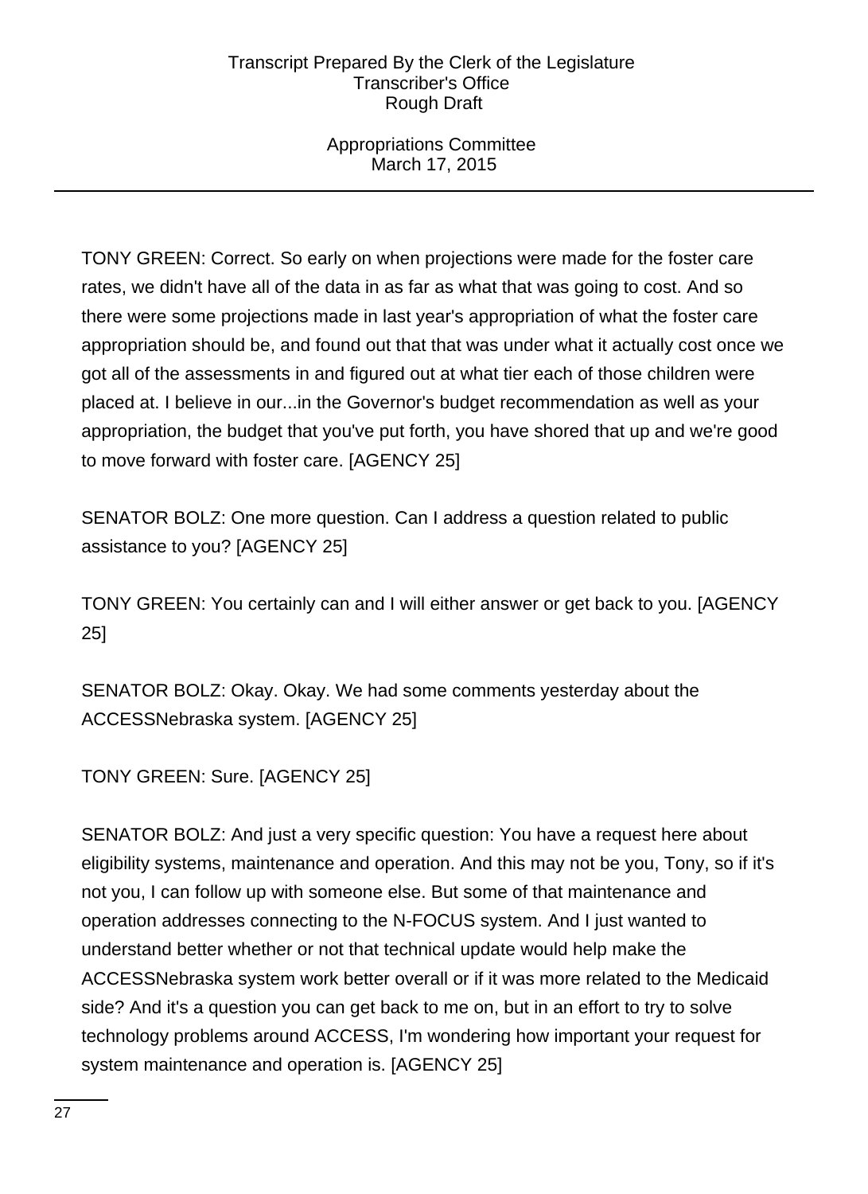TONY GREEN: Correct. So early on when projections were made for the foster care rates, we didn't have all of the data in as far as what that was going to cost. And so there were some projections made in last year's appropriation of what the foster care appropriation should be, and found out that that was under what it actually cost once we got all of the assessments in and figured out at what tier each of those children were placed at. I believe in our...in the Governor's budget recommendation as well as your appropriation, the budget that you've put forth, you have shored that up and we're good to move forward with foster care. [AGENCY 25]

SENATOR BOLZ: One more question. Can I address a question related to public assistance to you? [AGENCY 25]

TONY GREEN: You certainly can and I will either answer or get back to you. [AGENCY 25]

SENATOR BOLZ: Okay. Okay. We had some comments yesterday about the ACCESSNebraska system. [AGENCY 25]

TONY GREEN: Sure. [AGENCY 25]

SENATOR BOLZ: And just a very specific question: You have a request here about eligibility systems, maintenance and operation. And this may not be you, Tony, so if it's not you, I can follow up with someone else. But some of that maintenance and operation addresses connecting to the N-FOCUS system. And I just wanted to understand better whether or not that technical update would help make the ACCESSNebraska system work better overall or if it was more related to the Medicaid side? And it's a question you can get back to me on, but in an effort to try to solve technology problems around ACCESS, I'm wondering how important your request for system maintenance and operation is. [AGENCY 25]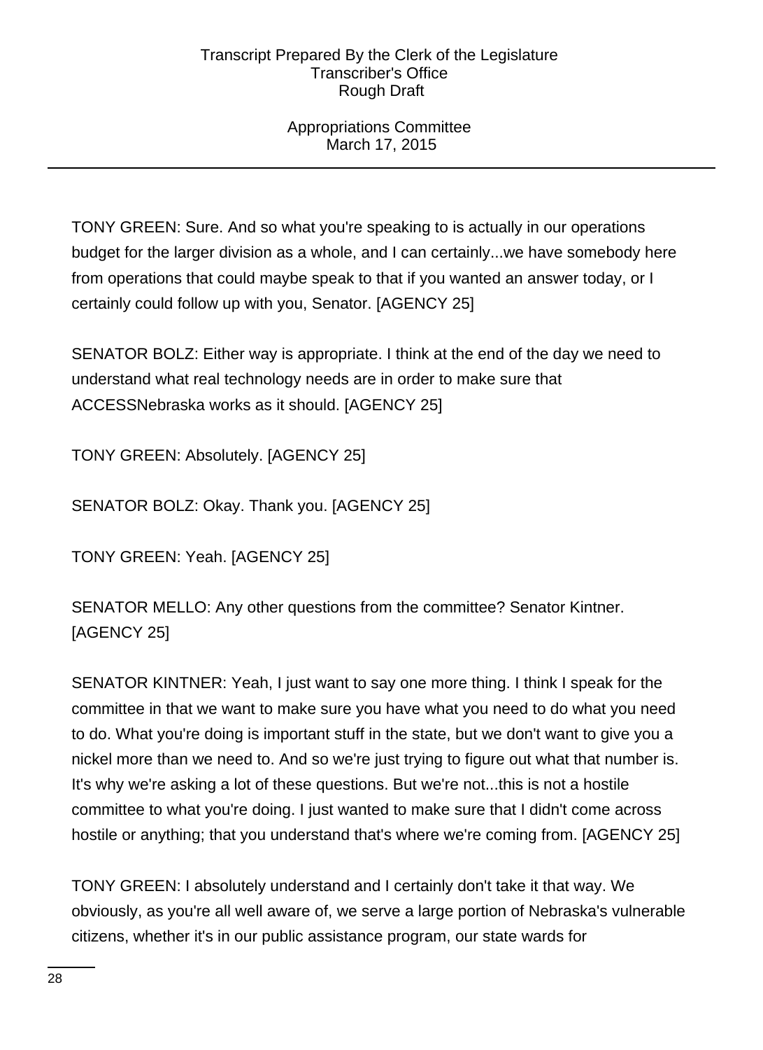TONY GREEN: Sure. And so what you're speaking to is actually in our operations budget for the larger division as a whole, and I can certainly...we have somebody here from operations that could maybe speak to that if you wanted an answer today, or I certainly could follow up with you, Senator. [AGENCY 25]

SENATOR BOLZ: Either way is appropriate. I think at the end of the day we need to understand what real technology needs are in order to make sure that ACCESSNebraska works as it should. [AGENCY 25]

TONY GREEN: Absolutely. [AGENCY 25]

SENATOR BOLZ: Okay. Thank you. [AGENCY 25]

TONY GREEN: Yeah. [AGENCY 25]

SENATOR MELLO: Any other questions from the committee? Senator Kintner. [AGENCY 25]

SENATOR KINTNER: Yeah, I just want to say one more thing. I think I speak for the committee in that we want to make sure you have what you need to do what you need to do. What you're doing is important stuff in the state, but we don't want to give you a nickel more than we need to. And so we're just trying to figure out what that number is. It's why we're asking a lot of these questions. But we're not...this is not a hostile committee to what you're doing. I just wanted to make sure that I didn't come across hostile or anything; that you understand that's where we're coming from. [AGENCY 25]

TONY GREEN: I absolutely understand and I certainly don't take it that way. We obviously, as you're all well aware of, we serve a large portion of Nebraska's vulnerable citizens, whether it's in our public assistance program, our state wards for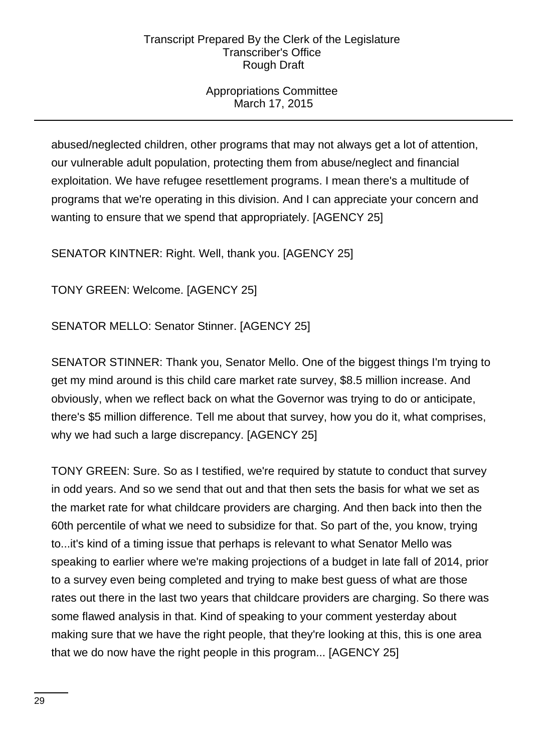abused/neglected children, other programs that may not always get a lot of attention, our vulnerable adult population, protecting them from abuse/neglect and financial exploitation. We have refugee resettlement programs. I mean there's a multitude of programs that we're operating in this division. And I can appreciate your concern and wanting to ensure that we spend that appropriately. [AGENCY 25]

SENATOR KINTNER: Right. Well, thank you. [AGENCY 25]

TONY GREEN: Welcome. [AGENCY 25]

SENATOR MELLO: Senator Stinner. [AGENCY 25]

SENATOR STINNER: Thank you, Senator Mello. One of the biggest things I'm trying to get my mind around is this child care market rate survey, $8.5 million increase. And obviously, when we reflect back on what the Governor was trying to do or anticipate, there's $5 million difference. Tell me about that survey, how you do it, what comprises, why we had such a large discrepancy. [AGENCY 25]

TONY GREEN: Sure. So as I testified, we're required by statute to conduct that survey in odd years. And so we send that out and that then sets the basis for what we set as the market rate for what childcare providers are charging. And then back into then the 60th percentile of what we need to subsidize for that. So part of the, you know, trying to...it's kind of a timing issue that perhaps is relevant to what Senator Mello was speaking to earlier where we're making projections of a budget in late fall of 2014, prior to a survey even being completed and trying to make best guess of what are those rates out there in the last two years that childcare providers are charging. So there was some flawed analysis in that. Kind of speaking to your comment yesterday about making sure that we have the right people, that they're looking at this, this is one area that we do now have the right people in this program... [AGENCY 25]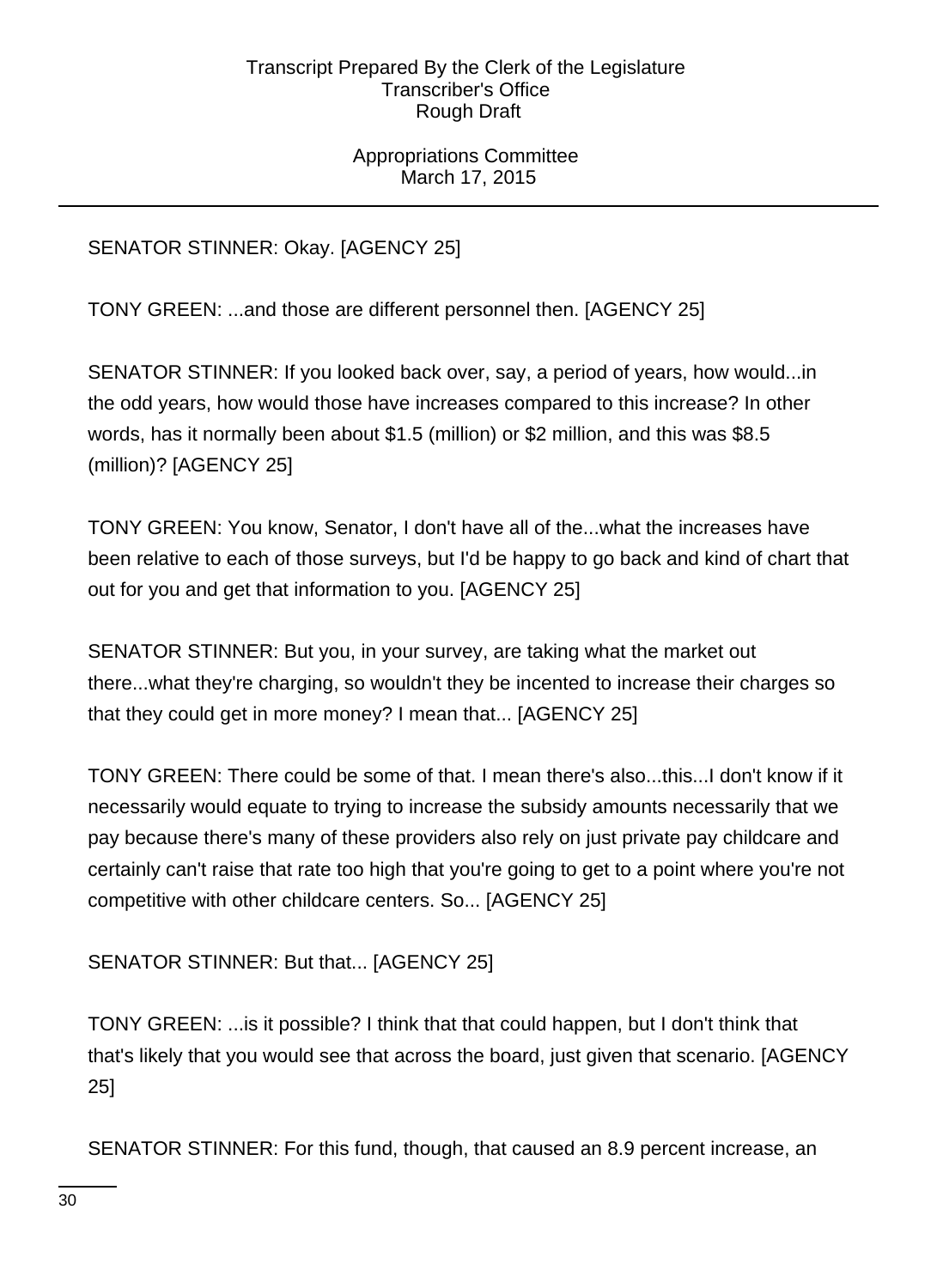SENATOR STINNER: Okay. [AGENCY 25]

TONY GREEN: ...and those are different personnel then. [AGENCY 25]

SENATOR STINNER: If you looked back over, say, a period of years, how would...in the odd years, how would those have increases compared to this increase? In other words, has it normally been about $1.5 (million) or $2 million, and this was $8.5 (million)? [AGENCY 25]

TONY GREEN: You know, Senator, I don't have all of the...what the increases have been relative to each of those surveys, but I'd be happy to go back and kind of chart that out for you and get that information to you. [AGENCY 25]

SENATOR STINNER: But you, in your survey, are taking what the market out there...what they're charging, so wouldn't they be incented to increase their charges so that they could get in more money? I mean that... [AGENCY 25]

TONY GREEN: There could be some of that. I mean there's also...this...I don't know if it necessarily would equate to trying to increase the subsidy amounts necessarily that we pay because there's many of these providers also rely on just private pay childcare and certainly can't raise that rate too high that you're going to get to a point where you're not competitive with other childcare centers. So... [AGENCY 25]

SENATOR STINNER: But that... [AGENCY 25]

TONY GREEN: ...is it possible? I think that that could happen, but I don't think that that's likely that you would see that across the board, just given that scenario. [AGENCY 25]

SENATOR STINNER: For this fund, though, that caused an 8.9 percent increase, an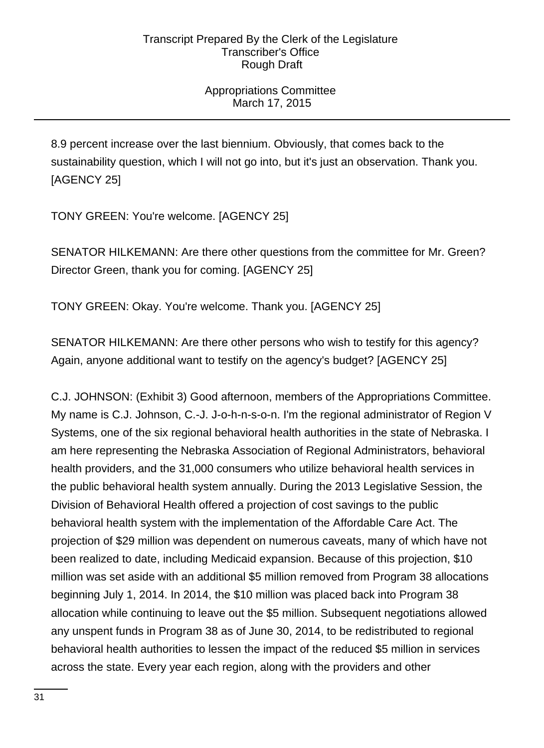8.9 percent increase over the last biennium. Obviously, that comes back to the sustainability question, which I will not go into, but it's just an observation. Thank you. [AGENCY 25]

TONY GREEN: You're welcome. [AGENCY 25]

SENATOR HILKEMANN: Are there other questions from the committee for Mr. Green? Director Green, thank you for coming. [AGENCY 25]

TONY GREEN: Okay. You're welcome. Thank you. [AGENCY 25]

SENATOR HILKEMANN: Are there other persons who wish to testify for this agency? Again, anyone additional want to testify on the agency's budget? [AGENCY 25]

C.J. JOHNSON: (Exhibit 3) Good afternoon, members of the Appropriations Committee. My name is C.J. Johnson, C.-J. J-o-h-n-s-o-n. I'm the regional administrator of Region V Systems, one of the six regional behavioral health authorities in the state of Nebraska. I am here representing the Nebraska Association of Regional Administrators, behavioral health providers, and the 31,000 consumers who utilize behavioral health services in the public behavioral health system annually. During the 2013 Legislative Session, the Division of Behavioral Health offered a projection of cost savings to the public behavioral health system with the implementation of the Affordable Care Act. The projection of $29 million was dependent on numerous caveats, many of which have not been realized to date, including Medicaid expansion. Because of this projection, $10 million was set aside with an additional $5 million removed from Program 38 allocations beginning July 1, 2014. In 2014, the $10 million was placed back into Program 38 allocation while continuing to leave out the $5 million. Subsequent negotiations allowed any unspent funds in Program 38 as of June 30, 2014, to be redistributed to regional behavioral health authorities to lessen the impact of the reduced $5 million in services across the state. Every year each region, along with the providers and other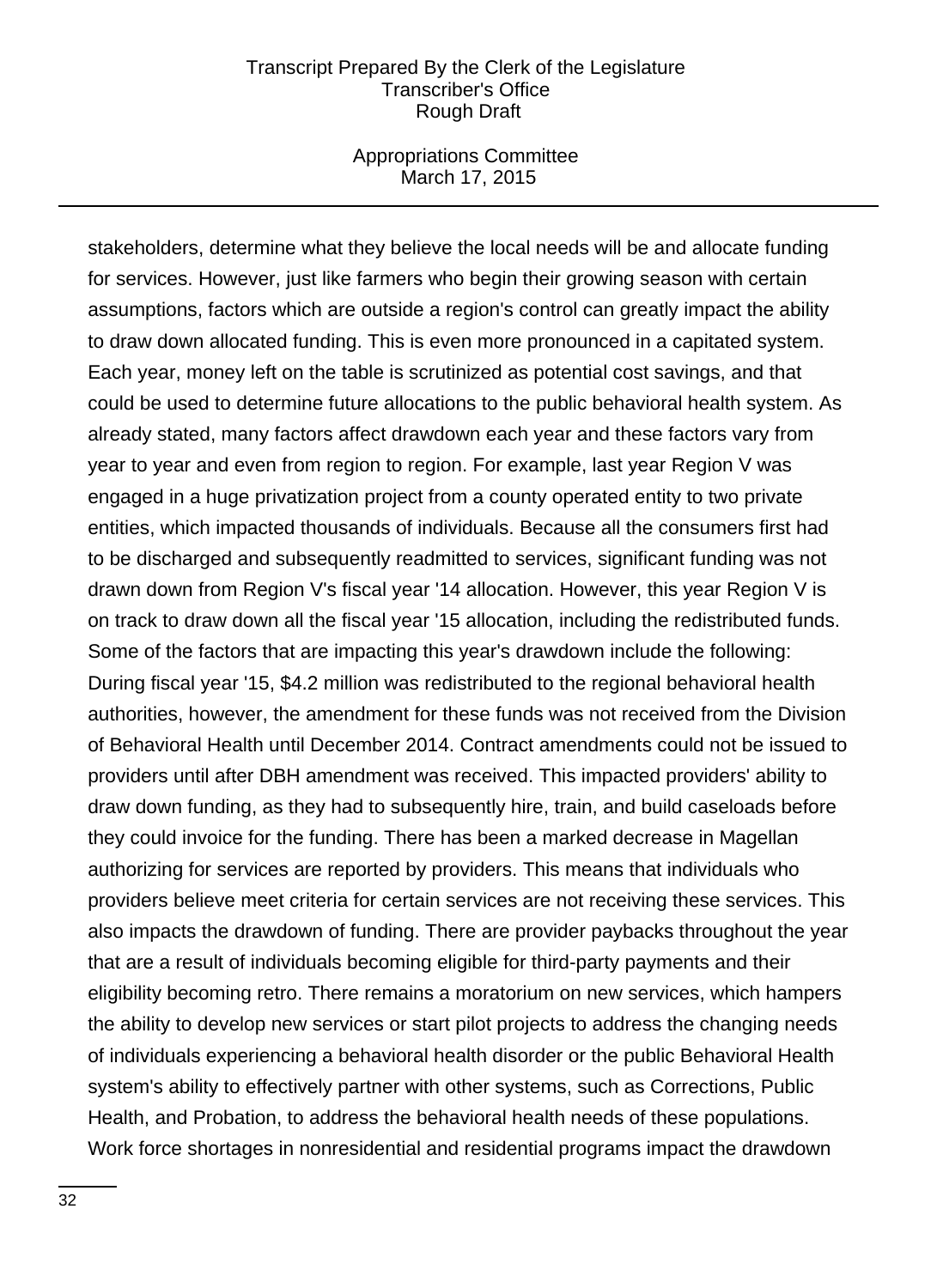stakeholders, determine what they believe the local needs will be and allocate funding for services. However, just like farmers who begin their growing season with certain assumptions, factors which are outside a region's control can greatly impact the ability to draw down allocated funding. This is even more pronounced in a capitated system. Each year, money left on the table is scrutinized as potential cost savings, and that could be used to determine future allocations to the public behavioral health system. As already stated, many factors affect drawdown each year and these factors vary from year to year and even from region to region. For example, last year Region V was engaged in a huge privatization project from a county operated entity to two private entities, which impacted thousands of individuals. Because all the consumers first had to be discharged and subsequently readmitted to services, significant funding was not drawn down from Region V's fiscal year '14 allocation. However, this year Region V is on track to draw down all the fiscal year '15 allocation, including the redistributed funds. Some of the factors that are impacting this year's drawdown include the following: During fiscal year '15, $4.2 million was redistributed to the regional behavioral health authorities, however, the amendment for these funds was not received from the Division of Behavioral Health until December 2014. Contract amendments could not be issued to providers until after DBH amendment was received. This impacted providers' ability to draw down funding, as they had to subsequently hire, train, and build caseloads before they could invoice for the funding. There has been a marked decrease in Magellan authorizing for services are reported by providers. This means that individuals who providers believe meet criteria for certain services are not receiving these services. This also impacts the drawdown of funding. There are provider paybacks throughout the year that are a result of individuals becoming eligible for third-party payments and their eligibility becoming retro. There remains a moratorium on new services, which hampers the ability to develop new services or start pilot projects to address the changing needs of individuals experiencing a behavioral health disorder or the public Behavioral Health system's ability to effectively partner with other systems, such as Corrections, Public Health, and Probation, to address the behavioral health needs of these populations. Work force shortages in nonresidential and residential programs impact the drawdown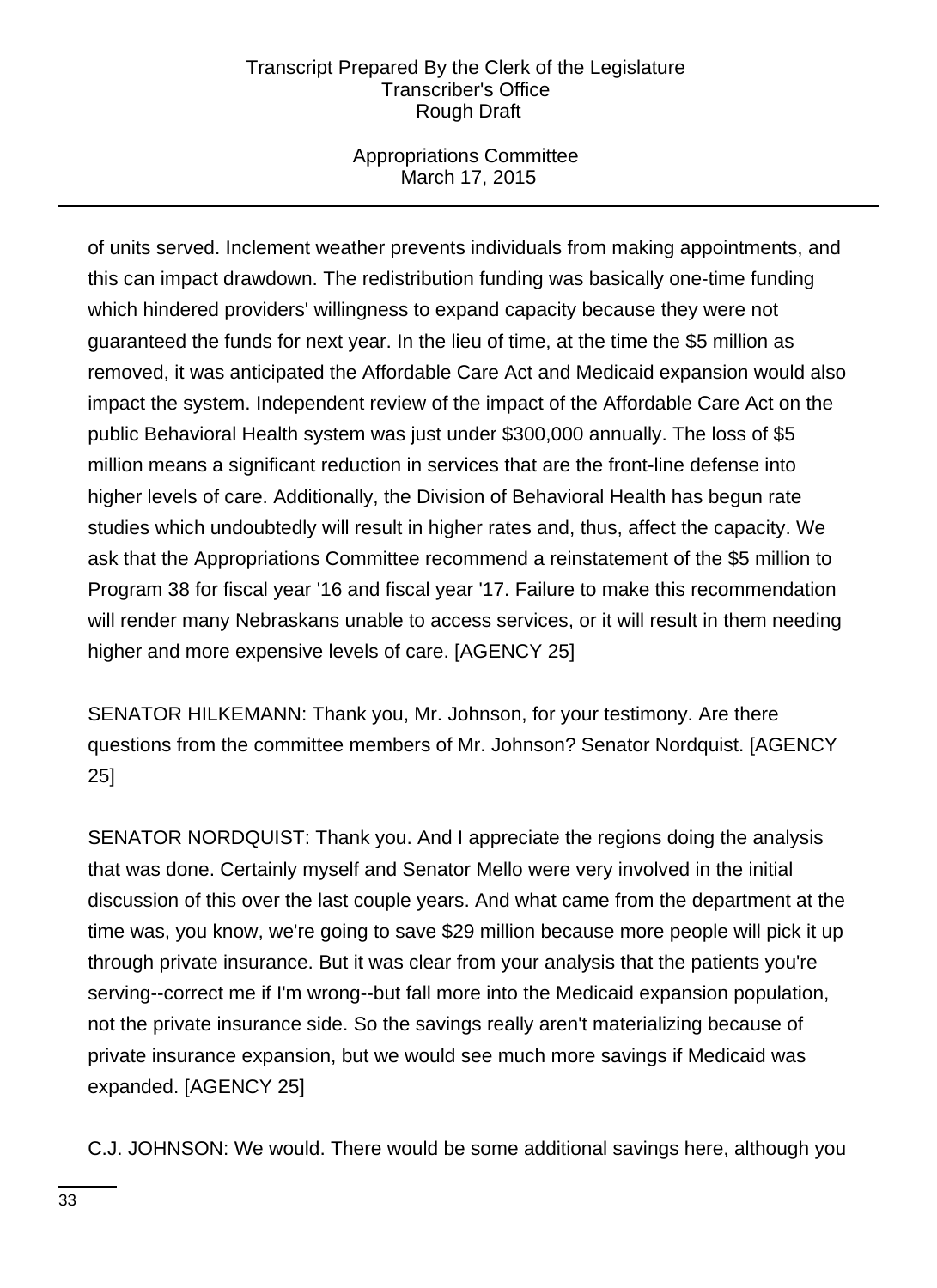of units served. Inclement weather prevents individuals from making appointments, and this can impact drawdown. The redistribution funding was basically one-time funding which hindered providers' willingness to expand capacity because they were not guaranteed the funds for next year. In the lieu of time, at the time the $5 million as removed, it was anticipated the Affordable Care Act and Medicaid expansion would also impact the system. Independent review of the impact of the Affordable Care Act on the public Behavioral Health system was just under $300,000 annually. The loss of $5 million means a significant reduction in services that are the front-line defense into higher levels of care. Additionally, the Division of Behavioral Health has begun rate studies which undoubtedly will result in higher rates and, thus, affect the capacity. We ask that the Appropriations Committee recommend a reinstatement of the $5 million to Program 38 for fiscal year '16 and fiscal year '17. Failure to make this recommendation will render many Nebraskans unable to access services, or it will result in them needing higher and more expensive levels of care. [AGENCY 25]

SENATOR HILKEMANN: Thank you, Mr. Johnson, for your testimony. Are there questions from the committee members of Mr. Johnson? Senator Nordquist. [AGENCY 25]

SENATOR NORDQUIST: Thank you. And I appreciate the regions doing the analysis that was done. Certainly myself and Senator Mello were very involved in the initial discussion of this over the last couple years. And what came from the department at the time was, you know, we're going to save $29 million because more people will pick it up through private insurance. But it was clear from your analysis that the patients you're serving--correct me if I'm wrong--but fall more into the Medicaid expansion population, not the private insurance side. So the savings really aren't materializing because of private insurance expansion, but we would see much more savings if Medicaid was expanded. [AGENCY 25]

C.J. JOHNSON: We would. There would be some additional savings here, although you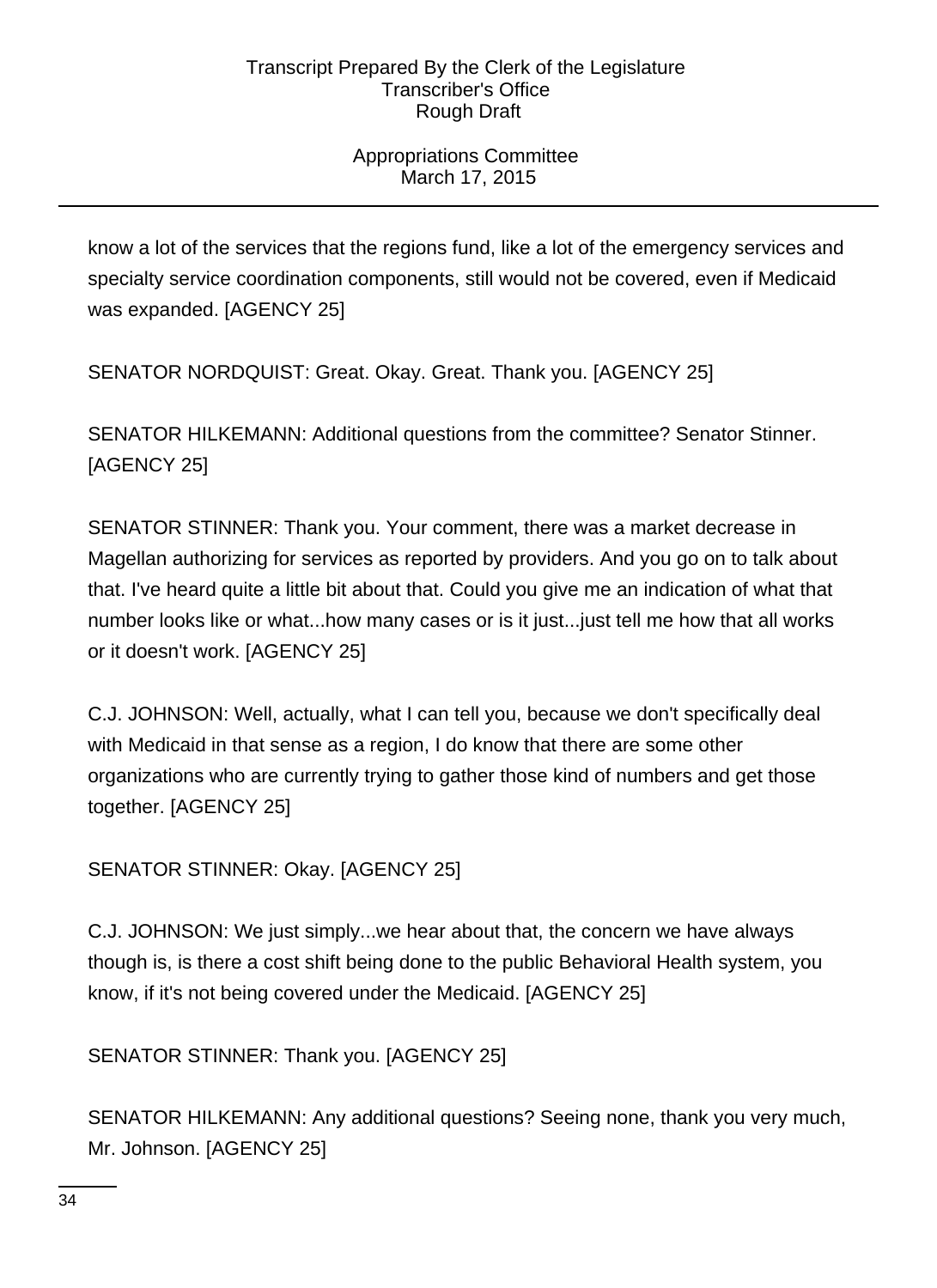know a lot of the services that the regions fund, like a lot of the emergency services and specialty service coordination components, still would not be covered, even if Medicaid was expanded. [AGENCY 25]

SENATOR NORDQUIST: Great. Okay. Great. Thank you. [AGENCY 25]

SENATOR HILKEMANN: Additional questions from the committee? Senator Stinner. [AGENCY 25]

SENATOR STINNER: Thank you. Your comment, there was a market decrease in Magellan authorizing for services as reported by providers. And you go on to talk about that. I've heard quite a little bit about that. Could you give me an indication of what that number looks like or what...how many cases or is it just...just tell me how that all works or it doesn't work. [AGENCY 25]

C.J. JOHNSON: Well, actually, what I can tell you, because we don't specifically deal with Medicaid in that sense as a region, I do know that there are some other organizations who are currently trying to gather those kind of numbers and get those together. [AGENCY 25]

SENATOR STINNER: Okay. [AGENCY 25]

C.J. JOHNSON: We just simply...we hear about that, the concern we have always though is, is there a cost shift being done to the public Behavioral Health system, you know, if it's not being covered under the Medicaid. [AGENCY 25]

SENATOR STINNER: Thank you. [AGENCY 25]

SENATOR HILKEMANN: Any additional questions? Seeing none, thank you very much, Mr. Johnson. [AGENCY 25]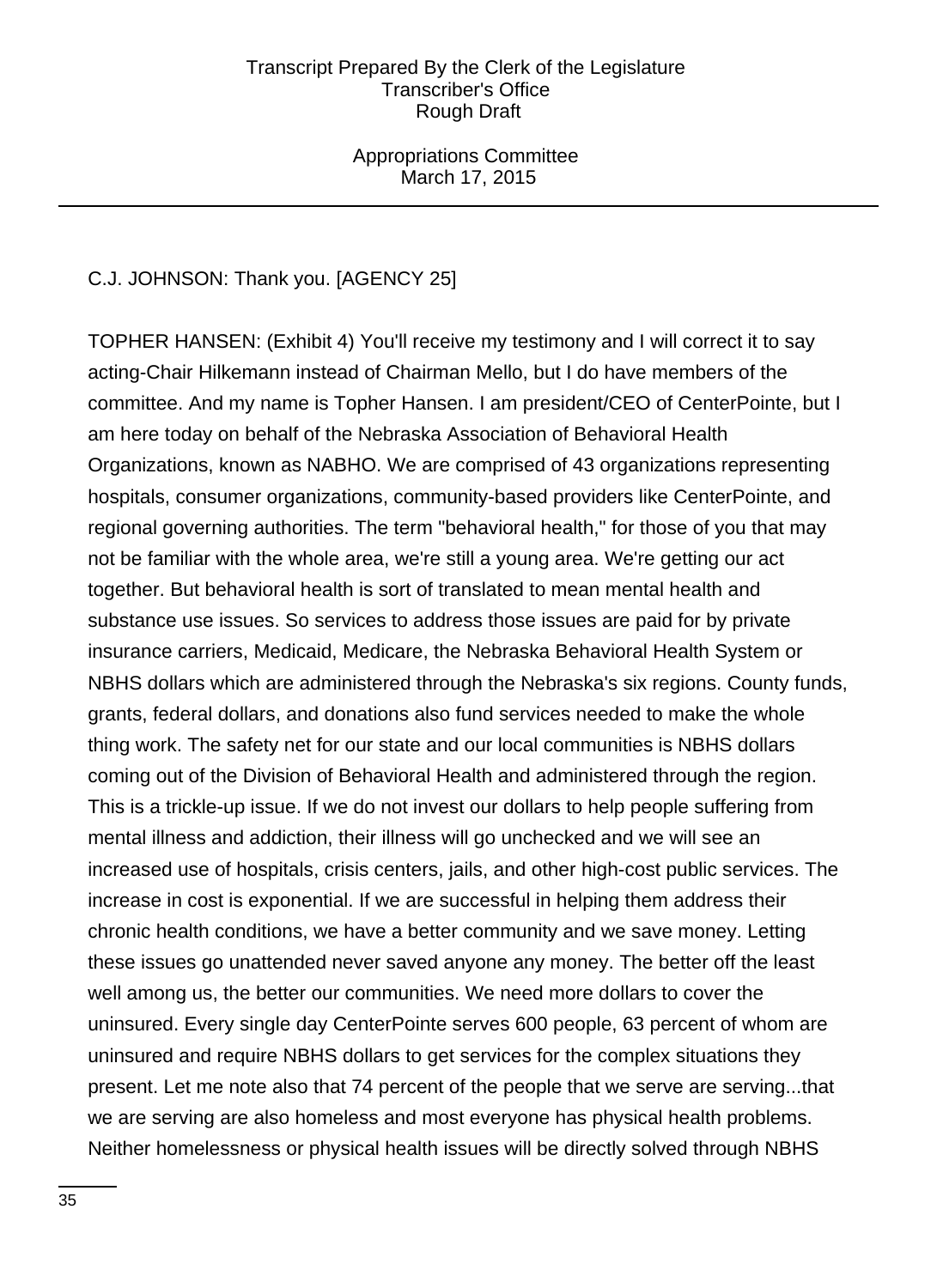C.J. JOHNSON: Thank you. [AGENCY 25]

TOPHER HANSEN: (Exhibit 4) You'll receive my testimony and I will correct it to say acting-Chair Hilkemann instead of Chairman Mello, but I do have members of the committee. And my name is Topher Hansen. I am president/CEO of CenterPointe, but I am here today on behalf of the Nebraska Association of Behavioral Health Organizations, known as NABHO. We are comprised of 43 organizations representing hospitals, consumer organizations, community-based providers like CenterPointe, and regional governing authorities. The term "behavioral health," for those of you that may not be familiar with the whole area, we're still a young area. We're getting our act together. But behavioral health is sort of translated to mean mental health and substance use issues. So services to address those issues are paid for by private insurance carriers, Medicaid, Medicare, the Nebraska Behavioral Health System or NBHS dollars which are administered through the Nebraska's six regions. County funds, grants, federal dollars, and donations also fund services needed to make the whole thing work. The safety net for our state and our local communities is NBHS dollars coming out of the Division of Behavioral Health and administered through the region. This is a trickle-up issue. If we do not invest our dollars to help people suffering from mental illness and addiction, their illness will go unchecked and we will see an increased use of hospitals, crisis centers, jails, and other high-cost public services. The increase in cost is exponential. If we are successful in helping them address their chronic health conditions, we have a better community and we save money. Letting these issues go unattended never saved anyone any money. The better off the least well among us, the better our communities. We need more dollars to cover the uninsured. Every single day CenterPointe serves 600 people, 63 percent of whom are uninsured and require NBHS dollars to get services for the complex situations they present. Let me note also that 74 percent of the people that we serve are serving...that we are serving are also homeless and most everyone has physical health problems. Neither homelessness or physical health issues will be directly solved through NBHS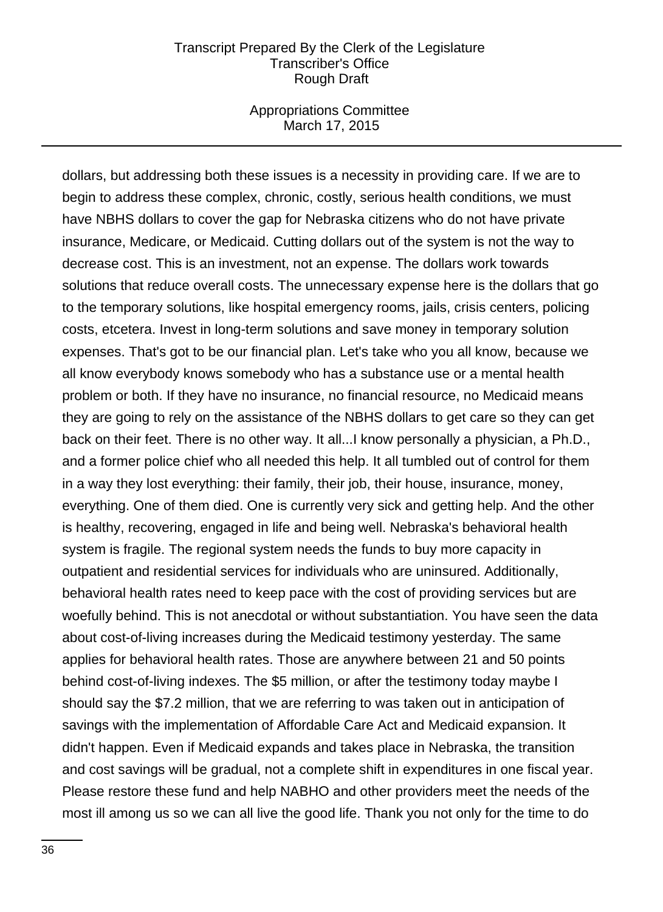dollars, but addressing both these issues is a necessity in providing care. If we are to begin to address these complex, chronic, costly, serious health conditions, we must have NBHS dollars to cover the gap for Nebraska citizens who do not have private insurance, Medicare, or Medicaid. Cutting dollars out of the system is not the way to decrease cost. This is an investment, not an expense. The dollars work towards solutions that reduce overall costs. The unnecessary expense here is the dollars that go to the temporary solutions, like hospital emergency rooms, jails, crisis centers, policing costs, etcetera. Invest in long-term solutions and save money in temporary solution expenses. That's got to be our financial plan. Let's take who you all know, because we all know everybody knows somebody who has a substance use or a mental health problem or both. If they have no insurance, no financial resource, no Medicaid means they are going to rely on the assistance of the NBHS dollars to get care so they can get back on their feet. There is no other way. It all...I know personally a physician, a Ph.D., and a former police chief who all needed this help. It all tumbled out of control for them in a way they lost everything: their family, their job, their house, insurance, money, everything. One of them died. One is currently very sick and getting help. And the other is healthy, recovering, engaged in life and being well. Nebraska's behavioral health system is fragile. The regional system needs the funds to buy more capacity in outpatient and residential services for individuals who are uninsured. Additionally, behavioral health rates need to keep pace with the cost of providing services but are woefully behind. This is not anecdotal or without substantiation. You have seen the data about cost-of-living increases during the Medicaid testimony yesterday. The same applies for behavioral health rates. Those are anywhere between 21 and 50 points behind cost-of-living indexes. The $5 million, or after the testimony today maybe I should say the $7.2 million, that we are referring to was taken out in anticipation of savings with the implementation of Affordable Care Act and Medicaid expansion. It didn't happen. Even if Medicaid expands and takes place in Nebraska, the transition and cost savings will be gradual, not a complete shift in expenditures in one fiscal year. Please restore these fund and help NABHO and other providers meet the needs of the most ill among us so we can all live the good life. Thank you not only for the time to do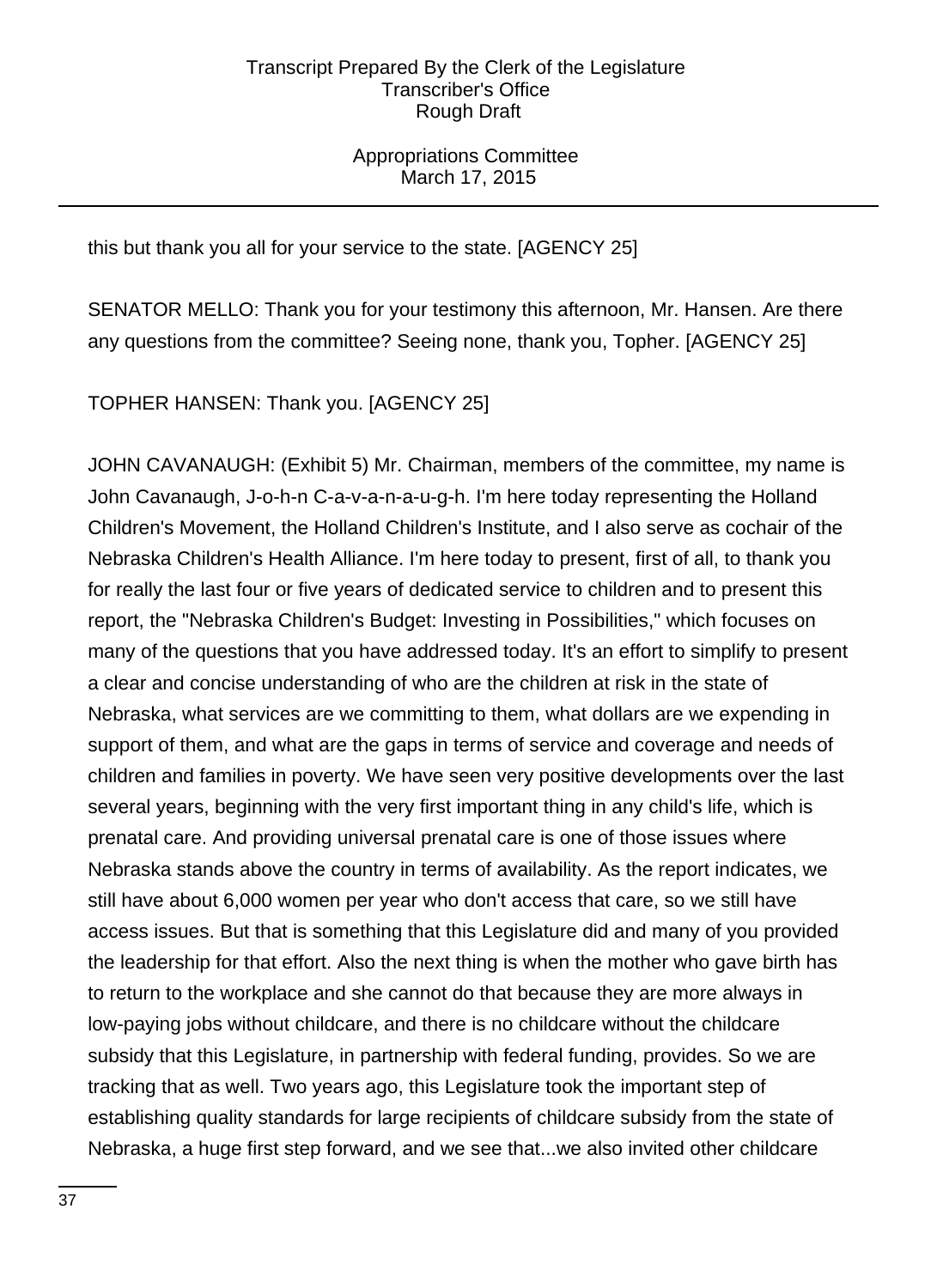this but thank you all for your service to the state. [AGENCY 25]

SENATOR MELLO: Thank you for your testimony this afternoon, Mr. Hansen. Are there any questions from the committee? Seeing none, thank you, Topher. [AGENCY 25]

TOPHER HANSEN: Thank you. [AGENCY 25]

JOHN CAVANAUGH: (Exhibit 5) Mr. Chairman, members of the committee, my name is John Cavanaugh, J-o-h-n C-a-v-a-n-a-u-g-h. I'm here today representing the Holland Children's Movement, the Holland Children's Institute, and I also serve as cochair of the Nebraska Children's Health Alliance. I'm here today to present, first of all, to thank you for really the last four or five years of dedicated service to children and to present this report, the "Nebraska Children's Budget: Investing in Possibilities," which focuses on many of the questions that you have addressed today. It's an effort to simplify to present a clear and concise understanding of who are the children at risk in the state of Nebraska, what services are we committing to them, what dollars are we expending in support of them, and what are the gaps in terms of service and coverage and needs of children and families in poverty. We have seen very positive developments over the last several years, beginning with the very first important thing in any child's life, which is prenatal care. And providing universal prenatal care is one of those issues where Nebraska stands above the country in terms of availability. As the report indicates, we still have about 6,000 women per year who don't access that care, so we still have access issues. But that is something that this Legislature did and many of you provided the leadership for that effort. Also the next thing is when the mother who gave birth has to return to the workplace and she cannot do that because they are more always in low-paying jobs without childcare, and there is no childcare without the childcare subsidy that this Legislature, in partnership with federal funding, provides. So we are tracking that as well. Two years ago, this Legislature took the important step of establishing quality standards for large recipients of childcare subsidy from the state of Nebraska, a huge first step forward, and we see that...we also invited other childcare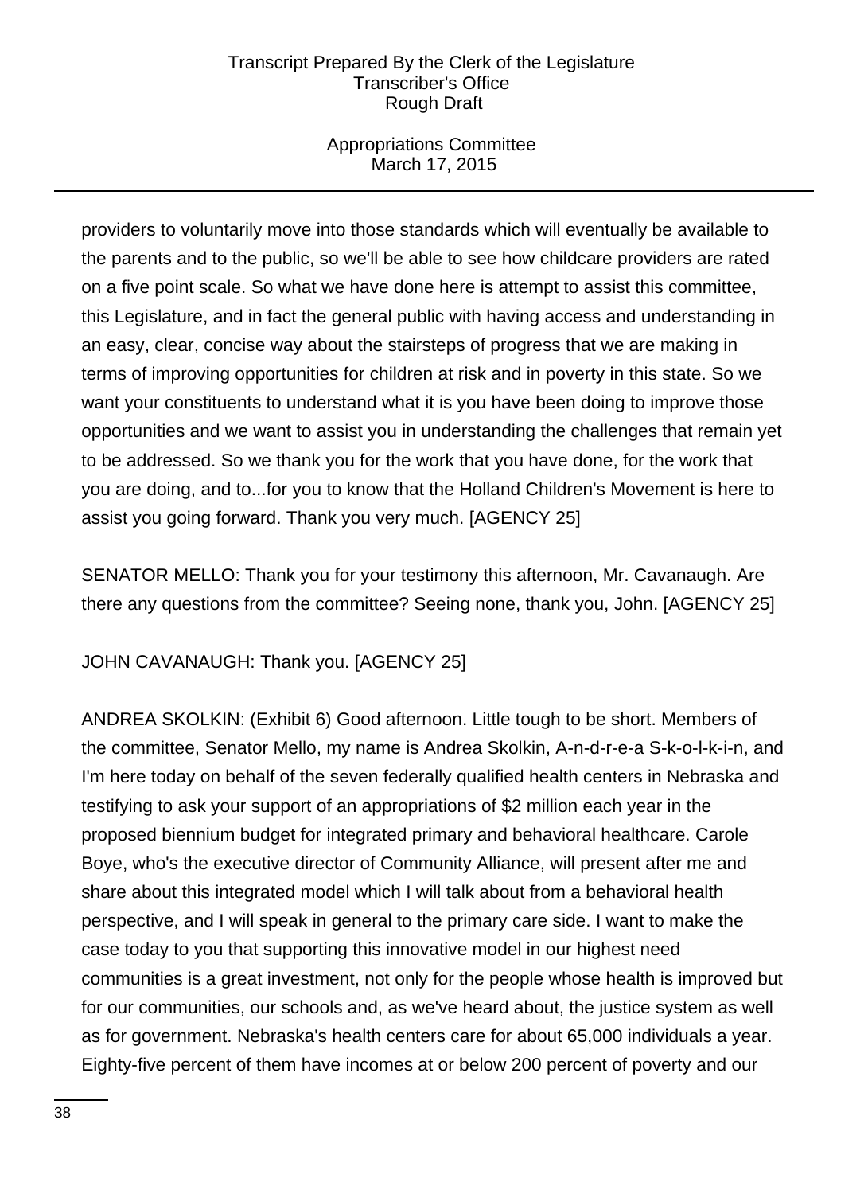providers to voluntarily move into those standards which will eventually be available to the parents and to the public, so we'll be able to see how childcare providers are rated on a five point scale. So what we have done here is attempt to assist this committee, this Legislature, and in fact the general public with having access and understanding in an easy, clear, concise way about the stairsteps of progress that we are making in terms of improving opportunities for children at risk and in poverty in this state. So we want your constituents to understand what it is you have been doing to improve those opportunities and we want to assist you in understanding the challenges that remain yet to be addressed. So we thank you for the work that you have done, for the work that you are doing, and to...for you to know that the Holland Children's Movement is here to assist you going forward. Thank you very much. [AGENCY 25]

SENATOR MELLO: Thank you for your testimony this afternoon, Mr. Cavanaugh. Are there any questions from the committee? Seeing none, thank you, John. [AGENCY 25]

JOHN CAVANAUGH: Thank you. [AGENCY 25]

ANDREA SKOLKIN: (Exhibit 6) Good afternoon. Little tough to be short. Members of the committee, Senator Mello, my name is Andrea Skolkin, A-n-d-r-e-a S-k-o-l-k-i-n, and I'm here today on behalf of the seven federally qualified health centers in Nebraska and testifying to ask your support of an appropriations of $2 million each year in the proposed biennium budget for integrated primary and behavioral healthcare. Carole Boye, who's the executive director of Community Alliance, will present after me and share about this integrated model which I will talk about from a behavioral health perspective, and I will speak in general to the primary care side. I want to make the case today to you that supporting this innovative model in our highest need communities is a great investment, not only for the people whose health is improved but for our communities, our schools and, as we've heard about, the justice system as well as for government. Nebraska's health centers care for about 65,000 individuals a year. Eighty-five percent of them have incomes at or below 200 percent of poverty and our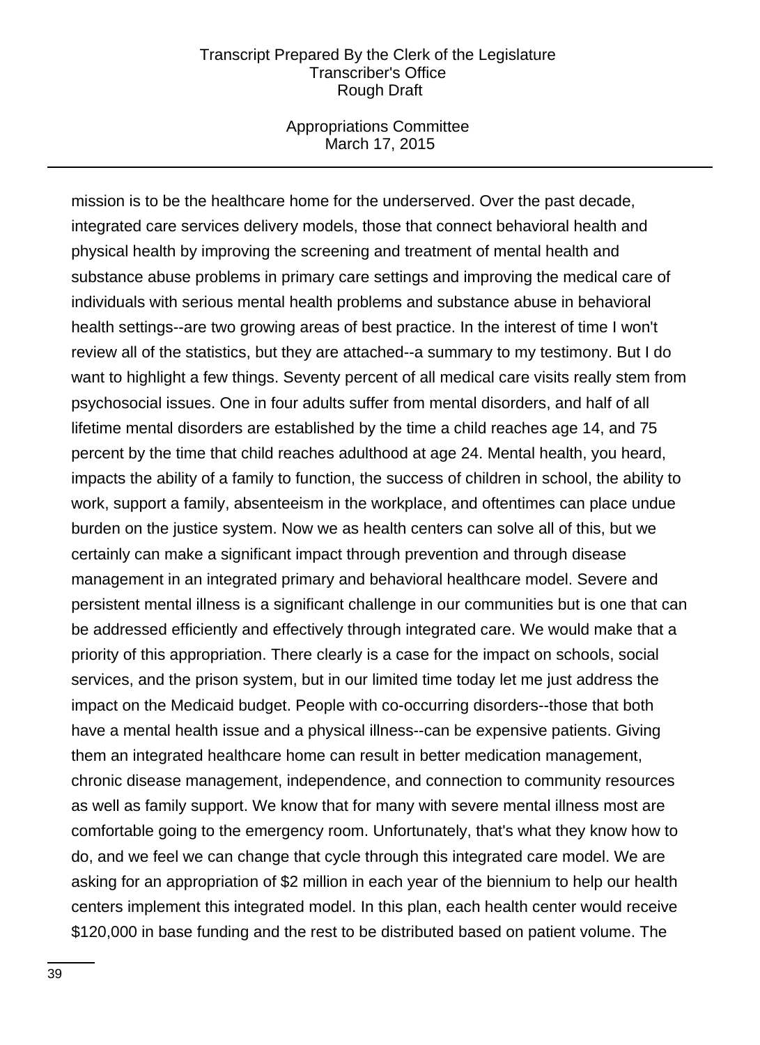mission is to be the healthcare home for the underserved. Over the past decade, integrated care services delivery models, those that connect behavioral health and physical health by improving the screening and treatment of mental health and substance abuse problems in primary care settings and improving the medical care of individuals with serious mental health problems and substance abuse in behavioral health settings--are two growing areas of best practice. In the interest of time I won't review all of the statistics, but they are attached--a summary to my testimony. But I do want to highlight a few things. Seventy percent of all medical care visits really stem from psychosocial issues. One in four adults suffer from mental disorders, and half of all lifetime mental disorders are established by the time a child reaches age 14, and 75 percent by the time that child reaches adulthood at age 24. Mental health, you heard, impacts the ability of a family to function, the success of children in school, the ability to work, support a family, absenteeism in the workplace, and oftentimes can place undue burden on the justice system. Now we as health centers can solve all of this, but we certainly can make a significant impact through prevention and through disease management in an integrated primary and behavioral healthcare model. Severe and persistent mental illness is a significant challenge in our communities but is one that can be addressed efficiently and effectively through integrated care. We would make that a priority of this appropriation. There clearly is a case for the impact on schools, social services, and the prison system, but in our limited time today let me just address the impact on the Medicaid budget. People with co-occurring disorders--those that both have a mental health issue and a physical illness--can be expensive patients. Giving them an integrated healthcare home can result in better medication management, chronic disease management, independence, and connection to community resources as well as family support. We know that for many with severe mental illness most are comfortable going to the emergency room. Unfortunately, that's what they know how to do, and we feel we can change that cycle through this integrated care model. We are asking for an appropriation of $2 million in each year of the biennium to help our health centers implement this integrated model. In this plan, each health center would receive $120,000 in base funding and the rest to be distributed based on patient volume. The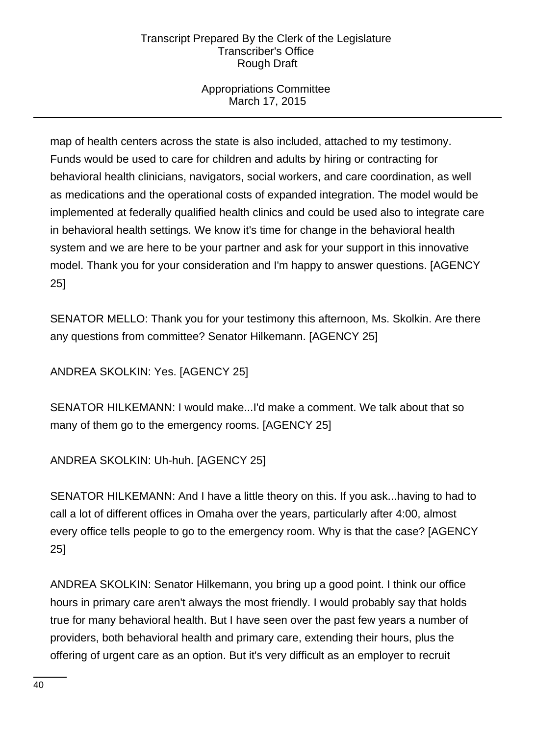map of health centers across the state is also included, attached to my testimony. Funds would be used to care for children and adults by hiring or contracting for behavioral health clinicians, navigators, social workers, and care coordination, as well as medications and the operational costs of expanded integration. The model would be implemented at federally qualified health clinics and could be used also to integrate care in behavioral health settings. We know it's time for change in the behavioral health system and we are here to be your partner and ask for your support in this innovative model. Thank you for your consideration and I'm happy to answer questions. [AGENCY 25]

SENATOR MELLO: Thank you for your testimony this afternoon, Ms. Skolkin. Are there any questions from committee? Senator Hilkemann. [AGENCY 25]

ANDREA SKOLKIN: Yes. [AGENCY 25]

SENATOR HILKEMANN: I would make...I'd make a comment. We talk about that so many of them go to the emergency rooms. [AGENCY 25]

ANDREA SKOLKIN: Uh-huh. [AGENCY 25]

SENATOR HILKEMANN: And I have a little theory on this. If you ask...having to had to call a lot of different offices in Omaha over the years, particularly after 4:00, almost every office tells people to go to the emergency room. Why is that the case? [AGENCY 25]

ANDREA SKOLKIN: Senator Hilkemann, you bring up a good point. I think our office hours in primary care aren't always the most friendly. I would probably say that holds true for many behavioral health. But I have seen over the past few years a number of providers, both behavioral health and primary care, extending their hours, plus the offering of urgent care as an option. But it's very difficult as an employer to recruit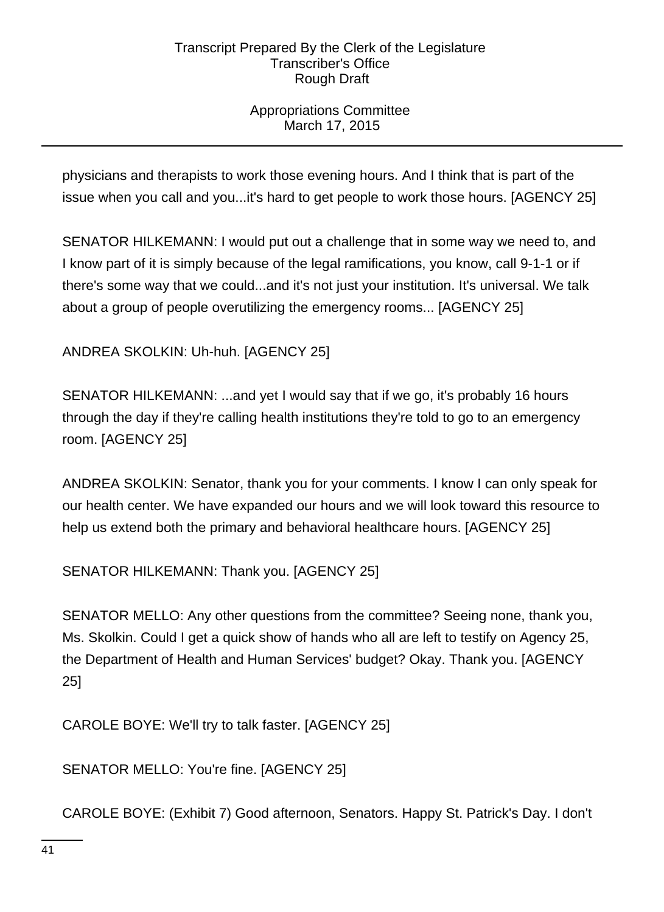physicians and therapists to work those evening hours. And I think that is part of the issue when you call and you...it's hard to get people to work those hours. [AGENCY 25]

SENATOR HILKEMANN: I would put out a challenge that in some way we need to, and I know part of it is simply because of the legal ramifications, you know, call 9-1-1 or if there's some way that we could...and it's not just your institution. It's universal. We talk about a group of people overutilizing the emergency rooms... [AGENCY 25]

ANDREA SKOLKIN: Uh-huh. [AGENCY 25]

SENATOR HILKEMANN: ...and yet I would say that if we go, it's probably 16 hours through the day if they're calling health institutions they're told to go to an emergency room. [AGENCY 25]

ANDREA SKOLKIN: Senator, thank you for your comments. I know I can only speak for our health center. We have expanded our hours and we will look toward this resource to help us extend both the primary and behavioral healthcare hours. [AGENCY 25]

SENATOR HILKEMANN: Thank you. [AGENCY 25]

SENATOR MELLO: Any other questions from the committee? Seeing none, thank you, Ms. Skolkin. Could I get a quick show of hands who all are left to testify on Agency 25, the Department of Health and Human Services' budget? Okay. Thank you. [AGENCY 25]

CAROLE BOYE: We'll try to talk faster. [AGENCY 25]

SENATOR MELLO: You're fine. [AGENCY 25]

CAROLE BOYE: (Exhibit 7) Good afternoon, Senators. Happy St. Patrick's Day. I don't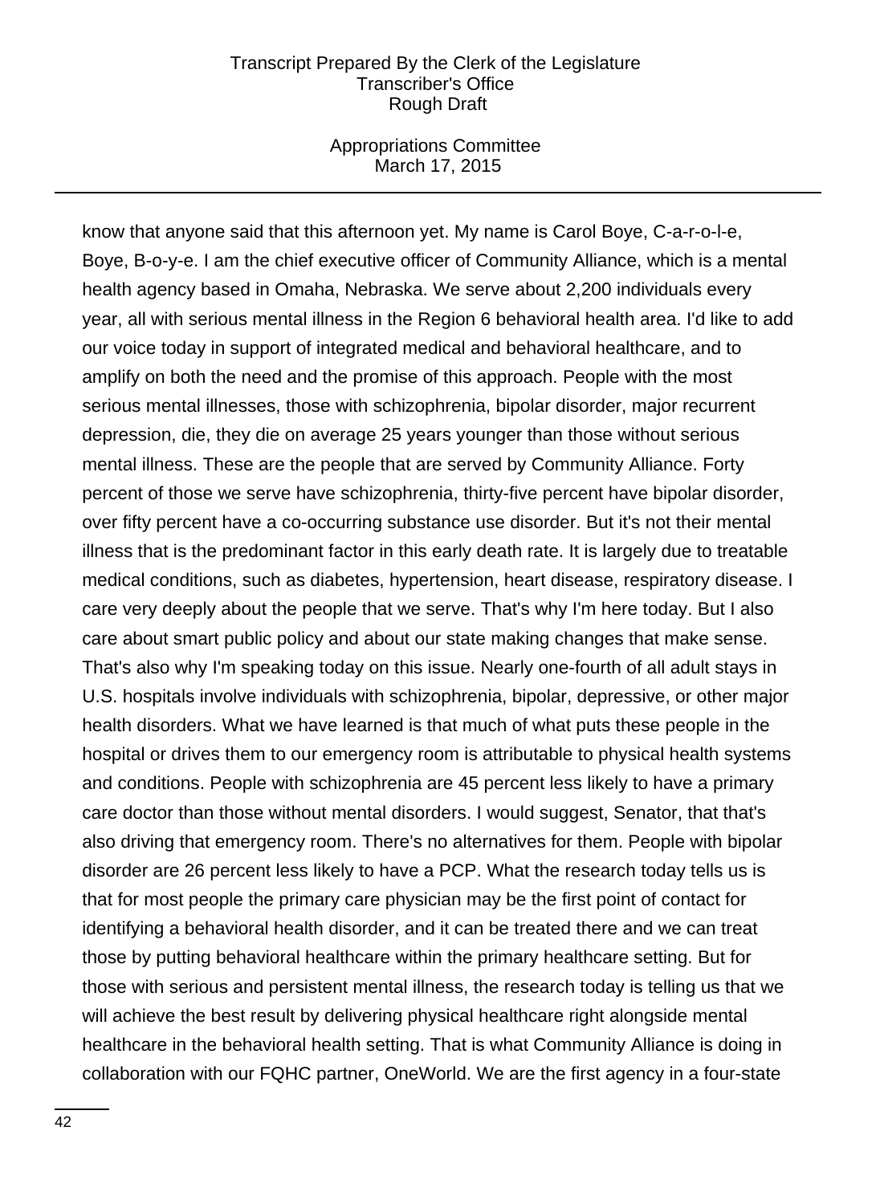know that anyone said that this afternoon yet. My name is Carol Boye, C-a-r-o-l-e, Boye, B-o-y-e. I am the chief executive officer of Community Alliance, which is a mental health agency based in Omaha, Nebraska. We serve about 2,200 individuals every year, all with serious mental illness in the Region 6 behavioral health area. I'd like to add our voice today in support of integrated medical and behavioral healthcare, and to amplify on both the need and the promise of this approach. People with the most serious mental illnesses, those with schizophrenia, bipolar disorder, major recurrent depression, die, they die on average 25 years younger than those without serious mental illness. These are the people that are served by Community Alliance. Forty percent of those we serve have schizophrenia, thirty-five percent have bipolar disorder, over fifty percent have a co-occurring substance use disorder. But it's not their mental illness that is the predominant factor in this early death rate. It is largely due to treatable medical conditions, such as diabetes, hypertension, heart disease, respiratory disease. I care very deeply about the people that we serve. That's why I'm here today. But I also care about smart public policy and about our state making changes that make sense. That's also why I'm speaking today on this issue. Nearly one-fourth of all adult stays in U.S. hospitals involve individuals with schizophrenia, bipolar, depressive, or other major health disorders. What we have learned is that much of what puts these people in the hospital or drives them to our emergency room is attributable to physical health systems and conditions. People with schizophrenia are 45 percent less likely to have a primary care doctor than those without mental disorders. I would suggest, Senator, that that's also driving that emergency room. There's no alternatives for them. People with bipolar disorder are 26 percent less likely to have a PCP. What the research today tells us is that for most people the primary care physician may be the first point of contact for identifying a behavioral health disorder, and it can be treated there and we can treat those by putting behavioral healthcare within the primary healthcare setting. But for those with serious and persistent mental illness, the research today is telling us that we will achieve the best result by delivering physical healthcare right alongside mental healthcare in the behavioral health setting. That is what Community Alliance is doing in collaboration with our FQHC partner, OneWorld. We are the first agency in a four-state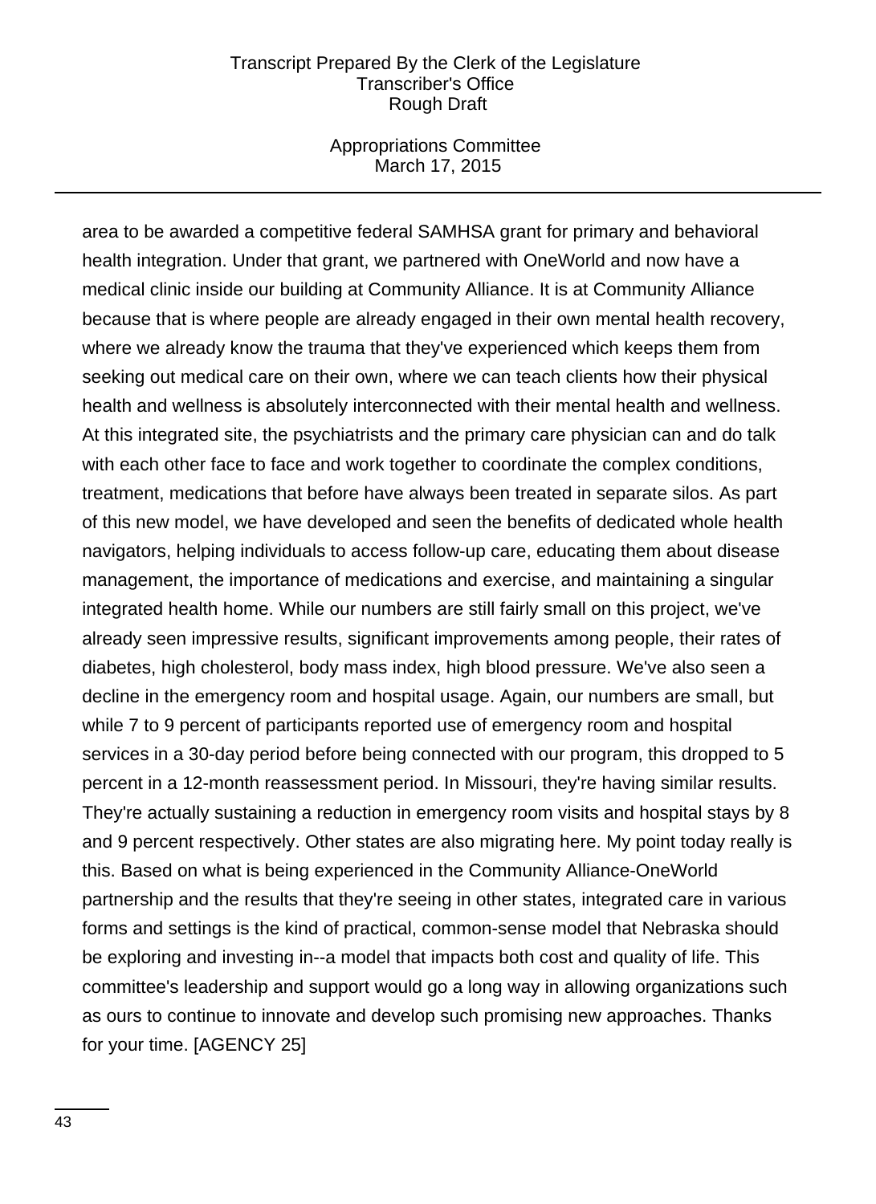area to be awarded a competitive federal SAMHSA grant for primary and behavioral health integration. Under that grant, we partnered with OneWorld and now have a medical clinic inside our building at Community Alliance. It is at Community Alliance because that is where people are already engaged in their own mental health recovery, where we already know the trauma that they've experienced which keeps them from seeking out medical care on their own, where we can teach clients how their physical health and wellness is absolutely interconnected with their mental health and wellness. At this integrated site, the psychiatrists and the primary care physician can and do talk with each other face to face and work together to coordinate the complex conditions, treatment, medications that before have always been treated in separate silos. As part of this new model, we have developed and seen the benefits of dedicated whole health navigators, helping individuals to access follow-up care, educating them about disease management, the importance of medications and exercise, and maintaining a singular integrated health home. While our numbers are still fairly small on this project, we've already seen impressive results, significant improvements among people, their rates of diabetes, high cholesterol, body mass index, high blood pressure. We've also seen a decline in the emergency room and hospital usage. Again, our numbers are small, but while 7 to 9 percent of participants reported use of emergency room and hospital services in a 30-day period before being connected with our program, this dropped to 5 percent in a 12-month reassessment period. In Missouri, they're having similar results. They're actually sustaining a reduction in emergency room visits and hospital stays by 8 and 9 percent respectively. Other states are also migrating here. My point today really is this. Based on what is being experienced in the Community Alliance-OneWorld partnership and the results that they're seeing in other states, integrated care in various forms and settings is the kind of practical, common-sense model that Nebraska should be exploring and investing in--a model that impacts both cost and quality of life. This committee's leadership and support would go a long way in allowing organizations such as ours to continue to innovate and develop such promising new approaches. Thanks for your time. [AGENCY 25]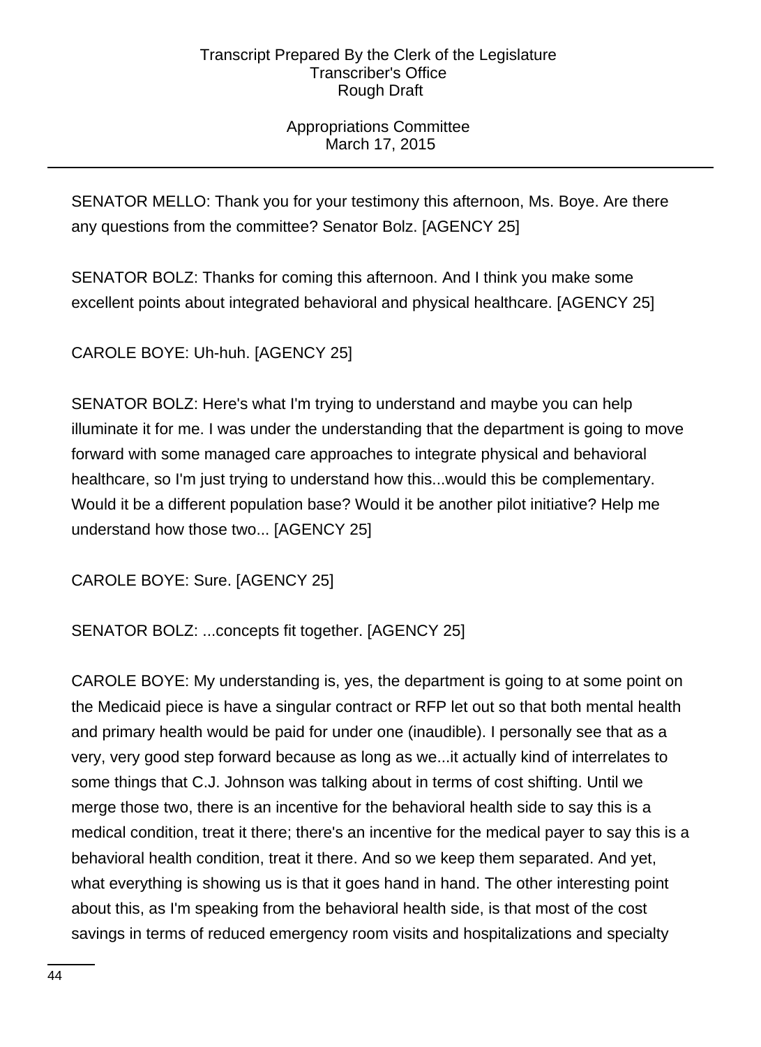SENATOR MELLO: Thank you for your testimony this afternoon, Ms. Boye. Are there any questions from the committee? Senator Bolz. [AGENCY 25]

SENATOR BOLZ: Thanks for coming this afternoon. And I think you make some excellent points about integrated behavioral and physical healthcare. [AGENCY 25]

CAROLE BOYE: Uh-huh. [AGENCY 25]

SENATOR BOLZ: Here's what I'm trying to understand and maybe you can help illuminate it for me. I was under the understanding that the department is going to move forward with some managed care approaches to integrate physical and behavioral healthcare, so I'm just trying to understand how this...would this be complementary. Would it be a different population base? Would it be another pilot initiative? Help me understand how those two... [AGENCY 25]

CAROLE BOYE: Sure. [AGENCY 25]

SENATOR BOLZ: ...concepts fit together. [AGENCY 25]

CAROLE BOYE: My understanding is, yes, the department is going to at some point on the Medicaid piece is have a singular contract or RFP let out so that both mental health and primary health would be paid for under one (inaudible). I personally see that as a very, very good step forward because as long as we...it actually kind of interrelates to some things that C.J. Johnson was talking about in terms of cost shifting. Until we merge those two, there is an incentive for the behavioral health side to say this is a medical condition, treat it there; there's an incentive for the medical payer to say this is a behavioral health condition, treat it there. And so we keep them separated. And yet, what everything is showing us is that it goes hand in hand. The other interesting point about this, as I'm speaking from the behavioral health side, is that most of the cost savings in terms of reduced emergency room visits and hospitalizations and specialty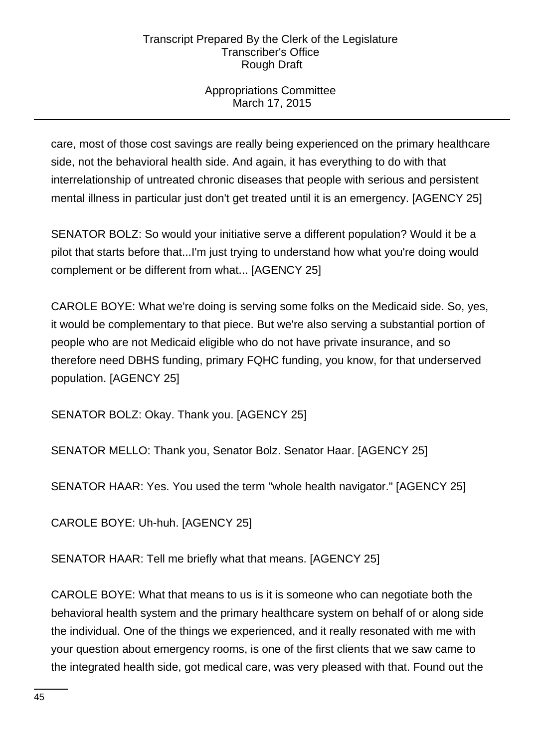care, most of those cost savings are really being experienced on the primary healthcare side, not the behavioral health side. And again, it has everything to do with that interrelationship of untreated chronic diseases that people with serious and persistent mental illness in particular just don't get treated until it is an emergency. [AGENCY 25]

SENATOR BOLZ: So would your initiative serve a different population? Would it be a pilot that starts before that...I'm just trying to understand how what you're doing would complement or be different from what... [AGENCY 25]

CAROLE BOYE: What we're doing is serving some folks on the Medicaid side. So, yes, it would be complementary to that piece. But we're also serving a substantial portion of people who are not Medicaid eligible who do not have private insurance, and so therefore need DBHS funding, primary FQHC funding, you know, for that underserved population. [AGENCY 25]

SENATOR BOLZ: Okay. Thank you. [AGENCY 25]

SENATOR MELLO: Thank you, Senator Bolz. Senator Haar. [AGENCY 25]

SENATOR HAAR: Yes. You used the term "whole health navigator." [AGENCY 25]

CAROLE BOYE: Uh-huh. [AGENCY 25]

SENATOR HAAR: Tell me briefly what that means. [AGENCY 25]

CAROLE BOYE: What that means to us is it is someone who can negotiate both the behavioral health system and the primary healthcare system on behalf of or along side the individual. One of the things we experienced, and it really resonated with me with your question about emergency rooms, is one of the first clients that we saw came to the integrated health side, got medical care, was very pleased with that. Found out the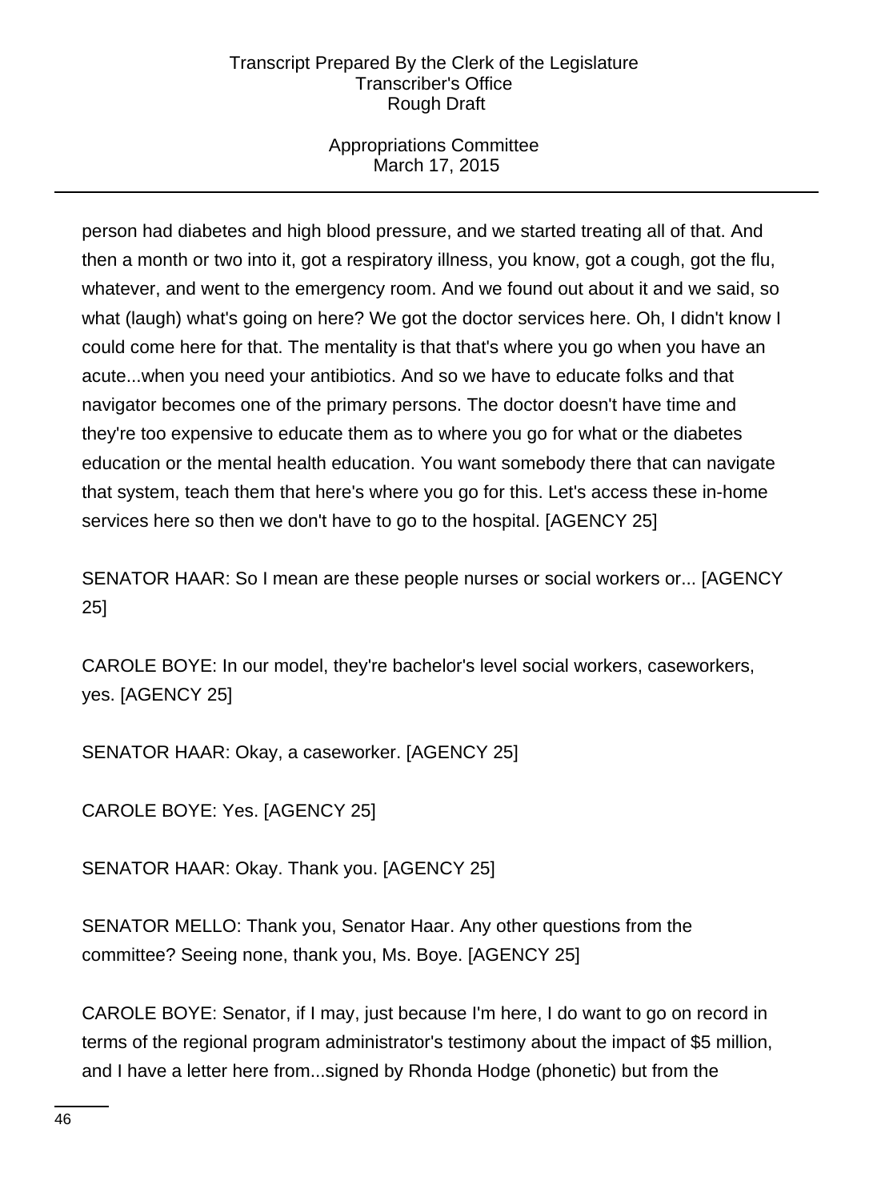person had diabetes and high blood pressure, and we started treating all of that. And then a month or two into it, got a respiratory illness, you know, got a cough, got the flu, whatever, and went to the emergency room. And we found out about it and we said, so what (laugh) what's going on here? We got the doctor services here. Oh, I didn't know I could come here for that. The mentality is that that's where you go when you have an acute...when you need your antibiotics. And so we have to educate folks and that navigator becomes one of the primary persons. The doctor doesn't have time and they're too expensive to educate them as to where you go for what or the diabetes education or the mental health education. You want somebody there that can navigate that system, teach them that here's where you go for this. Let's access these in-home services here so then we don't have to go to the hospital. [AGENCY 25]

SENATOR HAAR: So I mean are these people nurses or social workers or... [AGENCY 25]

CAROLE BOYE: In our model, they're bachelor's level social workers, caseworkers, yes. [AGENCY 25]

SENATOR HAAR: Okay, a caseworker. [AGENCY 25]

CAROLE BOYE: Yes. [AGENCY 25]

SENATOR HAAR: Okay. Thank you. [AGENCY 25]

SENATOR MELLO: Thank you, Senator Haar. Any other questions from the committee? Seeing none, thank you, Ms. Boye. [AGENCY 25]

CAROLE BOYE: Senator, if I may, just because I'm here, I do want to go on record in terms of the regional program administrator's testimony about the impact of $5 million, and I have a letter here from...signed by Rhonda Hodge (phonetic) but from the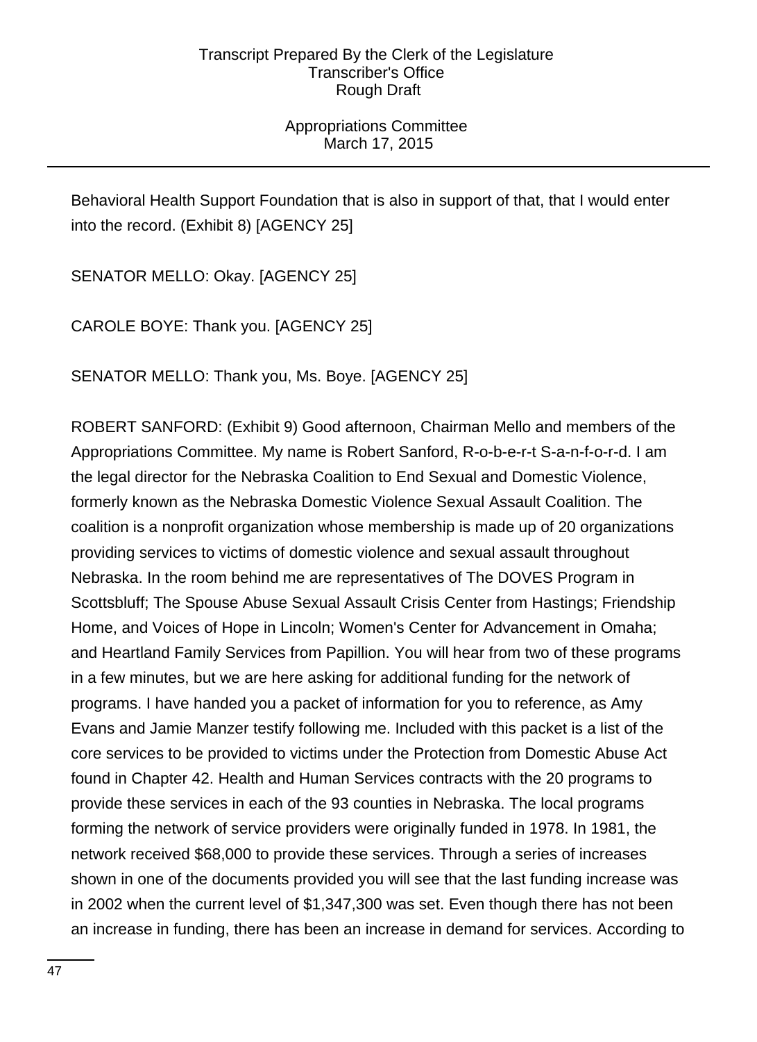Behavioral Health Support Foundation that is also in support of that, that I would enter into the record. (Exhibit 8) [AGENCY 25]

SENATOR MELLO: Okay. [AGENCY 25]

CAROLE BOYE: Thank you. [AGENCY 25]

SENATOR MELLO: Thank you, Ms. Boye. [AGENCY 25]

ROBERT SANFORD: (Exhibit 9) Good afternoon, Chairman Mello and members of the Appropriations Committee. My name is Robert Sanford, R-o-b-e-r-t S-a-n-f-o-r-d. I am the legal director for the Nebraska Coalition to End Sexual and Domestic Violence, formerly known as the Nebraska Domestic Violence Sexual Assault Coalition. The coalition is a nonprofit organization whose membership is made up of 20 organizations providing services to victims of domestic violence and sexual assault throughout Nebraska. In the room behind me are representatives of The DOVES Program in Scottsbluff; The Spouse Abuse Sexual Assault Crisis Center from Hastings; Friendship Home, and Voices of Hope in Lincoln; Women's Center for Advancement in Omaha; and Heartland Family Services from Papillion. You will hear from two of these programs in a few minutes, but we are here asking for additional funding for the network of programs. I have handed you a packet of information for you to reference, as Amy Evans and Jamie Manzer testify following me. Included with this packet is a list of the core services to be provided to victims under the Protection from Domestic Abuse Act found in Chapter 42. Health and Human Services contracts with the 20 programs to provide these services in each of the 93 counties in Nebraska. The local programs forming the network of service providers were originally funded in 1978. In 1981, the network received $68,000 to provide these services. Through a series of increases shown in one of the documents provided you will see that the last funding increase was in 2002 when the current level of $1,347,300 was set. Even though there has not been an increase in funding, there has been an increase in demand for services. According to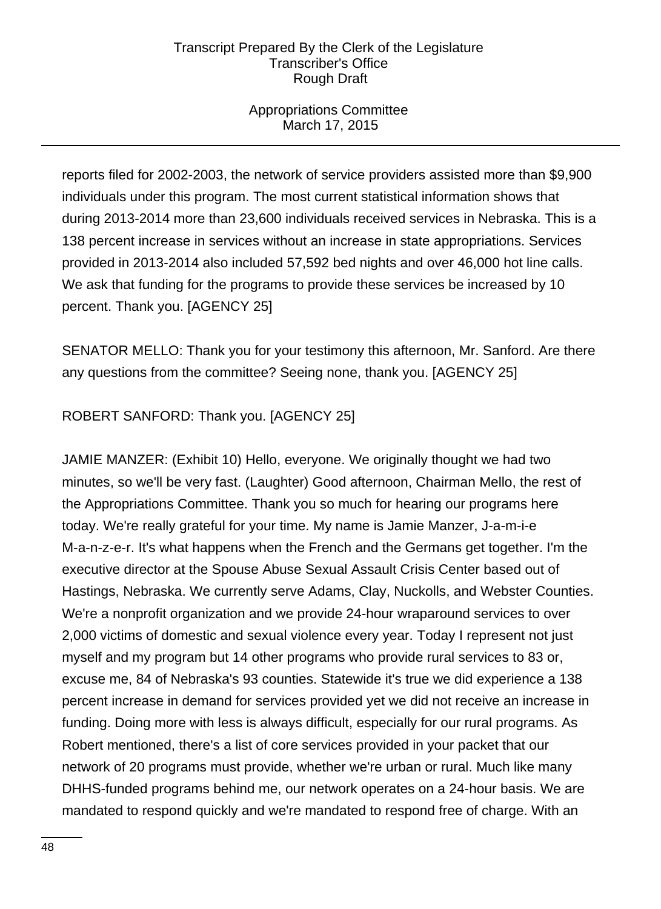reports filed for 2002-2003, the network of service providers assisted more than $9,900 individuals under this program. The most current statistical information shows that during 2013-2014 more than 23,600 individuals received services in Nebraska. This is a 138 percent increase in services without an increase in state appropriations. Services provided in 2013-2014 also included 57,592 bed nights and over 46,000 hot line calls. We ask that funding for the programs to provide these services be increased by 10 percent. Thank you. [AGENCY 25]

SENATOR MELLO: Thank you for your testimony this afternoon, Mr. Sanford. Are there any questions from the committee? Seeing none, thank you. [AGENCY 25]

ROBERT SANFORD: Thank you. [AGENCY 25]

JAMIE MANZER: (Exhibit 10) Hello, everyone. We originally thought we had two minutes, so we'll be very fast. (Laughter) Good afternoon, Chairman Mello, the rest of the Appropriations Committee. Thank you so much for hearing our programs here today. We're really grateful for your time. My name is Jamie Manzer, J-a-m-i-e M-a-n-z-e-r. It's what happens when the French and the Germans get together. I'm the executive director at the Spouse Abuse Sexual Assault Crisis Center based out of Hastings, Nebraska. We currently serve Adams, Clay, Nuckolls, and Webster Counties. We're a nonprofit organization and we provide 24-hour wraparound services to over 2,000 victims of domestic and sexual violence every year. Today I represent not just myself and my program but 14 other programs who provide rural services to 83 or, excuse me, 84 of Nebraska's 93 counties. Statewide it's true we did experience a 138 percent increase in demand for services provided yet we did not receive an increase in funding. Doing more with less is always difficult, especially for our rural programs. As Robert mentioned, there's a list of core services provided in your packet that our network of 20 programs must provide, whether we're urban or rural. Much like many DHHS-funded programs behind me, our network operates on a 24-hour basis. We are mandated to respond quickly and we're mandated to respond free of charge. With an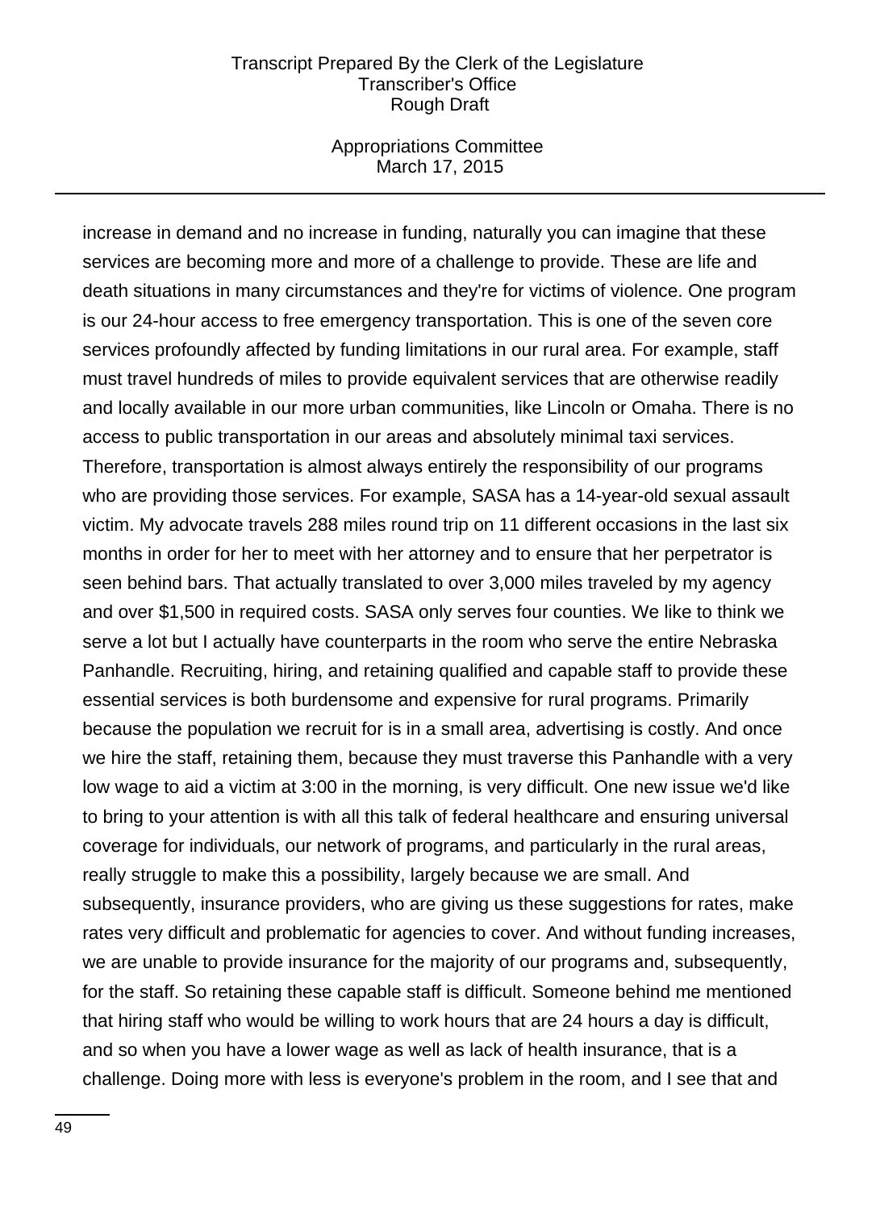increase in demand and no increase in funding, naturally you can imagine that these services are becoming more and more of a challenge to provide. These are life and death situations in many circumstances and they're for victims of violence. One program is our 24-hour access to free emergency transportation. This is one of the seven core services profoundly affected by funding limitations in our rural area. For example, staff must travel hundreds of miles to provide equivalent services that are otherwise readily and locally available in our more urban communities, like Lincoln or Omaha. There is no access to public transportation in our areas and absolutely minimal taxi services. Therefore, transportation is almost always entirely the responsibility of our programs who are providing those services. For example, SASA has a 14-year-old sexual assault victim. My advocate travels 288 miles round trip on 11 different occasions in the last six months in order for her to meet with her attorney and to ensure that her perpetrator is seen behind bars. That actually translated to over 3,000 miles traveled by my agency and over $1,500 in required costs. SASA only serves four counties. We like to think we serve a lot but I actually have counterparts in the room who serve the entire Nebraska Panhandle. Recruiting, hiring, and retaining qualified and capable staff to provide these essential services is both burdensome and expensive for rural programs. Primarily because the population we recruit for is in a small area, advertising is costly. And once we hire the staff, retaining them, because they must traverse this Panhandle with a very low wage to aid a victim at 3:00 in the morning, is very difficult. One new issue we'd like to bring to your attention is with all this talk of federal healthcare and ensuring universal coverage for individuals, our network of programs, and particularly in the rural areas, really struggle to make this a possibility, largely because we are small. And subsequently, insurance providers, who are giving us these suggestions for rates, make rates very difficult and problematic for agencies to cover. And without funding increases, we are unable to provide insurance for the majority of our programs and, subsequently, for the staff. So retaining these capable staff is difficult. Someone behind me mentioned that hiring staff who would be willing to work hours that are 24 hours a day is difficult, and so when you have a lower wage as well as lack of health insurance, that is a challenge. Doing more with less is everyone's problem in the room, and I see that and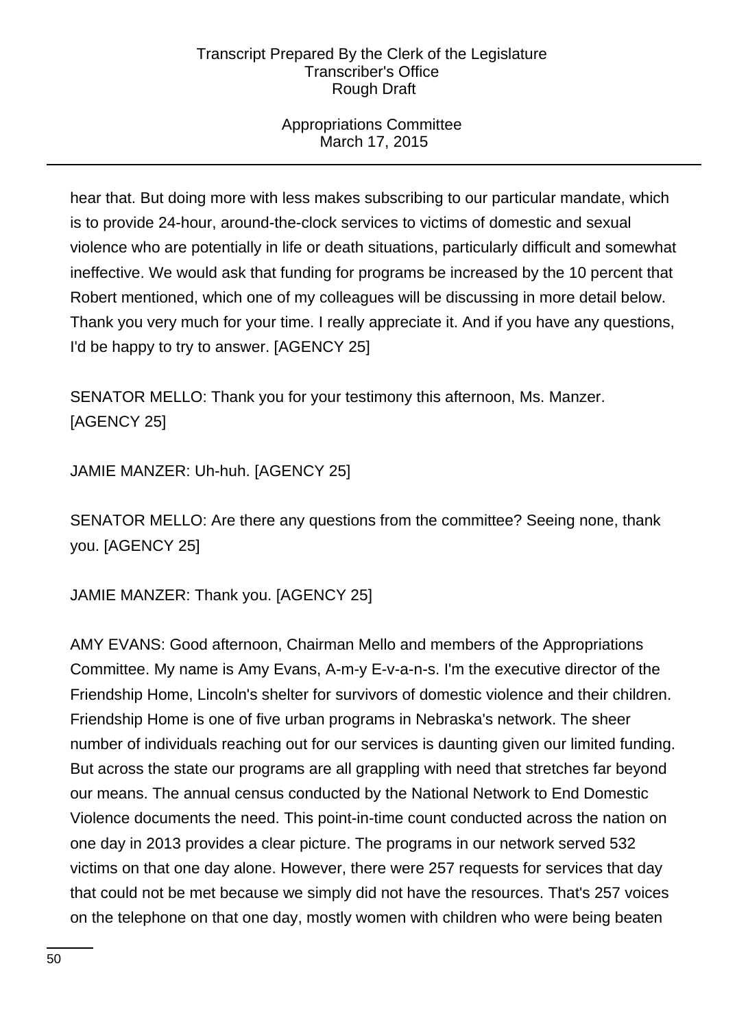hear that. But doing more with less makes subscribing to our particular mandate, which is to provide 24-hour, around-the-clock services to victims of domestic and sexual violence who are potentially in life or death situations, particularly difficult and somewhat ineffective. We would ask that funding for programs be increased by the 10 percent that Robert mentioned, which one of my colleagues will be discussing in more detail below. Thank you very much for your time. I really appreciate it. And if you have any questions, I'd be happy to try to answer. [AGENCY 25]

SENATOR MELLO: Thank you for your testimony this afternoon, Ms. Manzer. [AGENCY 25]

JAMIE MANZER: Uh-huh. [AGENCY 25]

SENATOR MELLO: Are there any questions from the committee? Seeing none, thank you. [AGENCY 25]

JAMIE MANZER: Thank you. [AGENCY 25]

AMY EVANS: Good afternoon, Chairman Mello and members of the Appropriations Committee. My name is Amy Evans, A-m-y E-v-a-n-s. I'm the executive director of the Friendship Home, Lincoln's shelter for survivors of domestic violence and their children. Friendship Home is one of five urban programs in Nebraska's network. The sheer number of individuals reaching out for our services is daunting given our limited funding. But across the state our programs are all grappling with need that stretches far beyond our means. The annual census conducted by the National Network to End Domestic Violence documents the need. This point-in-time count conducted across the nation on one day in 2013 provides a clear picture. The programs in our network served 532 victims on that one day alone. However, there were 257 requests for services that day that could not be met because we simply did not have the resources. That's 257 voices on the telephone on that one day, mostly women with children who were being beaten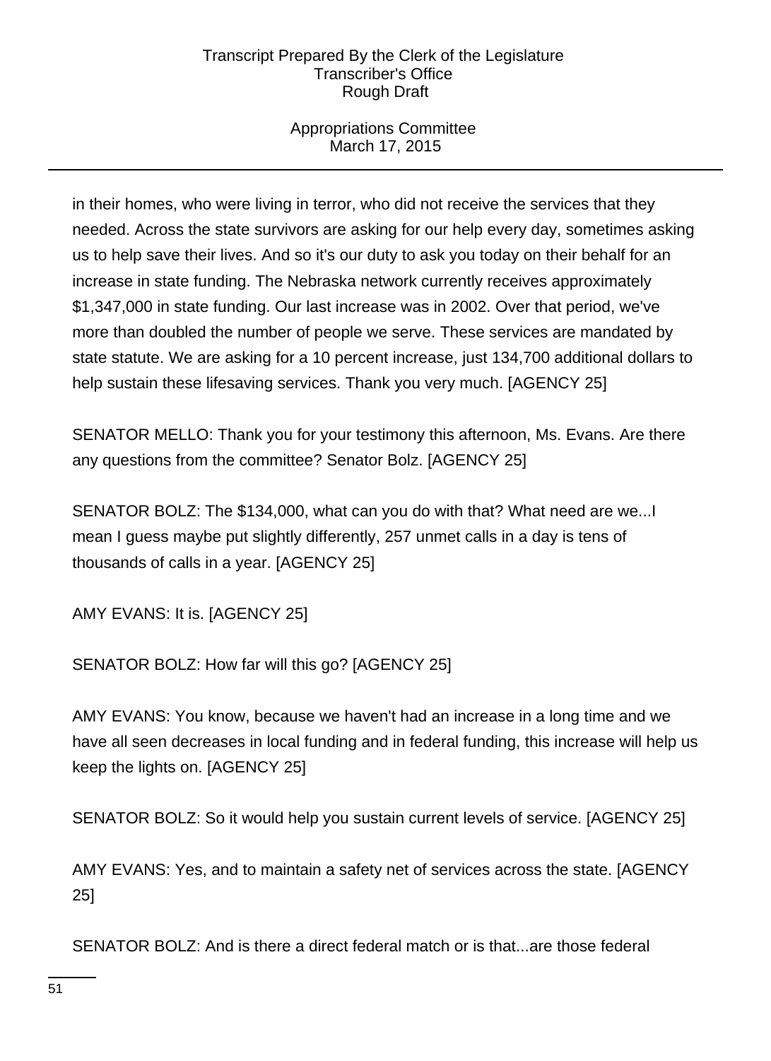in their homes, who were living in terror, who did not receive the services that they needed. Across the state survivors are asking for our help every day, sometimes asking us to help save their lives. And so it's our duty to ask you today on their behalf for an increase in state funding. The Nebraska network currently receives approximately $1,347,000 in state funding. Our last increase was in 2002. Over that period, we've more than doubled the number of people we serve. These services are mandated by state statute. We are asking for a 10 percent increase, just 134,700 additional dollars to help sustain these lifesaving services. Thank you very much. [AGENCY 25]

SENATOR MELLO: Thank you for your testimony this afternoon, Ms. Evans. Are there any questions from the committee? Senator Bolz. [AGENCY 25]

SENATOR BOLZ: The $134,000, what can you do with that? What need are we...I mean I guess maybe put slightly differently, 257 unmet calls in a day is tens of thousands of calls in a year. [AGENCY 25]

AMY EVANS: It is. [AGENCY 25]

SENATOR BOLZ: How far will this go? [AGENCY 25]

AMY EVANS: You know, because we haven't had an increase in a long time and we have all seen decreases in local funding and in federal funding, this increase will help us keep the lights on. [AGENCY 25]

SENATOR BOLZ: So it would help you sustain current levels of service. [AGENCY 25]

AMY EVANS: Yes, and to maintain a safety net of services across the state. [AGENCY 25]

SENATOR BOLZ: And is there a direct federal match or is that...are those federal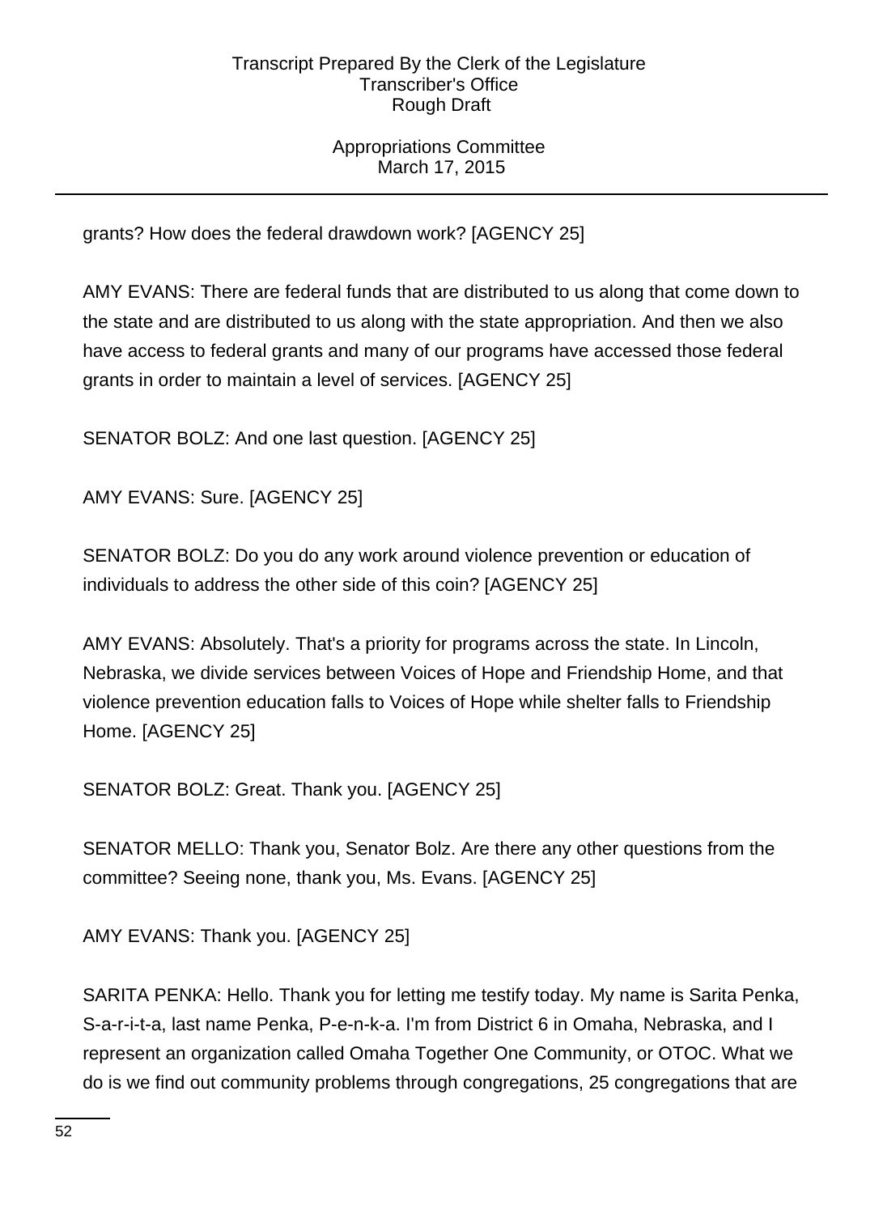grants? How does the federal drawdown work? [AGENCY 25]

AMY EVANS: There are federal funds that are distributed to us along that come down to the state and are distributed to us along with the state appropriation. And then we also have access to federal grants and many of our programs have accessed those federal grants in order to maintain a level of services. [AGENCY 25]

SENATOR BOLZ: And one last question. [AGENCY 25]

AMY EVANS: Sure. [AGENCY 25]

SENATOR BOLZ: Do you do any work around violence prevention or education of individuals to address the other side of this coin? [AGENCY 25]

AMY EVANS: Absolutely. That's a priority for programs across the state. In Lincoln, Nebraska, we divide services between Voices of Hope and Friendship Home, and that violence prevention education falls to Voices of Hope while shelter falls to Friendship Home. [AGENCY 25]

SENATOR BOLZ: Great. Thank you. [AGENCY 25]

SENATOR MELLO: Thank you, Senator Bolz. Are there any other questions from the committee? Seeing none, thank you, Ms. Evans. [AGENCY 25]

AMY EVANS: Thank you. [AGENCY 25]

SARITA PENKA: Hello. Thank you for letting me testify today. My name is Sarita Penka, S-a-r-i-t-a, last name Penka, P-e-n-k-a. I'm from District 6 in Omaha, Nebraska, and I represent an organization called Omaha Together One Community, or OTOC. What we do is we find out community problems through congregations, 25 congregations that are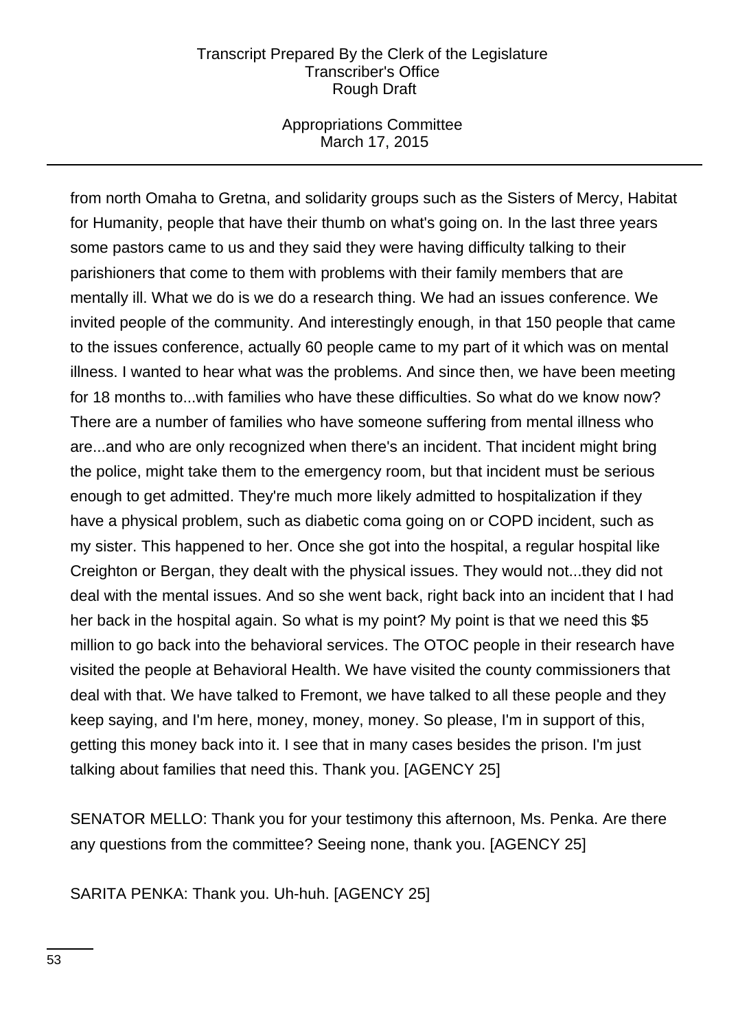from north Omaha to Gretna, and solidarity groups such as the Sisters of Mercy, Habitat for Humanity, people that have their thumb on what's going on. In the last three years some pastors came to us and they said they were having difficulty talking to their parishioners that come to them with problems with their family members that are mentally ill. What we do is we do a research thing. We had an issues conference. We invited people of the community. And interestingly enough, in that 150 people that came to the issues conference, actually 60 people came to my part of it which was on mental illness. I wanted to hear what was the problems. And since then, we have been meeting for 18 months to...with families who have these difficulties. So what do we know now? There are a number of families who have someone suffering from mental illness who are...and who are only recognized when there's an incident. That incident might bring the police, might take them to the emergency room, but that incident must be serious enough to get admitted. They're much more likely admitted to hospitalization if they have a physical problem, such as diabetic coma going on or COPD incident, such as my sister. This happened to her. Once she got into the hospital, a regular hospital like Creighton or Bergan, they dealt with the physical issues. They would not...they did not deal with the mental issues. And so she went back, right back into an incident that I had her back in the hospital again. So what is my point? My point is that we need this $5 million to go back into the behavioral services. The OTOC people in their research have visited the people at Behavioral Health. We have visited the county commissioners that deal with that. We have talked to Fremont, we have talked to all these people and they keep saying, and I'm here, money, money, money. So please, I'm in support of this, getting this money back into it. I see that in many cases besides the prison. I'm just talking about families that need this. Thank you. [AGENCY 25]

SENATOR MELLO: Thank you for your testimony this afternoon, Ms. Penka. Are there any questions from the committee? Seeing none, thank you. [AGENCY 25]

SARITA PENKA: Thank you. Uh-huh. [AGENCY 25]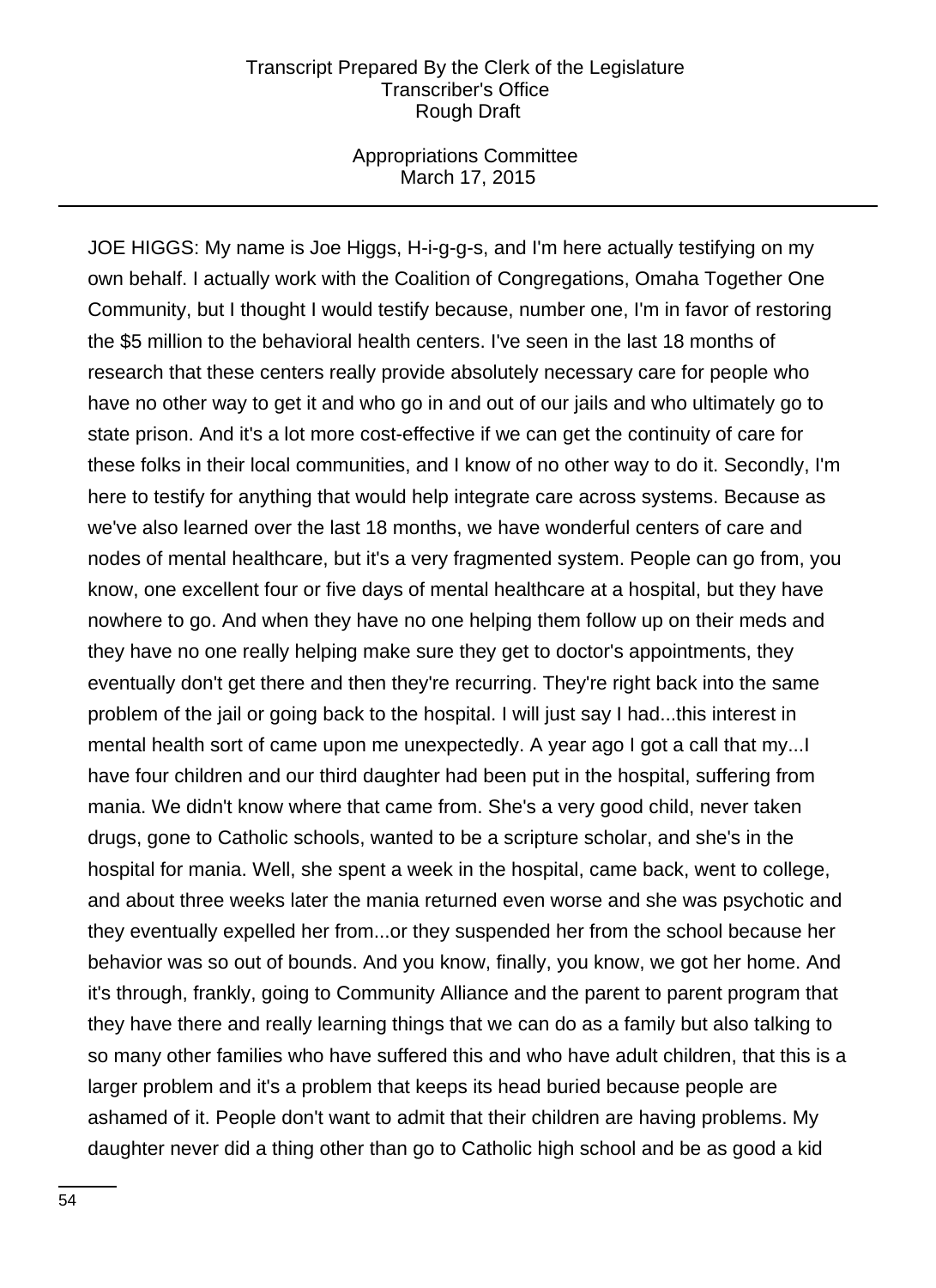JOE HIGGS: My name is Joe Higgs, H-i-g-g-s, and I'm here actually testifying on my own behalf. I actually work with the Coalition of Congregations, Omaha Together One Community, but I thought I would testify because, number one, I'm in favor of restoring the $5 million to the behavioral health centers. I've seen in the last 18 months of research that these centers really provide absolutely necessary care for people who have no other way to get it and who go in and out of our jails and who ultimately go to state prison. And it's a lot more cost-effective if we can get the continuity of care for these folks in their local communities, and I know of no other way to do it. Secondly, I'm here to testify for anything that would help integrate care across systems. Because as we've also learned over the last 18 months, we have wonderful centers of care and nodes of mental healthcare, but it's a very fragmented system. People can go from, you know, one excellent four or five days of mental healthcare at a hospital, but they have nowhere to go. And when they have no one helping them follow up on their meds and they have no one really helping make sure they get to doctor's appointments, they eventually don't get there and then they're recurring. They're right back into the same problem of the jail or going back to the hospital. I will just say I had...this interest in mental health sort of came upon me unexpectedly. A year ago I got a call that my...I have four children and our third daughter had been put in the hospital, suffering from mania. We didn't know where that came from. She's a very good child, never taken drugs, gone to Catholic schools, wanted to be a scripture scholar, and she's in the hospital for mania. Well, she spent a week in the hospital, came back, went to college, and about three weeks later the mania returned even worse and she was psychotic and they eventually expelled her from...or they suspended her from the school because her behavior was so out of bounds. And you know, finally, you know, we got her home. And it's through, frankly, going to Community Alliance and the parent to parent program that they have there and really learning things that we can do as a family but also talking to so many other families who have suffered this and who have adult children, that this is a larger problem and it's a problem that keeps its head buried because people are ashamed of it. People don't want to admit that their children are having problems. My daughter never did a thing other than go to Catholic high school and be as good a kid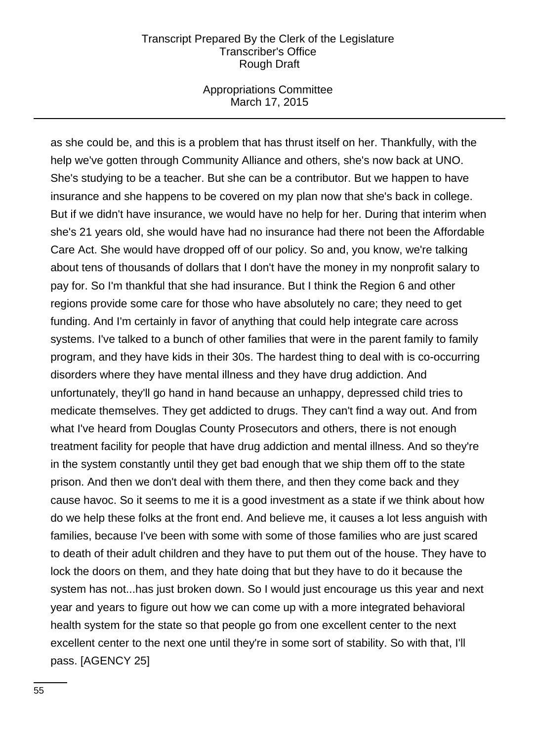as she could be, and this is a problem that has thrust itself on her. Thankfully, with the help we've gotten through Community Alliance and others, she's now back at UNO. She's studying to be a teacher. But she can be a contributor. But we happen to have insurance and she happens to be covered on my plan now that she's back in college. But if we didn't have insurance, we would have no help for her. During that interim when she's 21 years old, she would have had no insurance had there not been the Affordable Care Act. She would have dropped off of our policy. So and, you know, we're talking about tens of thousands of dollars that I don't have the money in my nonprofit salary to pay for. So I'm thankful that she had insurance. But I think the Region 6 and other regions provide some care for those who have absolutely no care; they need to get funding. And I'm certainly in favor of anything that could help integrate care across systems. I've talked to a bunch of other families that were in the parent family to family program, and they have kids in their 30s. The hardest thing to deal with is co-occurring disorders where they have mental illness and they have drug addiction. And unfortunately, they'll go hand in hand because an unhappy, depressed child tries to medicate themselves. They get addicted to drugs. They can't find a way out. And from what I've heard from Douglas County Prosecutors and others, there is not enough treatment facility for people that have drug addiction and mental illness. And so they're in the system constantly until they get bad enough that we ship them off to the state prison. And then we don't deal with them there, and then they come back and they cause havoc. So it seems to me it is a good investment as a state if we think about how do we help these folks at the front end. And believe me, it causes a lot less anguish with families, because I've been with some with some of those families who are just scared to death of their adult children and they have to put them out of the house. They have to lock the doors on them, and they hate doing that but they have to do it because the system has not...has just broken down. So I would just encourage us this year and next year and years to figure out how we can come up with a more integrated behavioral health system for the state so that people go from one excellent center to the next excellent center to the next one until they're in some sort of stability. So with that, I'll pass. [AGENCY 25]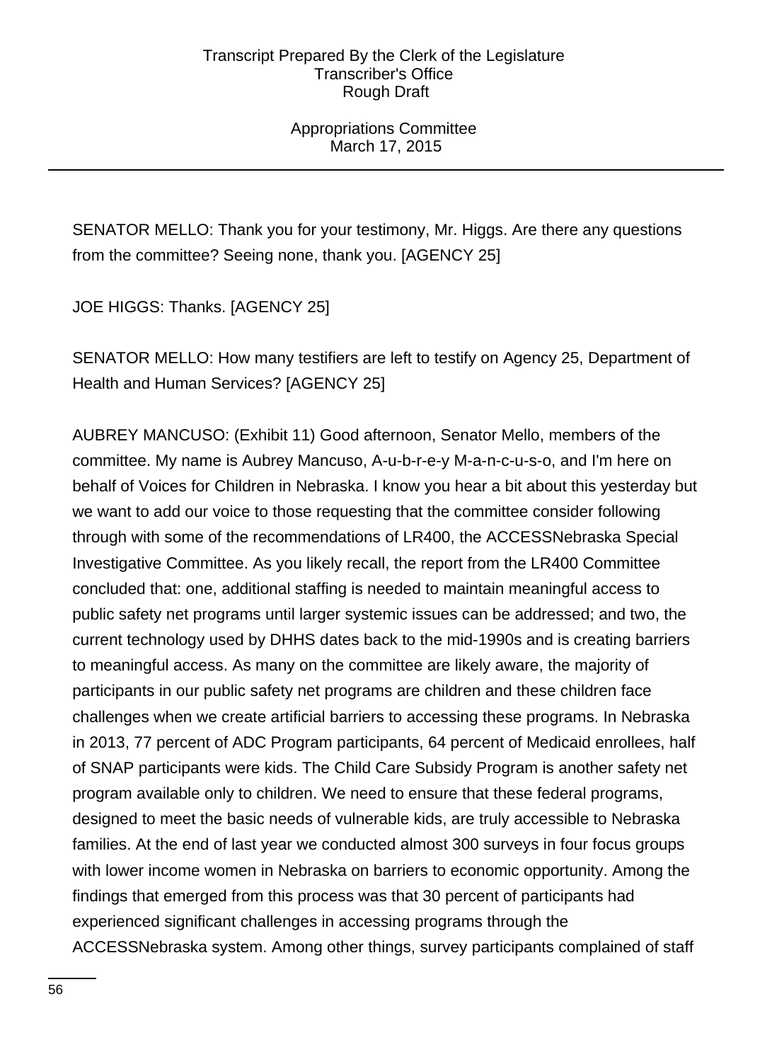SENATOR MELLO: Thank you for your testimony, Mr. Higgs. Are there any questions from the committee? Seeing none, thank you. [AGENCY 25]

JOE HIGGS: Thanks. [AGENCY 25]

SENATOR MELLO: How many testifiers are left to testify on Agency 25, Department of Health and Human Services? [AGENCY 25]

AUBREY MANCUSO: (Exhibit 11) Good afternoon, Senator Mello, members of the committee. My name is Aubrey Mancuso, A-u-b-r-e-y M-a-n-c-u-s-o, and I'm here on behalf of Voices for Children in Nebraska. I know you hear a bit about this yesterday but we want to add our voice to those requesting that the committee consider following through with some of the recommendations of LR400, the ACCESSNebraska Special Investigative Committee. As you likely recall, the report from the LR400 Committee concluded that: one, additional staffing is needed to maintain meaningful access to public safety net programs until larger systemic issues can be addressed; and two, the current technology used by DHHS dates back to the mid-1990s and is creating barriers to meaningful access. As many on the committee are likely aware, the majority of participants in our public safety net programs are children and these children face challenges when we create artificial barriers to accessing these programs. In Nebraska in 2013, 77 percent of ADC Program participants, 64 percent of Medicaid enrollees, half of SNAP participants were kids. The Child Care Subsidy Program is another safety net program available only to children. We need to ensure that these federal programs, designed to meet the basic needs of vulnerable kids, are truly accessible to Nebraska families. At the end of last year we conducted almost 300 surveys in four focus groups with lower income women in Nebraska on barriers to economic opportunity. Among the findings that emerged from this process was that 30 percent of participants had experienced significant challenges in accessing programs through the ACCESSNebraska system. Among other things, survey participants complained of staff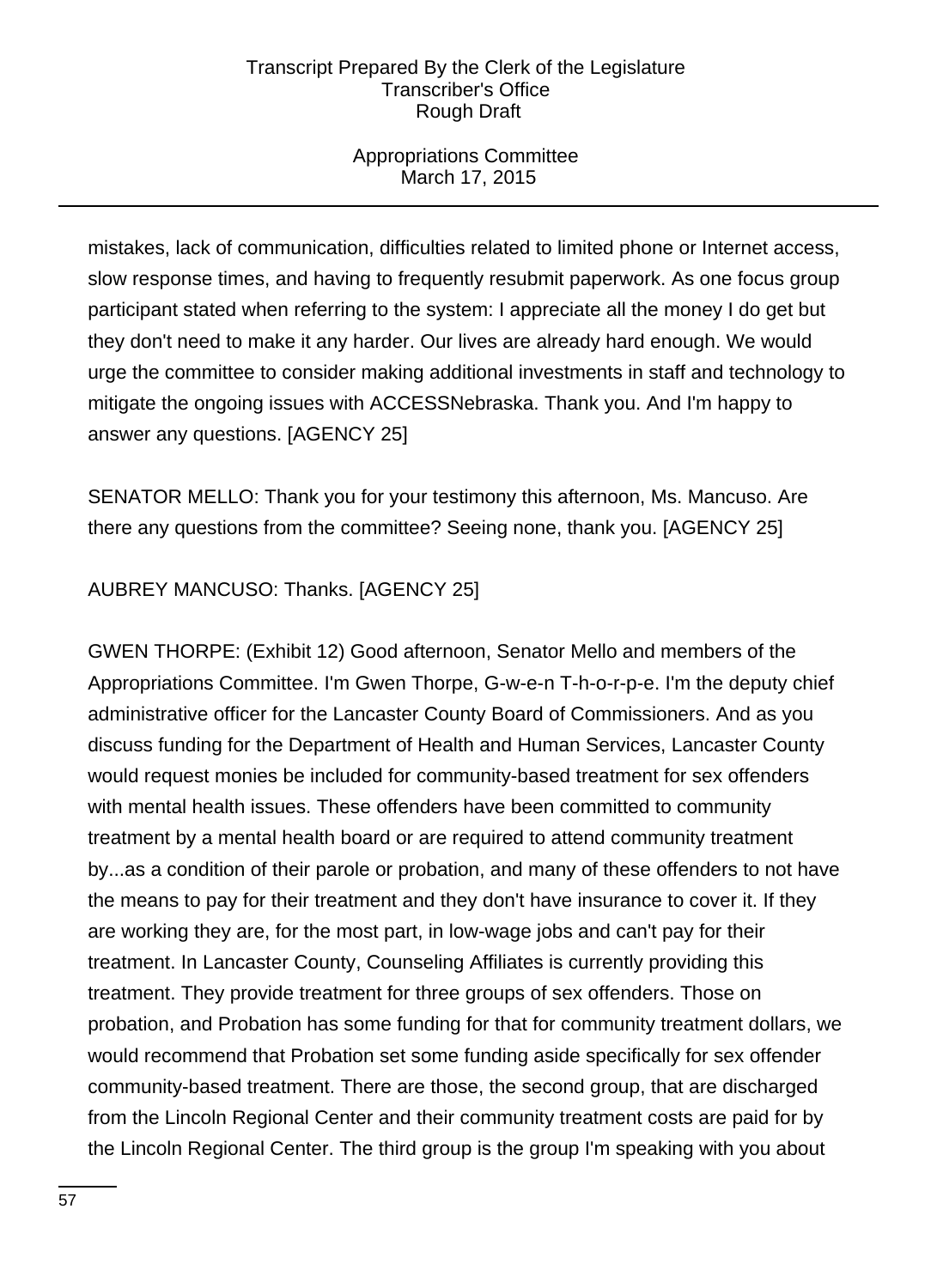mistakes, lack of communication, difficulties related to limited phone or Internet access, slow response times, and having to frequently resubmit paperwork. As one focus group participant stated when referring to the system: I appreciate all the money I do get but they don't need to make it any harder. Our lives are already hard enough. We would urge the committee to consider making additional investments in staff and technology to mitigate the ongoing issues with ACCESSNebraska. Thank you. And I'm happy to answer any questions. [AGENCY 25]

SENATOR MELLO: Thank you for your testimony this afternoon, Ms. Mancuso. Are there any questions from the committee? Seeing none, thank you. [AGENCY 25]

AUBREY MANCUSO: Thanks. [AGENCY 25]

GWEN THORPE: (Exhibit 12) Good afternoon, Senator Mello and members of the Appropriations Committee. I'm Gwen Thorpe, G-w-e-n T-h-o-r-p-e. I'm the deputy chief administrative officer for the Lancaster County Board of Commissioners. And as you discuss funding for the Department of Health and Human Services, Lancaster County would request monies be included for community-based treatment for sex offenders with mental health issues. These offenders have been committed to community treatment by a mental health board or are required to attend community treatment by...as a condition of their parole or probation, and many of these offenders to not have the means to pay for their treatment and they don't have insurance to cover it. If they are working they are, for the most part, in low-wage jobs and can't pay for their treatment. In Lancaster County, Counseling Affiliates is currently providing this treatment. They provide treatment for three groups of sex offenders. Those on probation, and Probation has some funding for that for community treatment dollars, we would recommend that Probation set some funding aside specifically for sex offender community-based treatment. There are those, the second group, that are discharged from the Lincoln Regional Center and their community treatment costs are paid for by the Lincoln Regional Center. The third group is the group I'm speaking with you about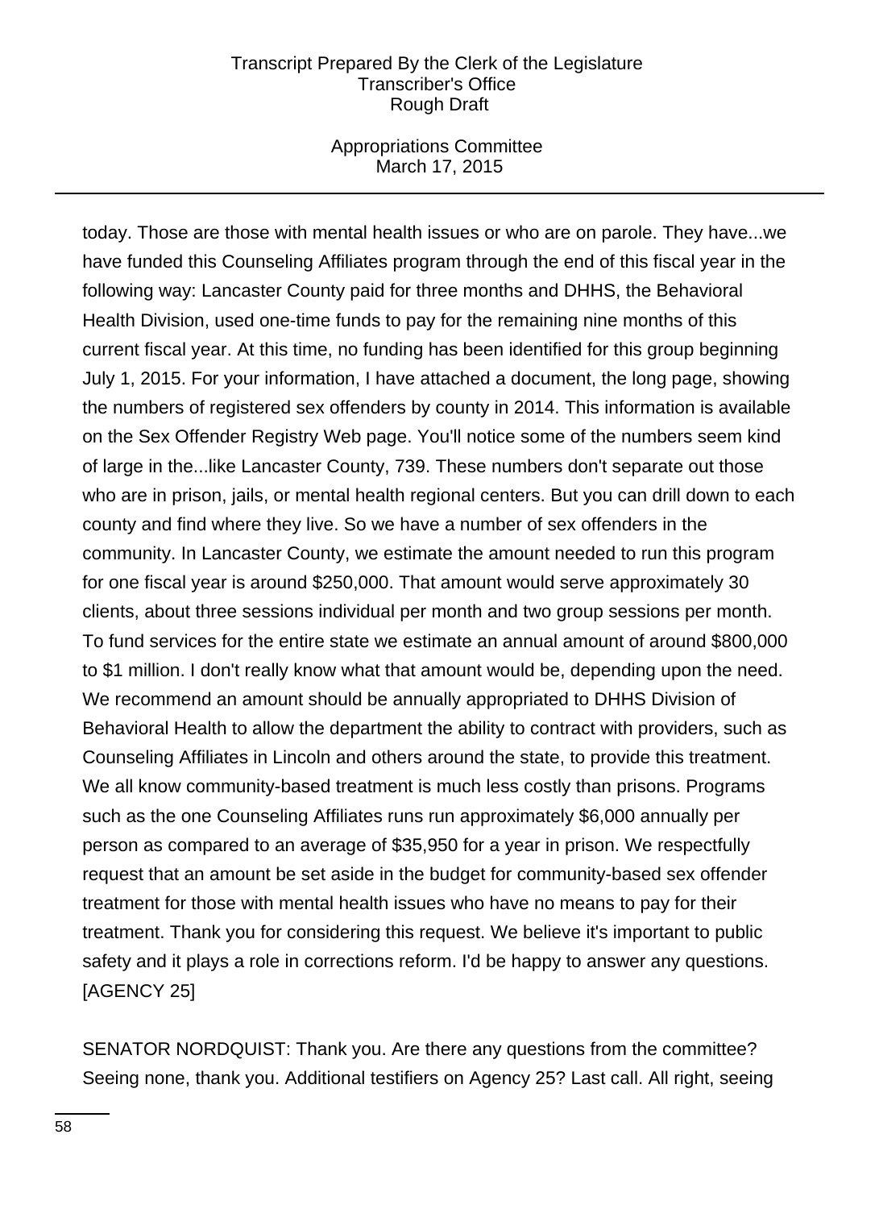today. Those are those with mental health issues or who are on parole. They have...we have funded this Counseling Affiliates program through the end of this fiscal year in the following way: Lancaster County paid for three months and DHHS, the Behavioral Health Division, used one-time funds to pay for the remaining nine months of this current fiscal year. At this time, no funding has been identified for this group beginning July 1, 2015. For your information, I have attached a document, the long page, showing the numbers of registered sex offenders by county in 2014. This information is available on the Sex Offender Registry Web page. You'll notice some of the numbers seem kind of large in the...like Lancaster County, 739. These numbers don't separate out those who are in prison, jails, or mental health regional centers. But you can drill down to each county and find where they live. So we have a number of sex offenders in the community. In Lancaster County, we estimate the amount needed to run this program for one fiscal year is around $250,000. That amount would serve approximately 30 clients, about three sessions individual per month and two group sessions per month. To fund services for the entire state we estimate an annual amount of around $800,000 to $1 million. I don't really know what that amount would be, depending upon the need. We recommend an amount should be annually appropriated to DHHS Division of Behavioral Health to allow the department the ability to contract with providers, such as Counseling Affiliates in Lincoln and others around the state, to provide this treatment. We all know community-based treatment is much less costly than prisons. Programs such as the one Counseling Affiliates runs run approximately $6,000 annually per person as compared to an average of $35,950 for a year in prison. We respectfully request that an amount be set aside in the budget for community-based sex offender treatment for those with mental health issues who have no means to pay for their treatment. Thank you for considering this request. We believe it's important to public safety and it plays a role in corrections reform. I'd be happy to answer any questions. [AGENCY 25]

SENATOR NORDQUIST: Thank you. Are there any questions from the committee? Seeing none, thank you. Additional testifiers on Agency 25? Last call. All right, seeing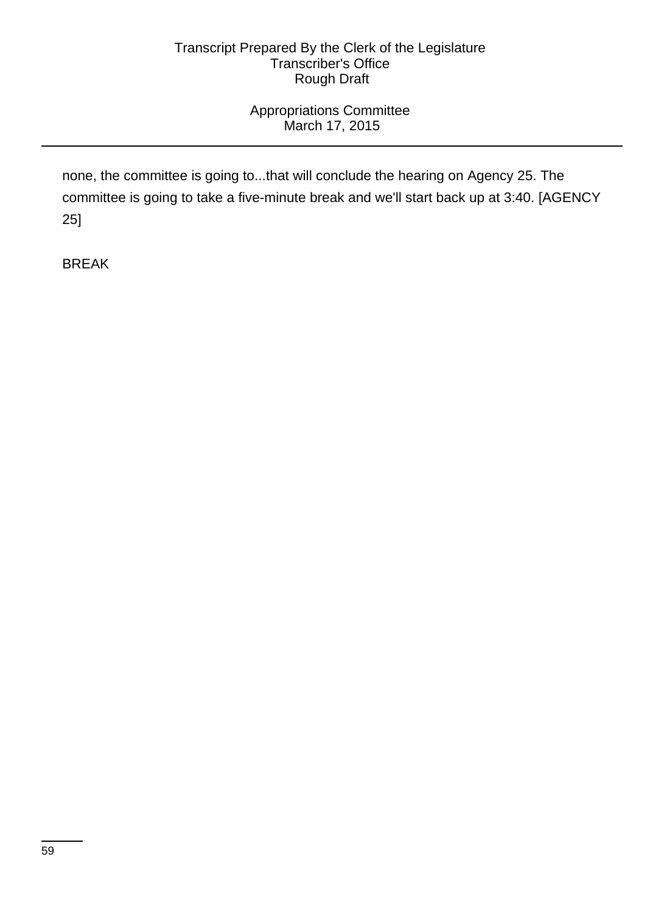none, the committee is going to...that will conclude the hearing on Agency 25. The committee is going to take a five-minute break and we'll start back up at 3:40. [AGENCY 25]

BREAK